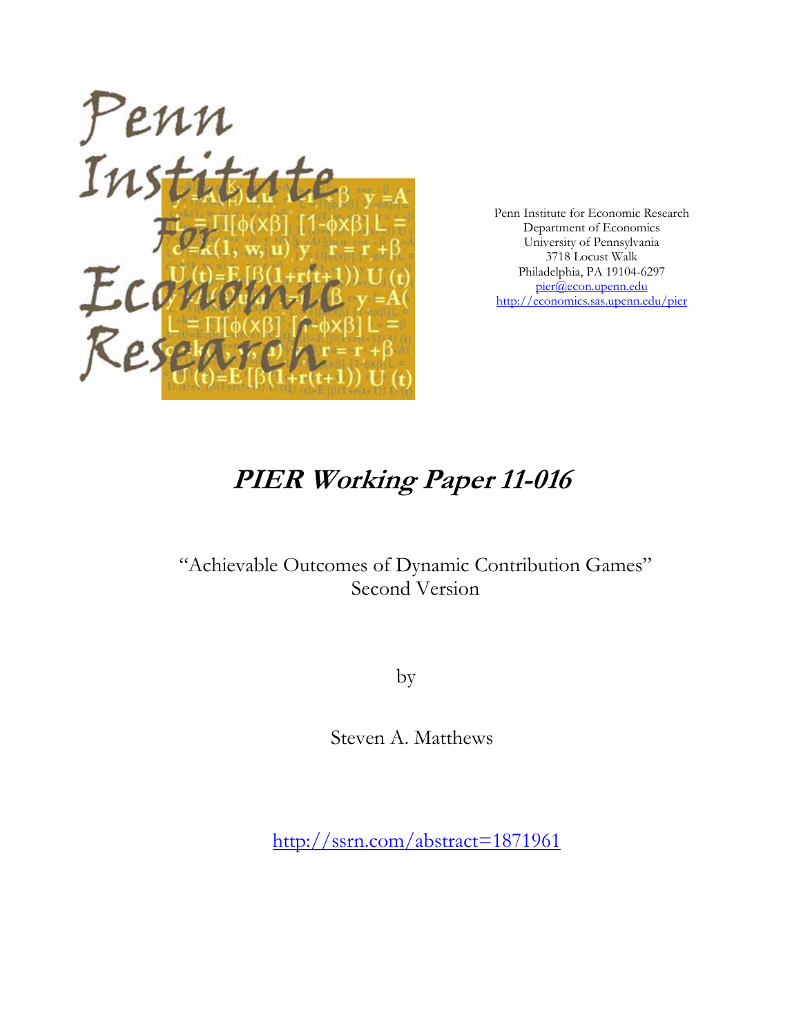Penn Institute for Economic Research
Department of Economics
University of Pennsylvania
3718 Locust Walk
Philadelphia, PA 19104-6297
pier@econ.upenn.edu
http://economics.sas.upenn.edu/pier

# *PIER Working Paper 11-016*

"Achievable Outcomes of Dynamic Contribution Games"
Second Version

by

Steven A. Matthews

http://ssrn.com/abstract=1871961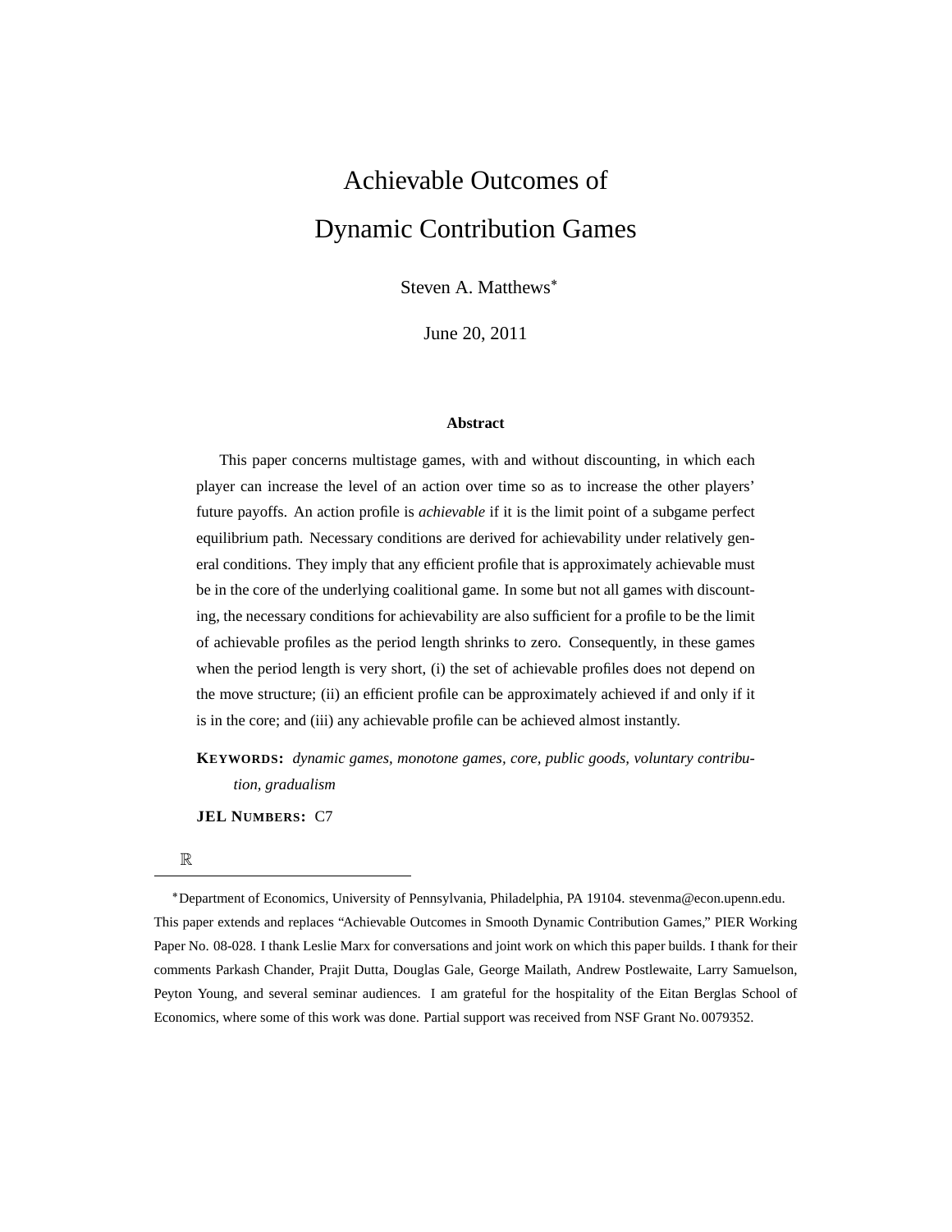# Achievable Outcomes of Dynamic Contribution Games

Steven A. Matthews*

June 20, 2011

**Abstract**

This paper concerns multistage games, with and without discounting, in which each player can increase the level of an action over time so as to increase the other players' future payoffs. An action profile is *achievable* if it is the limit point of a subgame perfect equilibrium path. Necessary conditions are derived for achievability under relatively general conditions. They imply that any efficient profile that is approximately achievable must be in the core of the underlying coalitional game. In some but not all games with discounting, the necessary conditions for achievability are also sufficient for a profile to be the limit of achievable profiles as the period length shrinks to zero. Consequently, in these games when the period length is very short, (i) the set of achievable profiles does not depend on the move structure; (ii) an efficient profile can be approximately achieved if and only if it is in the core; and (iii) any achievable profile can be achieved almost instantly.

**KEYWORDS:** *dynamic games, monotone games, core, public goods, voluntary contribution, gradualism*

**JEL NUMBERS:** C7

$\mathbb{R}$

---

*Department of Economics, University of Pennsylvania, Philadelphia, PA 19104. stevenma@econ.upenn.edu. This paper extends and replaces "Achievable Outcomes in Smooth Dynamic Contribution Games," PIER Working Paper No. 08-028. I thank Leslie Marx for conversations and joint work on which this paper builds. I thank for their comments Parkash Chander, Prajit Dutta, Douglas Gale, George Mailath, Andrew Postlewaite, Larry Samuelson, Peyton Young, and several seminar audiences. I am grateful for the hospitality of the Eitan Berglas School of Economics, where some of this work was done. Partial support was received from NSF Grant No. 0079352.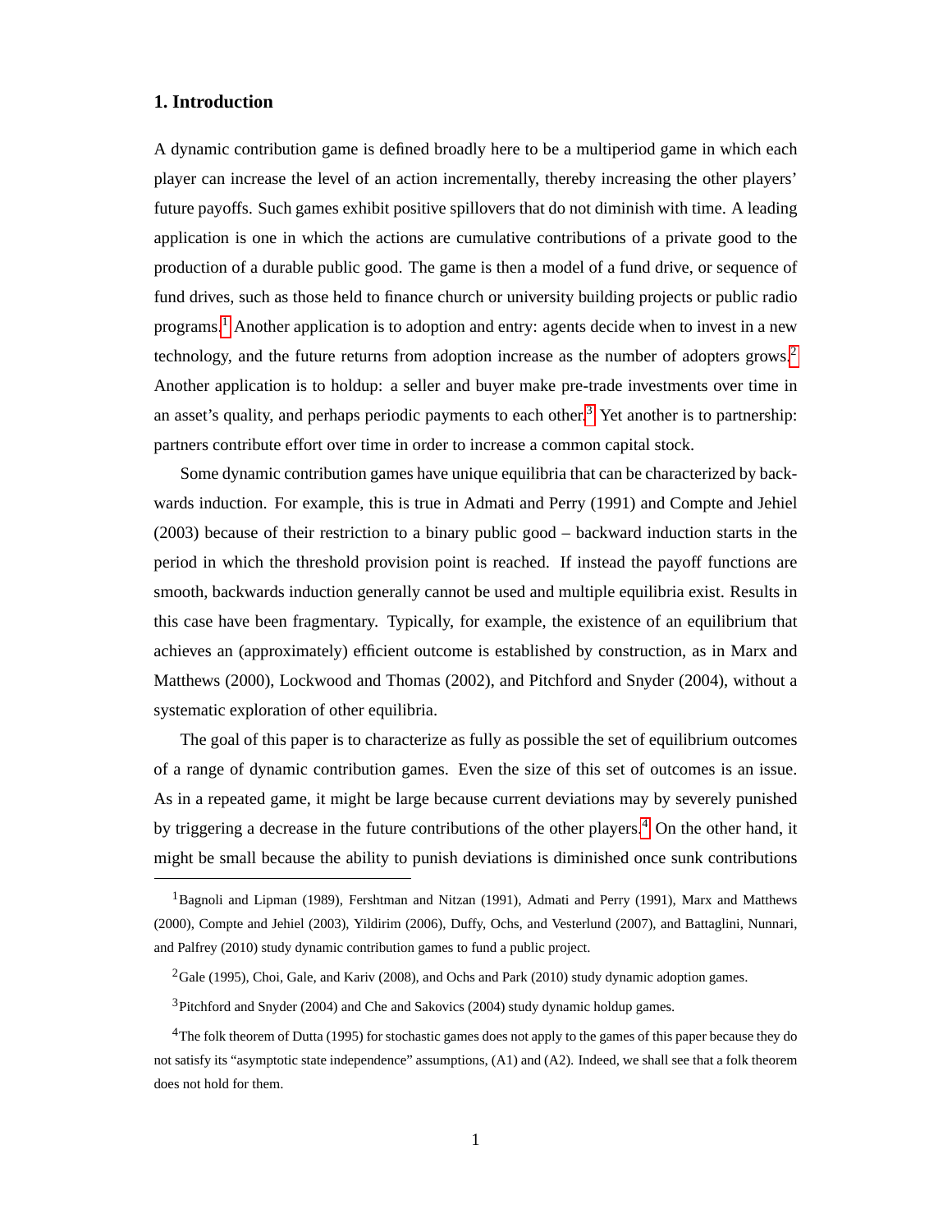## 1. Introduction

A dynamic contribution game is defined broadly here to be a multiperiod game in which each player can increase the level of an action incrementally, thereby increasing the other players' future payoffs. Such games exhibit positive spillovers that do not diminish with time. A leading application is one in which the actions are cumulative contributions of a private good to the production of a durable public good. The game is then a model of a fund drive, or sequence of fund drives, such as those held to finance church or university building projects or public radio programs.[1] Another application is to adoption and entry: agents decide when to invest in a new technology, and the future returns from adoption increase as the number of adopters grows.[2] Another application is to holdup: a seller and buyer make pre-trade investments over time in an asset's quality, and perhaps periodic payments to each other.[3] Yet another is to partnership: partners contribute effort over time in order to increase a common capital stock.

Some dynamic contribution games have unique equilibria that can be characterized by backwards induction. For example, this is true in Admati and Perry (1991) and Compte and Jehiel (2003) because of their restriction to a binary public good – backward induction starts in the period in which the threshold provision point is reached. If instead the payoff functions are smooth, backwards induction generally cannot be used and multiple equilibria exist. Results in this case have been fragmentary. Typically, for example, the existence of an equilibrium that achieves an (approximately) efficient outcome is established by construction, as in Marx and Matthews (2000), Lockwood and Thomas (2002), and Pitchford and Snyder (2004), without a systematic exploration of other equilibria.

The goal of this paper is to characterize as fully as possible the set of equilibrium outcomes of a range of dynamic contribution games. Even the size of this set of outcomes is an issue. As in a repeated game, it might be large because current deviations may by severely punished by triggering a decrease in the future contributions of the other players.[4] On the other hand, it might be small because the ability to punish deviations is diminished once sunk contributions

[1] Bagnoli and Lipman (1989), Fershtman and Nitzan (1991), Admati and Perry (1991), Marx and Matthews (2000), Compte and Jehiel (2003), Yildirim (2006), Duffy, Ochs, and Vesterlund (2007), and Battaglini, Nunnari, and Palfrey (2010) study dynamic contribution games to fund a public project.

[2] Gale (1995), Choi, Gale, and Kariv (2008), and Ochs and Park (2010) study dynamic adoption games.

[3] Pitchford and Snyder (2004) and Che and Sakovics (2004) study dynamic holdup games.

[4] The folk theorem of Dutta (1995) for stochastic games does not apply to the games of this paper because they do not satisfy its "asymptotic state independence" assumptions, (A1) and (A2). Indeed, we shall see that a folk theorem does not hold for them.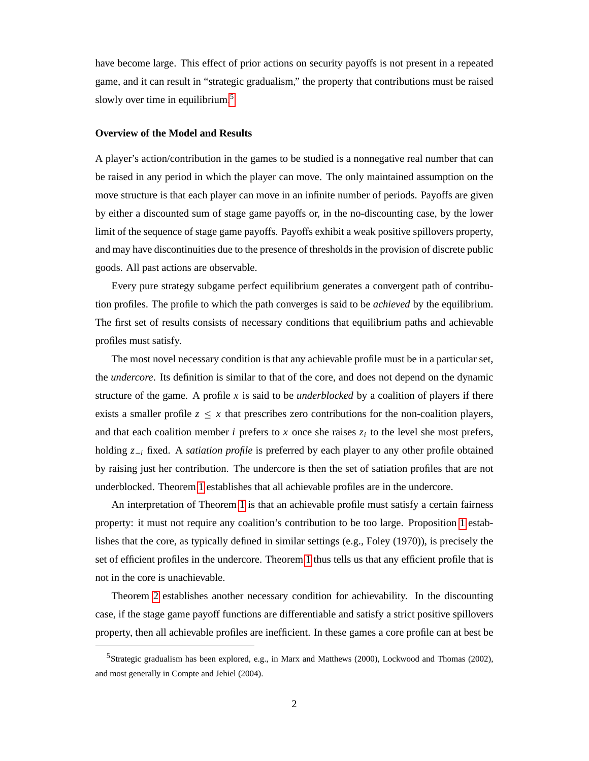have become large. This effect of prior actions on security payoffs is not present in a repeated game, and it can result in "strategic gradualism," the property that contributions must be raised slowly over time in equilibrium.[5]

### Overview of the Model and Results

A player's action/contribution in the games to be studied is a nonnegative real number that can be raised in any period in which the player can move. The only maintained assumption on the move structure is that each player can move in an infinite number of periods. Payoffs are given by either a discounted sum of stage game payoffs or, in the no-discounting case, by the lower limit of the sequence of stage game payoffs. Payoffs exhibit a weak positive spillovers property, and may have discontinuities due to the presence of thresholds in the provision of discrete public goods. All past actions are observable.

Every pure strategy subgame perfect equilibrium generates a convergent path of contribution profiles. The profile to which the path converges is said to be *achieved* by the equilibrium. The first set of results consists of necessary conditions that equilibrium paths and achievable profiles must satisfy.

The most novel necessary condition is that any achievable profile must be in a particular set, the *undercore*. Its definition is similar to that of the core, and does not depend on the dynamic structure of the game. A profile $x$ is said to be *underblocked* by a coalition of players if there exists a smaller profile $z \leq x$ that prescribes zero contributions for the non-coalition players, and that each coalition member $i$ prefers to $x$ once she raises $z_i$ to the level she most prefers, holding $z_{-i}$ fixed. A *satiation profile* is preferred by each player to any other profile obtained by raising just her contribution. The undercore is then the set of satiation profiles that are not underblocked. Theorem 1 establishes that all achievable profiles are in the undercore.

An interpretation of Theorem 1 is that an achievable profile must satisfy a certain fairness property: it must not require any coalition's contribution to be too large. Proposition 1 establishes that the core, as typically defined in similar settings (e.g., Foley (1970)), is precisely the set of efficient profiles in the undercore. Theorem 1 thus tells us that any efficient profile that is not in the core is unachievable.

Theorem 2 establishes another necessary condition for achievability. In the discounting case, if the stage game payoff functions are differentiable and satisfy a strict positive spillovers property, then all achievable profiles are inefficient. In these games a core profile can at best be

[5] Strategic gradualism has been explored, e.g., in Marx and Matthews (2000), Lockwood and Thomas (2002), and most generally in Compte and Jehiel (2004).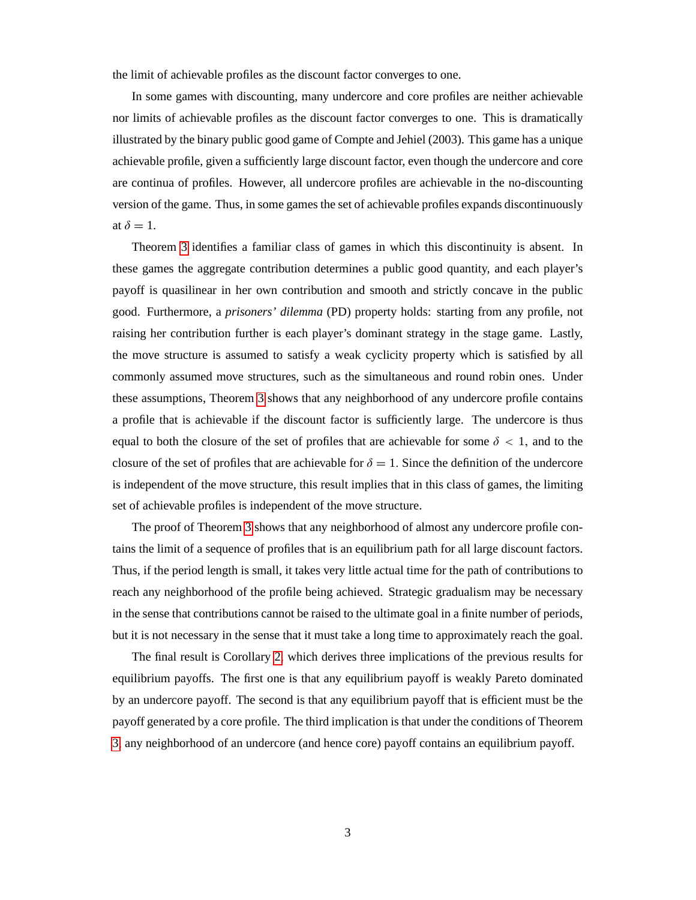the limit of achievable profiles as the discount factor converges to one.

In some games with discounting, many undercore and core profiles are neither achievable nor limits of achievable profiles as the discount factor converges to one. This is dramatically illustrated by the binary public good game of Compte and Jehiel (2003). This game has a unique achievable profile, given a sufficiently large discount factor, even though the undercore and core are continua of profiles. However, all undercore profiles are achievable in the no-discounting version of the game. Thus, in some games the set of achievable profiles expands discontinuously at $\delta = 1$.

Theorem 3 identifies a familiar class of games in which this discontinuity is absent. In these games the aggregate contribution determines a public good quantity, and each player's payoff is quasilinear in her own contribution and smooth and strictly concave in the public good. Furthermore, a *prisoners' dilemma* (PD) property holds: starting from any profile, not raising her contribution further is each player's dominant strategy in the stage game. Lastly, the move structure is assumed to satisfy a weak cyclicity property which is satisfied by all commonly assumed move structures, such as the simultaneous and round robin ones. Under these assumptions, Theorem 3 shows that any neighborhood of any undercore profile contains a profile that is achievable if the discount factor is sufficiently large. The undercore is thus equal to both the closure of the set of profiles that are achievable for some $\delta < 1$, and to the closure of the set of profiles that are achievable for $\delta = 1$. Since the definition of the undercore is independent of the move structure, this result implies that in this class of games, the limiting set of achievable profiles is independent of the move structure.

The proof of Theorem 3 shows that any neighborhood of almost any undercore profile contains the limit of a sequence of profiles that is an equilibrium path for all large discount factors. Thus, if the period length is small, it takes very little actual time for the path of contributions to reach any neighborhood of the profile being achieved. Strategic gradualism may be necessary in the sense that contributions cannot be raised to the ultimate goal in a finite number of periods, but it is not necessary in the sense that it must take a long time to approximately reach the goal.

The final result is Corollary 2, which derives three implications of the previous results for equilibrium payoffs. The first one is that any equilibrium payoff is weakly Pareto dominated by an undercore payoff. The second is that any equilibrium payoff that is efficient must be the payoff generated by a core profile. The third implication is that under the conditions of Theorem 3, any neighborhood of an undercore (and hence core) payoff contains an equilibrium payoff.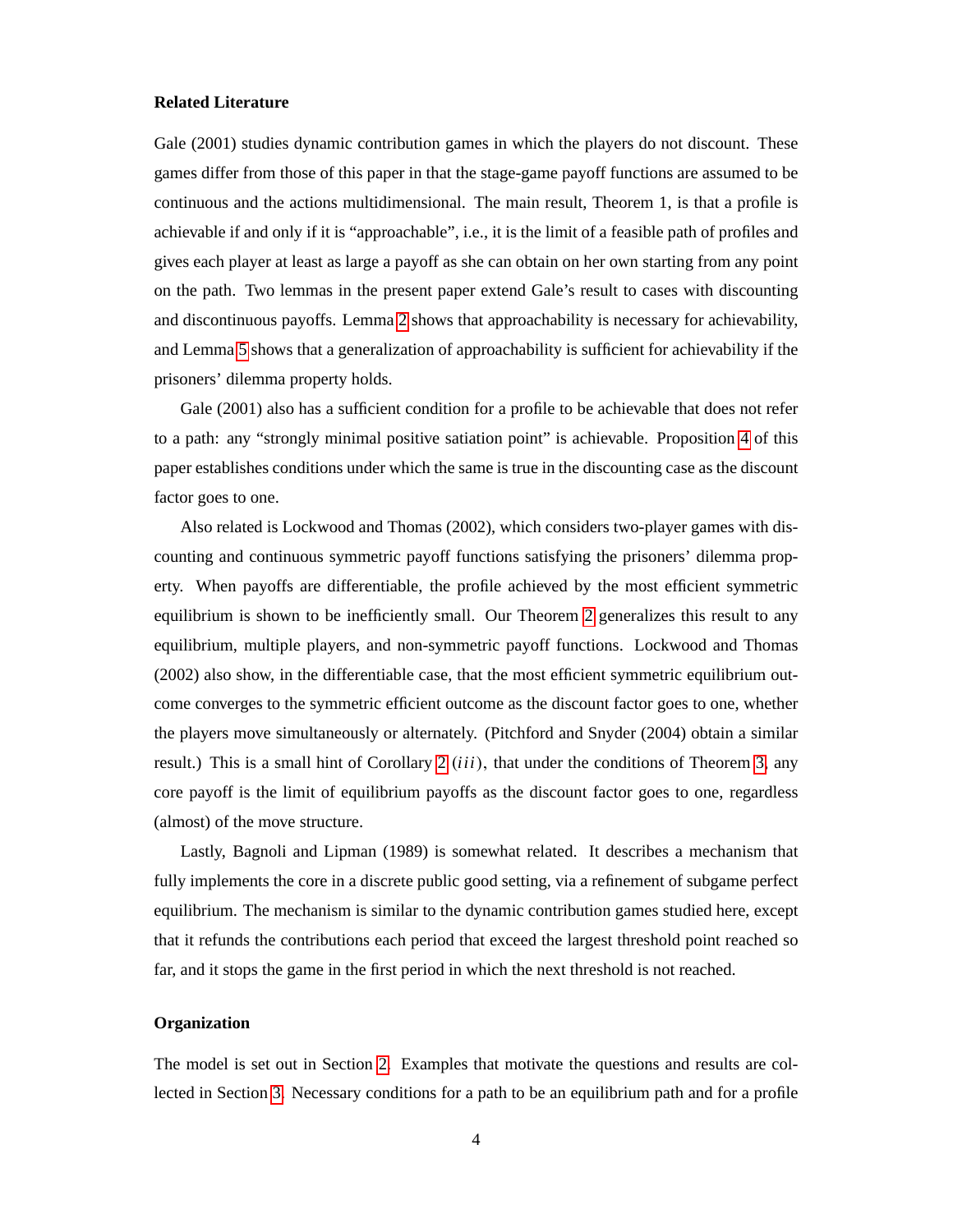**Related Literature**

Gale (2001) studies dynamic contribution games in which the players do not discount. These games differ from those of this paper in that the stage-game payoff functions are assumed to be continuous and the actions multidimensional. The main result, Theorem 1, is that a profile is achievable if and only if it is "approachable", i.e., it is the limit of a feasible path of profiles and gives each player at least as large a payoff as she can obtain on her own starting from any point on the path. Two lemmas in the present paper extend Gale's result to cases with discounting and discontinuous payoffs. Lemma 2 shows that approachability is necessary for achievability, and Lemma 5 shows that a generalization of approachability is sufficient for achievability if the prisoners' dilemma property holds.

Gale (2001) also has a sufficient condition for a profile to be achievable that does not refer to a path: any "strongly minimal positive satiation point" is achievable. Proposition 4 of this paper establishes conditions under which the same is true in the discounting case as the discount factor goes to one.

Also related is Lockwood and Thomas (2002), which considers two-player games with discounting and continuous symmetric payoff functions satisfying the prisoners' dilemma property. When payoffs are differentiable, the profile achieved by the most efficient symmetric equilibrium is shown to be inefficiently small. Our Theorem 2 generalizes this result to any equilibrium, multiple players, and non-symmetric payoff functions. Lockwood and Thomas (2002) also show, in the differentiable case, that the most efficient symmetric equilibrium outcome converges to the symmetric efficient outcome as the discount factor goes to one, whether the players move simultaneously or alternately. (Pitchford and Snyder (2004) obtain a similar result.) This is a small hint of Corollary 2 $(iii)$, that under the conditions of Theorem 3, any core payoff is the limit of equilibrium payoffs as the discount factor goes to one, regardless (almost) of the move structure.

Lastly, Bagnoli and Lipman (1989) is somewhat related. It describes a mechanism that fully implements the core in a discrete public good setting, via a refinement of subgame perfect equilibrium. The mechanism is similar to the dynamic contribution games studied here, except that it refunds the contributions each period that exceed the largest threshold point reached so far, and it stops the game in the first period in which the next threshold is not reached.

**Organization**

The model is set out in Section 2. Examples that motivate the questions and results are collected in Section 3. Necessary conditions for a path to be an equilibrium path and for a profile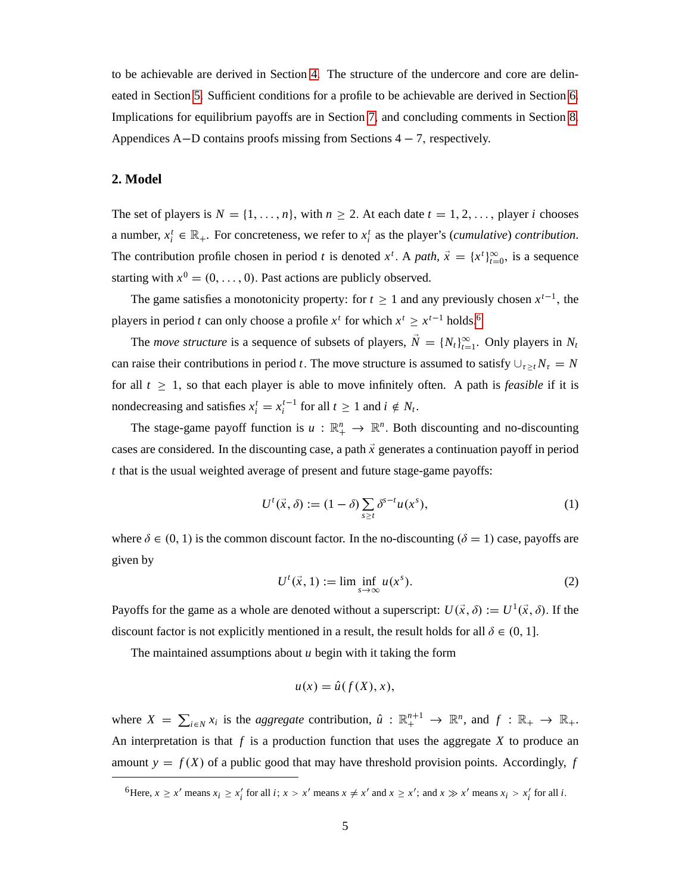to be achievable are derived in Section 4. The structure of the undercore and core are delineated in Section 5. Sufficient conditions for a profile to be achievable are derived in Section 6. Implications for equilibrium payoffs are in Section 7, and concluding comments in Section 8. Appendices A−D contains proofs missing from Sections 4 − 7, respectively.

## 2. Model

The set of players is $N = \{1, \ldots, n\}$, with $n \geq 2$. At each date $t = 1, 2, \ldots$, player $i$ chooses a number, $x_i^t \in \mathbb{R}_+$. For concreteness, we refer to $x_i^t$ as the player's (*cumulative*) *contribution*. The contribution profile chosen in period $t$ is denoted $x^t$. A *path*, $\vec{x} = \{x^t\}_{t=0}^{\infty}$, is a sequence starting with $x^0 = (0, \ldots, 0)$. Past actions are publicly observed.

The game satisfies a monotonicity property: for $t \geq 1$ and any previously chosen $x^{t-1}$, the players in period $t$ can only choose a profile $x^t$ for which $x^t \geq x^{t-1}$ holds.[6]

The *move structure* is a sequence of subsets of players, $\vec{N} = \{N_t\}_{t=1}^{\infty}$. Only players in $N_t$ can raise their contributions in period $t$. The move structure is assumed to satisfy $\cup_{\tau \geq t} N_\tau = N$ for all $t \geq 1$, so that each player is able to move infinitely often. A path is *feasible* if it is nondecreasing and satisfies $x_i^t = x_i^{t-1}$ for all $t \geq 1$ and $i \notin N_t$.

The stage-game payoff function is $u : \mathbb{R}_+^n \to \mathbb{R}^n$. Both discounting and no-discounting cases are considered. In the discounting case, a path $\vec{x}$ generates a continuation payoff in period $t$ that is the usual weighted average of present and future stage-game payoffs:

$$U^t(\vec{x}, \delta) := (1 - \delta) \sum_{s \geq t} \delta^{s-t} u(x^s), \tag{1}$$

where $\delta \in (0, 1)$ is the common discount factor. In the no-discounting ($\delta = 1$) case, payoffs are given by

$$U^t(\vec{x}, 1) := \liminf_{s \to \infty} u(x^s). \tag{2}$$

Payoffs for the game as a whole are denoted without a superscript: $U(\vec{x}, \delta) := U^1(\vec{x}, \delta)$. If the discount factor is not explicitly mentioned in a result, the result holds for all $\delta \in (0, 1]$.

The maintained assumptions about $u$ begin with it taking the form

$$u(x) = \hat{u}(f(X), x),$$

where $X = \sum_{i \in N} x_i$ is the *aggregate* contribution, $\hat{u} : \mathbb{R}_+^{n+1} \to \mathbb{R}^n$, and $f : \mathbb{R}_+ \to \mathbb{R}_+$. An interpretation is that $f$ is a production function that uses the aggregate $X$ to produce an amount $y = f(X)$ of a public good that may have threshold provision points. Accordingly, $f$

[6] Here, $x \geq x'$ means $x_i \geq x'_i$ for all $i$; $x > x'$ means $x \neq x'$ and $x \geq x'$; and $x \gg x'$ means $x_i > x'_i$ for all $i$.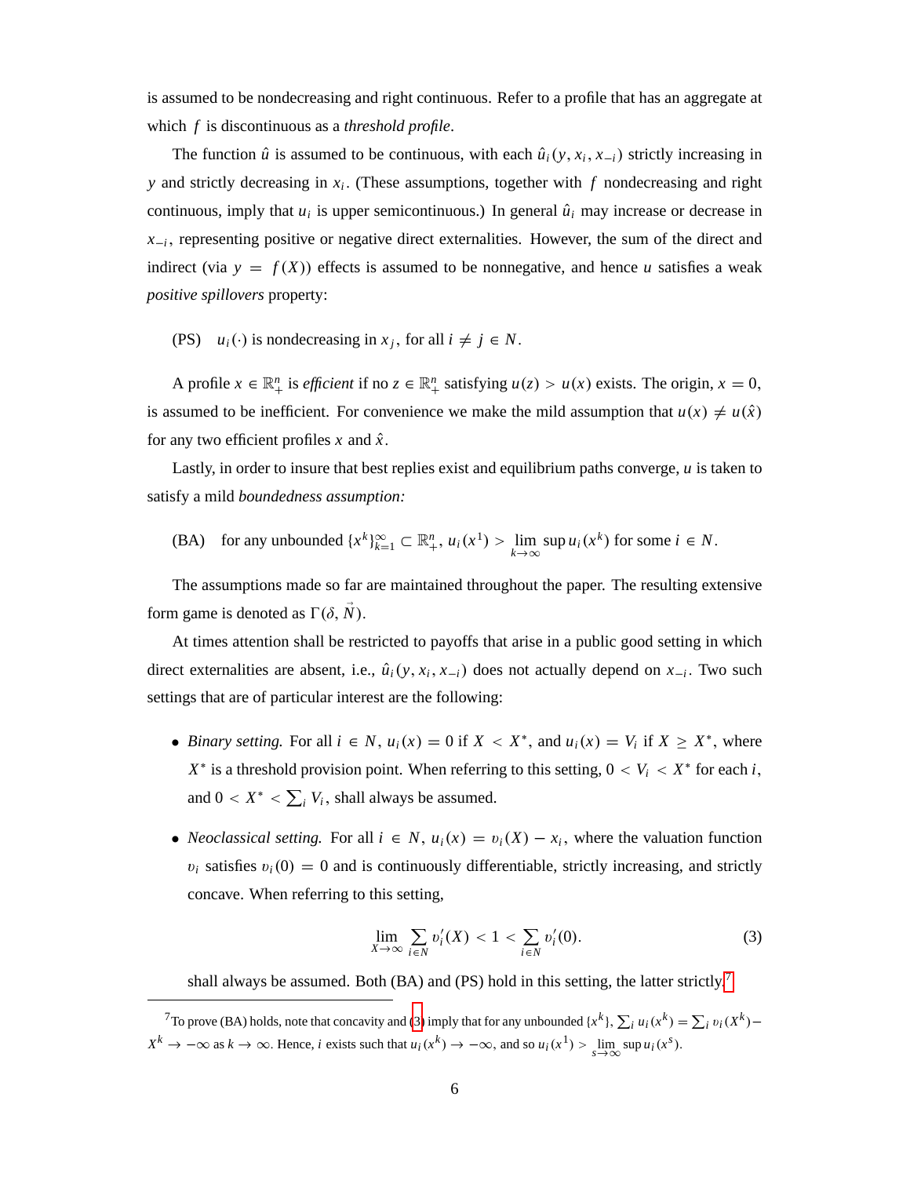is assumed to be nondecreasing and right continuous. Refer to a profile that has an aggregate at which $f$ is discontinuous as a *threshold profile*.

The function $\hat{u}$ is assumed to be continuous, with each $\hat{u}_i(y, x_i, x_{-i})$ strictly increasing in $y$ and strictly decreasing in $x_i$. (These assumptions, together with $f$ nondecreasing and right continuous, imply that $u_i$ is upper semicontinuous.) In general $\hat{u}_i$ may increase or decrease in $x_{-i}$, representing positive or negative direct externalities. However, the sum of the direct and indirect (via $y = f(X)$) effects is assumed to be nonnegative, and hence $u$ satisfies a weak *positive spillovers* property:

(PS) $\quad u_i(\cdot)$ is nondecreasing in $x_j$, for all $i \neq j \in N$.

A profile $x \in \mathbb{R}^n_+$ is *efficient* if no $z \in \mathbb{R}^n_+$ satisfying $u(z) > u(x)$ exists. The origin, $x = 0$, is assumed to be inefficient. For convenience we make the mild assumption that $u(x) \neq u(\hat{x})$ for any two efficient profiles $x$ and $\hat{x}$.

Lastly, in order to insure that best replies exist and equilibrium paths converge, $u$ is taken to satisfy a mild *boundedness assumption:*

(BA) $\quad$ for any unbounded $\{x^k\}_{k=1}^{\infty} \subset \mathbb{R}^n_+$, $u_i(x^1) > \lim_{k\to\infty} \sup u_i(x^k)$ for some $i \in N$.

The assumptions made so far are maintained throughout the paper. The resulting extensive form game is denoted as $\Gamma(\delta, \vec{N})$.

At times attention shall be restricted to payoffs that arise in a public good setting in which direct externalities are absent, i.e., $\hat{u}_i(y, x_i, x_{-i})$ does not actually depend on $x_{-i}$. Two such settings that are of particular interest are the following:

- *Binary setting.* For all $i \in N$, $u_i(x) = 0$ if $X < X^*$, and $u_i(x) = V_i$ if $X \geq X^*$, where $X^*$ is a threshold provision point. When referring to this setting, $0 < V_i < X^*$ for each $i$, and $0 < X^* < \sum_i V_i$, shall always be assumed.

- *Neoclassical setting.* For all $i \in N$, $u_i(x) = \upsilon_i(X) - x_i$, where the valuation function $\upsilon_i$ satisfies $\upsilon_i(0) = 0$ and is continuously differentiable, strictly increasing, and strictly concave. When referring to this setting,

$$\lim_{X\to\infty} \sum_{i\in N} \upsilon_i'(X) < 1 < \sum_{i\in N} \upsilon_i'(0). \tag{3}$$

shall always be assumed. Both (BA) and (PS) hold in this setting, the latter strictly.[7]

---

[7] To prove (BA) holds, note that concavity and (3) imply that for any unbounded $\{x^k\}$, $\sum_i u_i(x^k) = \sum_i \upsilon_i(X^k) - X^k \to -\infty$ as $k \to \infty$. Hence, $i$ exists such that $u_i(x^k) \to -\infty$, and so $u_i(x^1) > \lim_{s\to\infty} \sup u_i(x^s)$.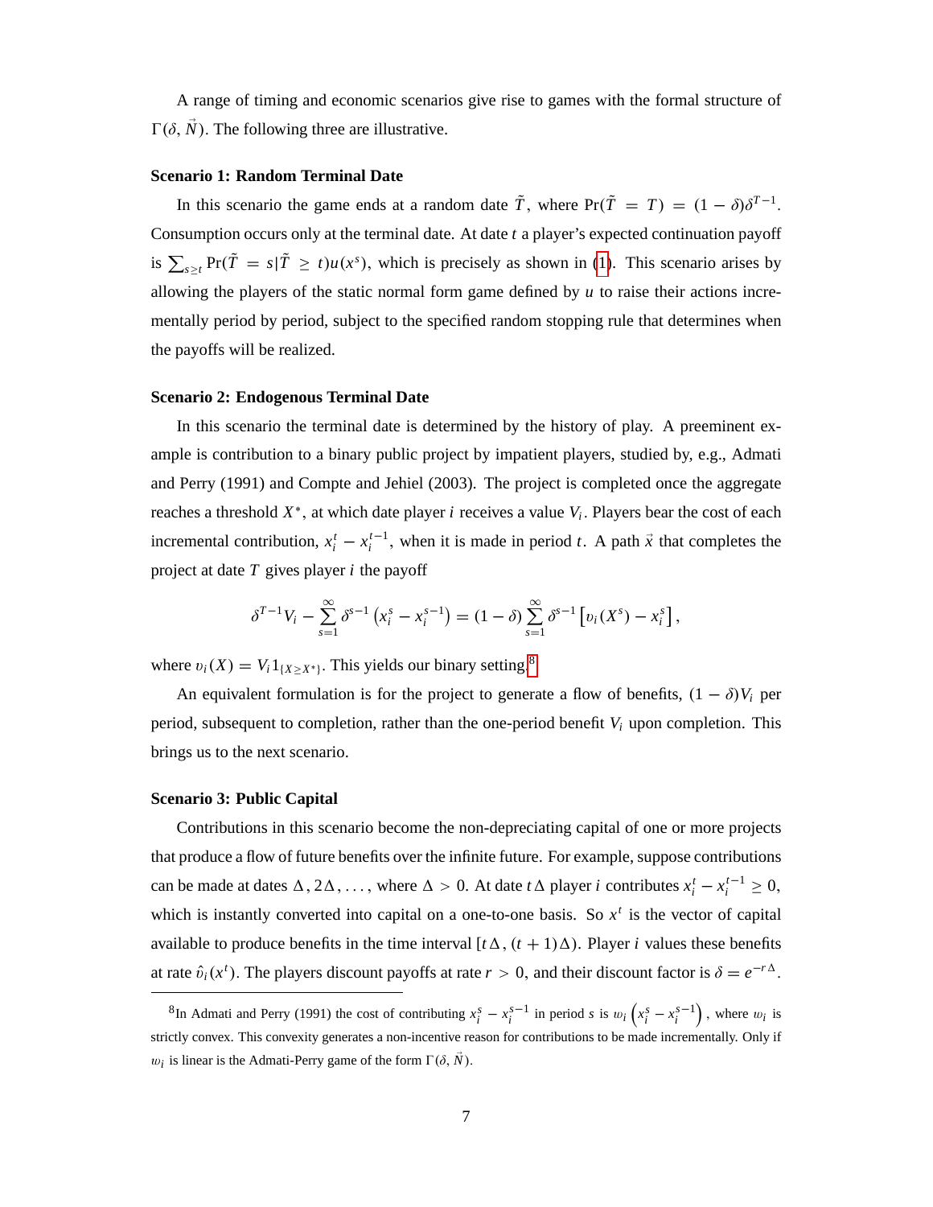A range of timing and economic scenarios give rise to games with the formal structure of $\Gamma(\delta, \vec{N})$. The following three are illustrative.

#### Scenario 1: Random Terminal Date

In this scenario the game ends at a random date $\tilde{T}$, where $\Pr(\tilde{T} = T) = (1-\delta)\delta^{T-1}$. Consumption occurs only at the terminal date. At date $t$ a player's expected continuation payoff is $\sum_{s \geq t} \Pr(\tilde{T} = s | \tilde{T} \geq t) u(x^s)$, which is precisely as shown in (1). This scenario arises by allowing the players of the static normal form game defined by $u$ to raise their actions incrementally period by period, subject to the specified random stopping rule that determines when the payoffs will be realized.

#### Scenario 2: Endogenous Terminal Date

In this scenario the terminal date is determined by the history of play. A preeminent example is contribution to a binary public project by impatient players, studied by, e.g., Admati and Perry (1991) and Compte and Jehiel (2003). The project is completed once the aggregate reaches a threshold $X^*$, at which date player $i$ receives a value $V_i$. Players bear the cost of each incremental contribution, $x_i^t - x_i^{t-1}$, when it is made in period $t$. A path $\vec{x}$ that completes the project at date $T$ gives player $i$ the payoff

$$\delta^{T-1} V_i - \sum_{s=1}^{\infty} \delta^{s-1} \left( x_i^s - x_i^{s-1} \right) = (1-\delta) \sum_{s=1}^{\infty} \delta^{s-1} \left[ \upsilon_i(X^s) - x_i^s \right],$$

where $\upsilon_i(X) = V_i 1_{\{X \geq X^*\}}$. This yields our binary setting.[8]

An equivalent formulation is for the project to generate a flow of benefits, $(1-\delta)V_i$ per period, subsequent to completion, rather than the one-period benefit $V_i$ upon completion. This brings us to the next scenario.

#### Scenario 3: Public Capital

Contributions in this scenario become the non-depreciating capital of one or more projects that produce a flow of future benefits over the infinite future. For example, suppose contributions can be made at dates $\Delta, 2\Delta, \ldots$, where $\Delta > 0$. At date $t\Delta$ player $i$ contributes $x_i^t - x_i^{t-1} \geq 0$, which is instantly converted into capital on a one-to-one basis. So $x^t$ is the vector of capital available to produce benefits in the time interval $[t\Delta, (t+1)\Delta)$. Player $i$ values these benefits at rate $\hat{\upsilon}_i(x^t)$. The players discount payoffs at rate $r > 0$, and their discount factor is $\delta = e^{-r\Delta}$.

---

[8] In Admati and Perry (1991) the cost of contributing $x_i^s - x_i^{s-1}$ in period $s$ is $\omega_i \left( x_i^s - x_i^{s-1} \right)$, where $\omega_i$ is strictly convex. This convexity generates a non-incentive reason for contributions to be made incrementally. Only if $\omega_i$ is linear is the Admati-Perry game of the form $\Gamma(\delta, \vec{N})$.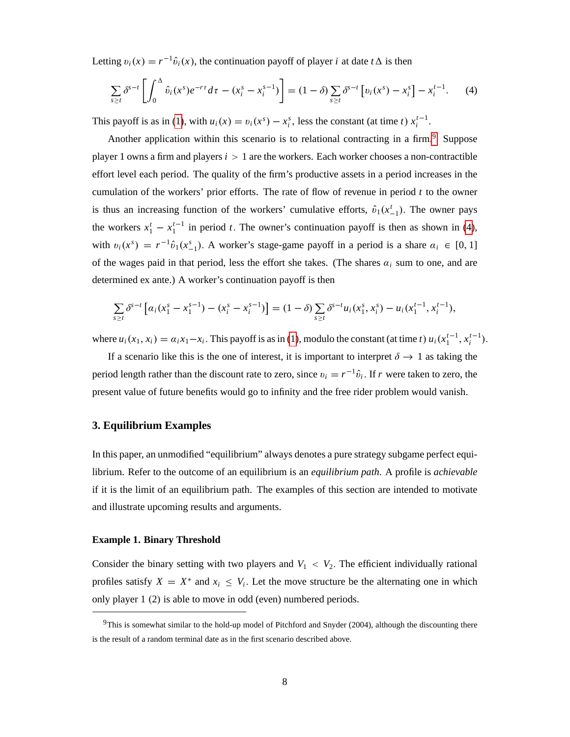Letting $v_i(x) = r^{-1}\hat{v}_i(x)$, the continuation payoff of player $i$ at date $t\Delta$ is then

$$\sum_{s \geq t} \delta^{s-t} \left[ \int_0^{\Delta} \hat{v}_i(x^s) e^{-r\tau} d\tau - (x_i^s - x_i^{s-1}) \right] = (1-\delta) \sum_{s \geq t} \delta^{s-t} \left[ v_i(x^s) - x_i^s \right] - x_i^{t-1}. \tag{4}$$

This payoff is as in (1), with $u_i(x) = v_i(x^s) - x_i^s$, less the constant (at time $t$) $x_i^{t-1}$.

Another application within this scenario is to relational contracting in a firm.[9] Suppose player 1 owns a firm and players $i > 1$ are the workers. Each worker chooses a non-contractible effort level each period. The quality of the firm's productive assets in a period increases in the cumulation of the workers' prior efforts. The rate of flow of revenue in period $t$ to the owner is thus an increasing function of the workers' cumulative efforts, $\hat{v}_1(x_{-1}^t)$. The owner pays the workers $x_1^t - x_1^{t-1}$ in period $t$. The owner's continuation payoff is then as shown in (4), with $v_i(x^s) = r^{-1}\hat{v}_1(x_{-1}^s)$. A worker's stage-game payoff in a period is a share $\alpha_i \in [0, 1]$ of the wages paid in that period, less the effort she takes. (The shares $\alpha_i$ sum to one, and are determined ex ante.) A worker's continuation payoff is then

$$\sum_{s \geq t} \delta^{s-t} \left[ \alpha_i (x_1^s - x_1^{s-1}) - (x_i^s - x_i^{s-1}) \right] = (1-\delta) \sum_{s \geq t} \delta^{s-t} u_i(x_1^s, x_i^s) - u_i(x_1^{t-1}, x_i^{t-1}),$$

where $u_i(x_1, x_i) = \alpha_i x_1 - x_i$. This payoff is as in (1), modulo the constant (at time $t$) $u_i(x_1^{t-1}, x_i^{t-1})$.

If a scenario like this is the one of interest, it is important to interpret $\delta \to 1$ as taking the period length rather than the discount rate to zero, since $v_i = r^{-1}\hat{v}_i$. If $r$ were taken to zero, the present value of future benefits would go to infinity and the free rider problem would vanish.

## 3. Equilibrium Examples

In this paper, an unmodified "equilibrium" always denotes a pure strategy subgame perfect equilibrium. Refer to the outcome of an equilibrium is an *equilibrium path*. A profile is *achievable* if it is the limit of an equilibrium path. The examples of this section are intended to motivate and illustrate upcoming results and arguments.

### Example 1. Binary Threshold

Consider the binary setting with two players and $V_1 < V_2$. The efficient individually rational profiles satisfy $X = X^*$ and $x_i \leq V_i$. Let the move structure be the alternating one in which only player 1 (2) is able to move in odd (even) numbered periods.

---

[9] This is somewhat similar to the hold-up model of Pitchford and Snyder (2004), although the discounting there is the result of a random terminal date as in the first scenario described above.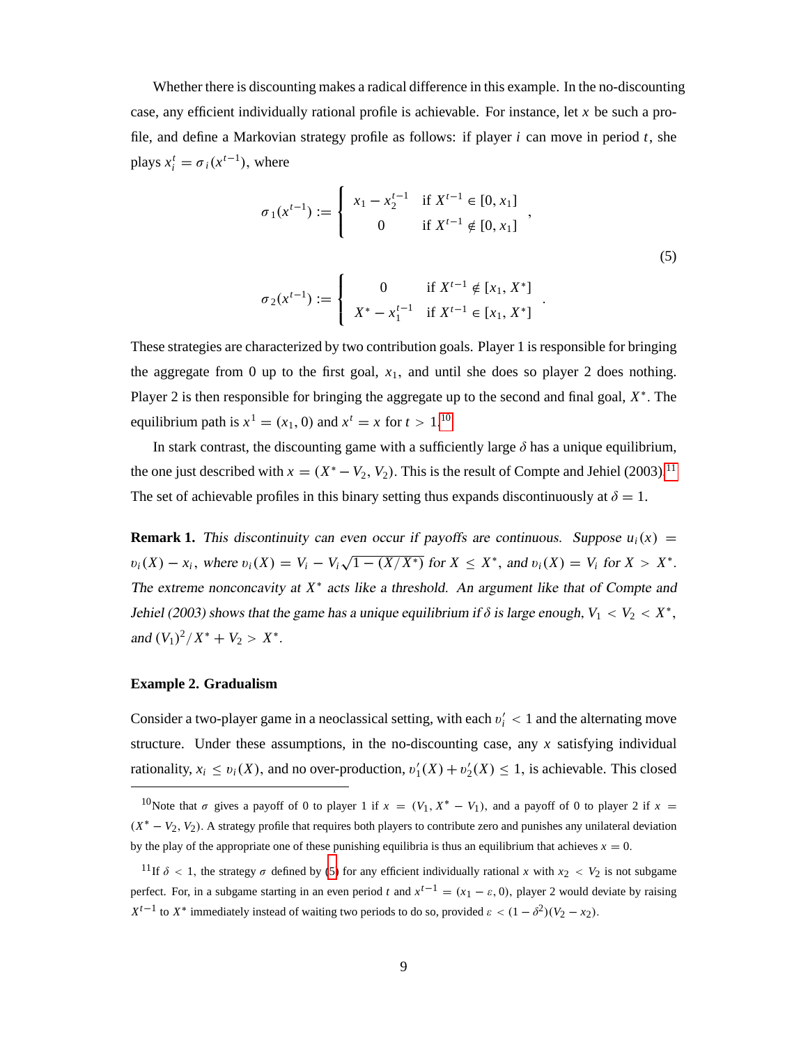Whether there is discounting makes a radical difference in this example. In the no-discounting case, any efficient individually rational profile is achievable. For instance, let $x$ be such a profile, and define a Markovian strategy profile as follows: if player $i$ can move in period $t$, she plays $x_i^t = \sigma_i(x^{t-1})$, where

$$
\begin{aligned}
\sigma_1(x^{t-1}) &:= \begin{cases} x_1 - x_2^{t-1} & \text{if } X^{t-1} \in [0, x_1] \\ 0 & \text{if } X^{t-1} \notin [0, x_1] \end{cases}, \\
\sigma_2(x^{t-1}) &:= \begin{cases} 0 & \text{if } X^{t-1} \notin [x_1, X^*] \\ X^* - x_1^{t-1} & \text{if } X^{t-1} \in [x_1, X^*] \end{cases}.
\end{aligned}
\tag{5}
$$

These strategies are characterized by two contribution goals. Player 1 is responsible for bringing the aggregate from 0 up to the first goal, $x_1$, and until she does so player 2 does nothing. Player 2 is then responsible for bringing the aggregate up to the second and final goal, $X^*$. The equilibrium path is $x^1 = (x_1, 0)$ and $x^t = x$ for $t > 1$.[10]

In stark contrast, the discounting game with a sufficiently large $\delta$ has a unique equilibrium, the one just described with $x = (X^* - V_2, V_2)$. This is the result of Compte and Jehiel (2003).[11] The set of achievable profiles in this binary setting thus expands discontinuously at $\delta = 1$.

**Remark 1.** *This discontinuity can even occur if payoffs are continuous. Suppose $u_i(x) = v_i(X) - x_i$, where $v_i(X) = V_i - V_i\sqrt{1 - (X/X^*)}$ for $X \leq X^*$, and $v_i(X) = V_i$ for $X > X^*$. The extreme nonconcavity at $X^*$ acts like a threshold. An argument like that of Compte and Jehiel (2003) shows that the game has a unique equilibrium if $\delta$ is large enough, $V_1 < V_2 < X^*$, and $(V_1)^2/X^* + V_2 > X^*$.*

**Example 2. Gradualism**

Consider a two-player game in a neoclassical setting, with each $v_i' < 1$ and the alternating move structure. Under these assumptions, in the no-discounting case, any $x$ satisfying individual rationality, $x_i \leq v_i(X)$, and no over-production, $v_1'(X) + v_2'(X) \leq 1$, is achievable. This closed

---

[10] Note that $\sigma$ gives a payoff of 0 to player 1 if $x = (V_1, X^* - V_1)$, and a payoff of 0 to player 2 if $x = (X^* - V_2, V_2)$. A strategy profile that requires both players to contribute zero and punishes any unilateral deviation by the play of the appropriate one of these punishing equilibria is thus an equilibrium that achieves $x = 0$.

[11] If $\delta < 1$, the strategy $\sigma$ defined by (5) for any efficient individually rational $x$ with $x_2 < V_2$ is not subgame perfect. For, in a subgame starting in an even period $t$ and $x^{t-1} = (x_1 - \varepsilon, 0)$, player 2 would deviate by raising $X^{t-1}$ to $X^*$ immediately instead of waiting two periods to do so, provided $\varepsilon < (1 - \delta^2)(V_2 - x_2)$.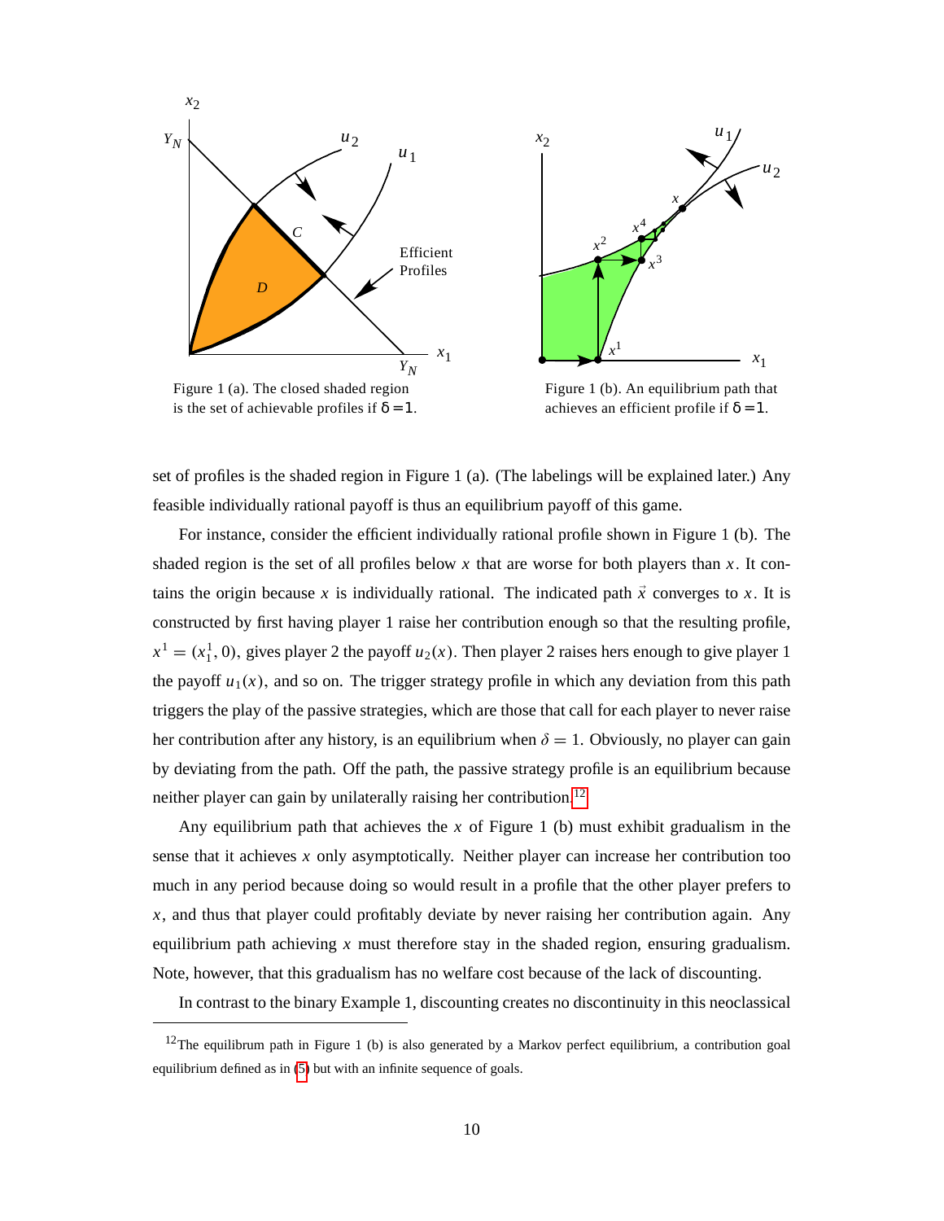Figure 1 (a). The closed shaded region is the set of achievable profiles if $\delta = 1$.

Figure 1 (b). An equilibrium path that achieves an efficient profile if $\delta = 1$.

set of profiles is the shaded region in Figure 1 (a). (The labelings will be explained later.) Any feasible individually rational payoff is thus an equilibrium payoff of this game.

For instance, consider the efficient individually rational profile shown in Figure 1 (b). The shaded region is the set of all profiles below $x$ that are worse for both players than $x$. It contains the origin because $x$ is individually rational. The indicated path $\vec{x}$ converges to $x$. It is constructed by first having player 1 raise her contribution enough so that the resulting profile, $x^1 = (x_1^1, 0)$, gives player 2 the payoff $u_2(x)$. Then player 2 raises hers enough to give player 1 the payoff $u_1(x)$, and so on. The trigger strategy profile in which any deviation from this path triggers the play of the passive strategies, which are those that call for each player to never raise her contribution after any history, is an equilibrium when $\delta = 1$. Obviously, no player can gain by deviating from the path. Off the path, the passive strategy profile is an equilibrium because neither player can gain by unilaterally raising her contribution.[12]

Any equilibrium path that achieves the $x$ of Figure 1 (b) must exhibit gradualism in the sense that it achieves $x$ only asymptotically. Neither player can increase her contribution too much in any period because doing so would result in a profile that the other player prefers to $x$, and thus that player could profitably deviate by never raising her contribution again. Any equilibrium path achieving $x$ must therefore stay in the shaded region, ensuring gradualism. Note, however, that this gradualism has no welfare cost because of the lack of discounting.

In contrast to the binary Example 1, discounting creates no discontinuity in this neoclassical

[12] The equilibrium path in Figure 1 (b) is also generated by a Markov perfect equilibrium, a contribution goal equilibrium defined as in (5) but with an infinite sequence of goals.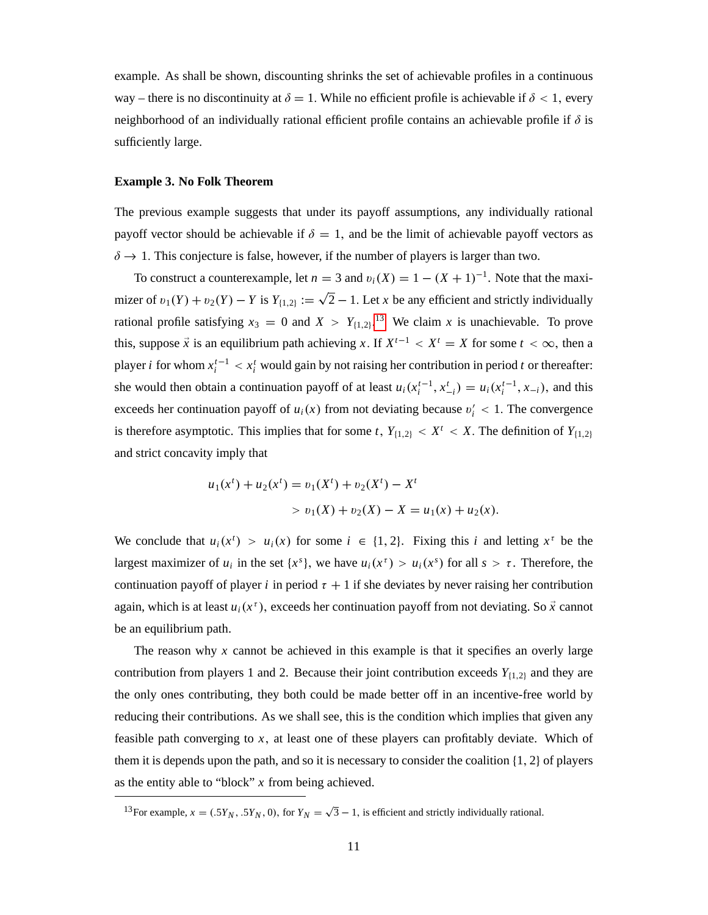example. As shall be shown, discounting shrinks the set of achievable profiles in a continuous way – there is no discontinuity at $\delta = 1$. While no efficient profile is achievable if $\delta < 1$, every neighborhood of an individually rational efficient profile contains an achievable profile if $\delta$ is sufficiently large.

**Example 3. No Folk Theorem**

The previous example suggests that under its payoff assumptions, any individually rational payoff vector should be achievable if $\delta = 1$, and be the limit of achievable payoff vectors as $\delta \to 1$. This conjecture is false, however, if the number of players is larger than two.

To construct a counterexample, let $n = 3$ and $v_i(X) = 1 - (X+1)^{-1}$. Note that the maximizer of $v_1(Y) + v_2(Y) - Y$ is $Y_{\{1,2\}} := \sqrt{2} - 1$. Let $x$ be any efficient and strictly individually rational profile satisfying $x_3 = 0$ and $X > Y_{\{1,2\}}$.[13] We claim $x$ is unachievable. To prove this, suppose $\vec{x}$ is an equilibrium path achieving $x$. If $X^{t-1} < X^t = X$ for some $t < \infty$, then a player $i$ for whom $x_i^{t-1} < x_i^t$ would gain by not raising her contribution in period $t$ or thereafter: she would then obtain a continuation payoff of at least $u_i(x_i^{t-1}, x_{-i}^t) = u_i(x_i^{t-1}, x_{-i})$, and this exceeds her continuation payoff of $u_i(x)$ from not deviating because $v_i' < 1$. The convergence is therefore asymptotic. This implies that for some $t$, $Y_{\{1,2\}} < X^t < X$. The definition of $Y_{\{1,2\}}$ and strict concavity imply that

$$
\begin{aligned}
u_1(x^t) + u_2(x^t) &= v_1(X^t) + v_2(X^t) - X^t \\
&> v_1(X) + v_2(X) - X = u_1(x) + u_2(x).
\end{aligned}
$$

We conclude that $u_i(x^t) > u_i(x)$ for some $i \in \{1, 2\}$. Fixing this $i$ and letting $x^\tau$ be the largest maximizer of $u_i$ in the set $\{x^s\}$, we have $u_i(x^\tau) > u_i(x^s)$ for all $s > \tau$. Therefore, the continuation payoff of player $i$ in period $\tau + 1$ if she deviates by never raising her contribution again, which is at least $u_i(x^\tau)$, exceeds her continuation payoff from not deviating. So $\vec{x}$ cannot be an equilibrium path.

The reason why $x$ cannot be achieved in this example is that it specifies an overly large contribution from players 1 and 2. Because their joint contribution exceeds $Y_{\{1,2\}}$ and they are the only ones contributing, they both could be made better off in an incentive-free world by reducing their contributions. As we shall see, this is the condition which implies that given any feasible path converging to $x$, at least one of these players can profitably deviate. Which of them it is depends upon the path, and so it is necessary to consider the coalition $\{1, 2\}$ of players as the entity able to "block" $x$ from being achieved.

---

[13] For example, $x = (.5Y_N, .5Y_N, 0)$, for $Y_N = \sqrt{3} - 1$, is efficient and strictly individually rational.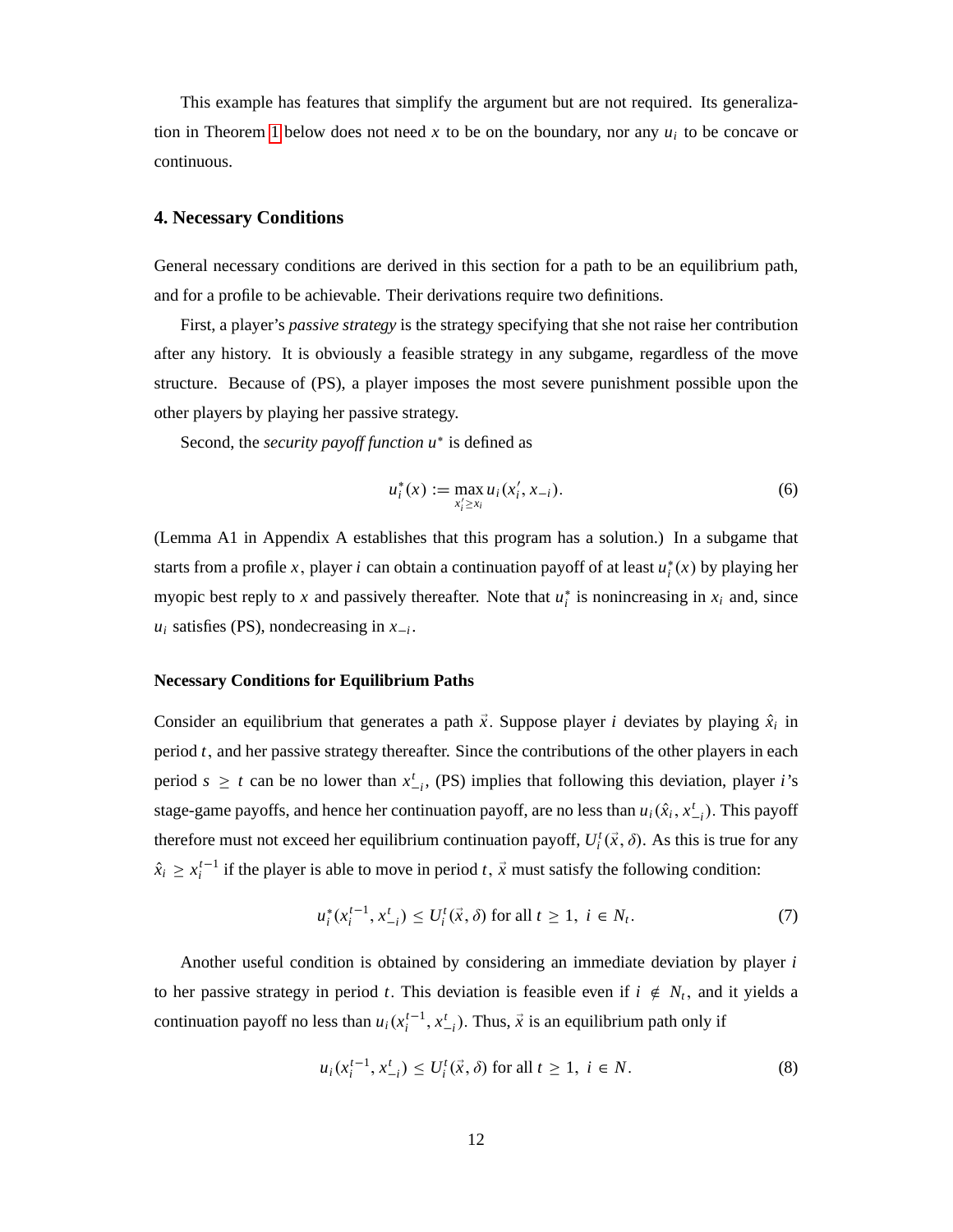This example has features that simplify the argument but are not required. Its generalization in Theorem 1 below does not need $x$ to be on the boundary, nor any $u_i$ to be concave or continuous.

## 4. Necessary Conditions

General necessary conditions are derived in this section for a path to be an equilibrium path, and for a profile to be achievable. Their derivations require two definitions.

First, a player's *passive strategy* is the strategy specifying that she not raise her contribution after any history. It is obviously a feasible strategy in any subgame, regardless of the move structure. Because of (PS), a player imposes the most severe punishment possible upon the other players by playing her passive strategy.

Second, the *security payoff function* $u^*$ is defined as

$$u_i^*(x) := \max_{x_i' \geq x_i} u_i(x_i', x_{-i}). \tag{6}$$

(Lemma A1 in Appendix A establishes that this program has a solution.) In a subgame that starts from a profile $x$, player $i$ can obtain a continuation payoff of at least $u_i^*(x)$ by playing her myopic best reply to $x$ and passively thereafter. Note that $u_i^*$ is nonincreasing in $x_i$ and, since $u_i$ satisfies (PS), nondecreasing in $x_{-i}$.

### Necessary Conditions for Equilibrium Paths

Consider an equilibrium that generates a path $\vec{x}$. Suppose player $i$ deviates by playing $\hat{x}_i$ in period $t$, and her passive strategy thereafter. Since the contributions of the other players in each period $s \geq t$ can be no lower than $x_{-i}^t$, (PS) implies that following this deviation, player $i$'s stage-game payoffs, and hence her continuation payoff, are no less than $u_i(\hat{x}_i, x_{-i}^t)$. This payoff therefore must not exceed her equilibrium continuation payoff, $U_i^t(\vec{x}, \delta)$. As this is true for any $\hat{x}_i \geq x_i^{t-1}$ if the player is able to move in period $t$, $\vec{x}$ must satisfy the following condition:

$$u_i^*(x_i^{t-1}, x_{-i}^t) \leq U_i^t(\vec{x}, \delta) \text{ for all } t \geq 1,\ i \in N_t. \tag{7}$$

Another useful condition is obtained by considering an immediate deviation by player $i$ to her passive strategy in period $t$. This deviation is feasible even if $i \notin N_t$, and it yields a continuation payoff no less than $u_i(x_i^{t-1}, x_{-i}^t)$. Thus, $\vec{x}$ is an equilibrium path only if

$$u_i(x_i^{t-1}, x_{-i}^t) \leq U_i^t(\vec{x}, \delta) \text{ for all } t \geq 1,\ i \in N. \tag{8}$$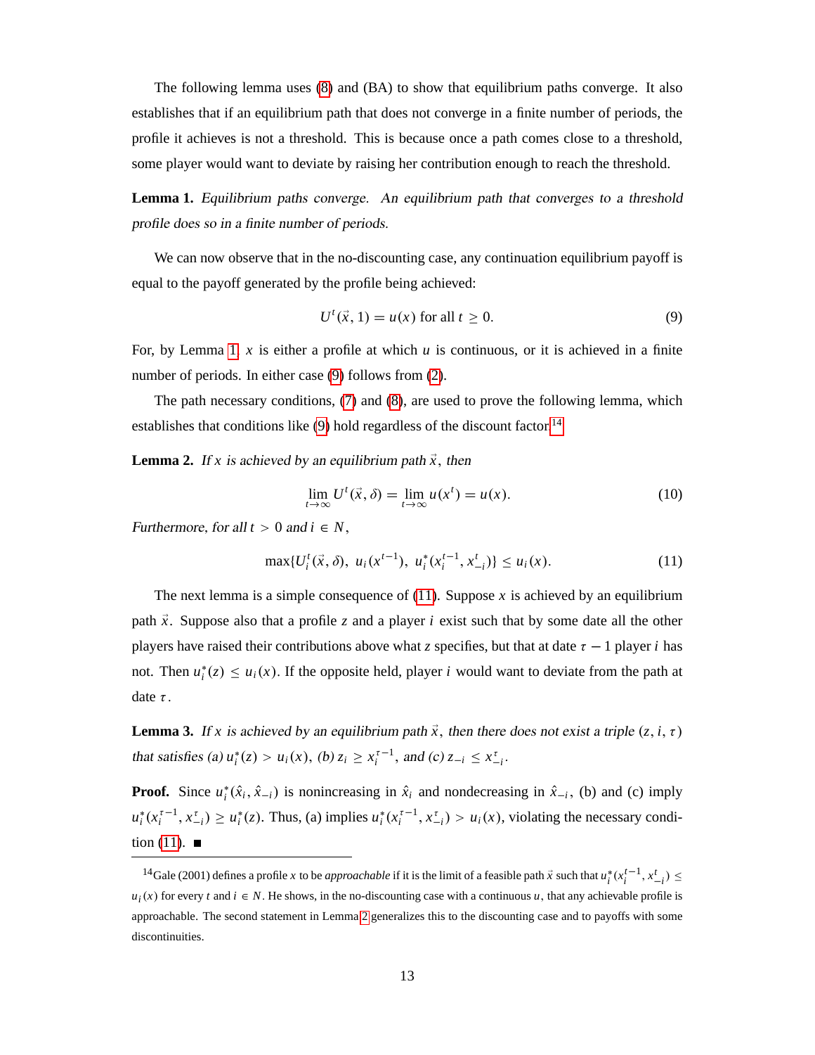The following lemma uses (8) and (BA) to show that equilibrium paths converge. It also establishes that if an equilibrium path that does not converge in a finite number of periods, the profile it achieves is not a threshold. This is because once a path comes close to a threshold, some player would want to deviate by raising her contribution enough to reach the threshold.

**Lemma 1.** *Equilibrium paths converge. An equilibrium path that converges to a threshold profile does so in a finite number of periods.*

We can now observe that in the no-discounting case, any continuation equilibrium payoff is equal to the payoff generated by the profile being achieved:

$$U^t(\vec{x}, 1) = u(x) \text{ for all } t \geq 0. \tag{9}$$

For, by Lemma 1, $x$ is either a profile at which $u$ is continuous, or it is achieved in a finite number of periods. In either case (9) follows from (2).

The path necessary conditions, (7) and (8), are used to prove the following lemma, which establishes that conditions like (9) hold regardless of the discount factor.[14]

**Lemma 2.** *If $x$ is achieved by an equilibrium path $\vec{x}$, then*

$$\lim_{t\to\infty} U^t(\vec{x}, \delta) = \lim_{t\to\infty} u(x^t) = u(x). \tag{10}$$

*Furthermore, for all $t > 0$ and $i \in N$,*

$$\max\{U_i^t(\vec{x}, \delta),\ u_i(x^{t-1}),\ u_i^*(x_i^{t-1}, x_{-i}^t)\} \leq u_i(x). \tag{11}$$

The next lemma is a simple consequence of (11). Suppose $x$ is achieved by an equilibrium path $\vec{x}$. Suppose also that a profile $z$ and a player $i$ exist such that by some date all the other players have raised their contributions above what $z$ specifies, but that at date $\tau - 1$ player $i$ has not. Then $u_i^*(z) \leq u_i(x)$. If the opposite held, player $i$ would want to deviate from the path at date $\tau$.

**Lemma 3.** *If $x$ is achieved by an equilibrium path $\vec{x}$, then there does not exist a triple $(z, i, \tau)$ that satisfies (a) $u_i^*(z) > u_i(x)$, (b) $z_i \geq x_i^{\tau-1}$, and (c) $z_{-i} \leq x_{-i}^{\tau}$.*

**Proof.** Since $u_i^*(\hat{x}_i, \hat{x}_{-i})$ is nonincreasing in $\hat{x}_i$ and nondecreasing in $\hat{x}_{-i}$, (b) and (c) imply $u_i^*(x_i^{\tau-1}, x_{-i}^{\tau}) \geq u_i^*(z)$. Thus, (a) implies $u_i^*(x_i^{\tau-1}, x_{-i}^{\tau}) > u_i(x)$, violating the necessary condition (11). ∎

---

[14] Gale (2001) defines a profile $x$ to be *approachable* if it is the limit of a feasible path $\vec{x}$ such that $u_i^*(x_i^{t-1}, x_{-i}^t) \leq u_i(x)$ for every $t$ and $i \in N$. He shows, in the no-discounting case with a continuous $u$, that any achievable profile is approachable. The second statement in Lemma 2 generalizes this to the discounting case and to payoffs with some discontinuities.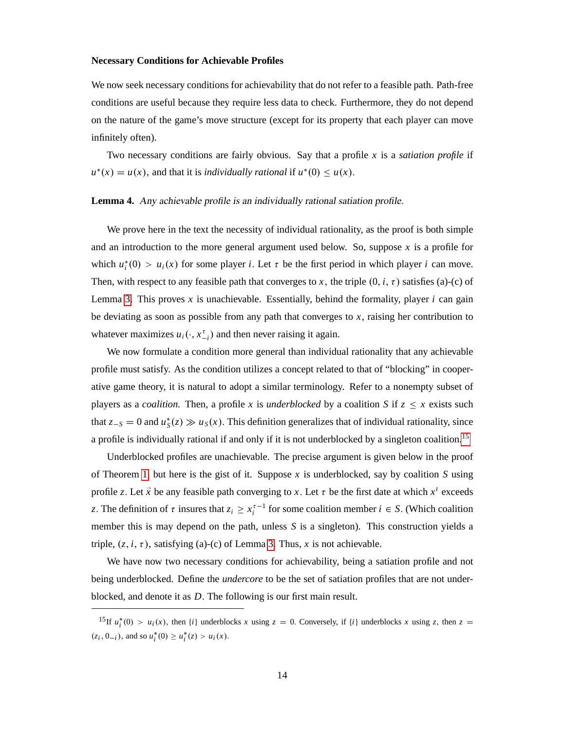**Necessary Conditions for Achievable Profiles**

We now seek necessary conditions for achievability that do not refer to a feasible path. Path-free conditions are useful because they require less data to check. Furthermore, they do not depend on the nature of the game's move structure (except for its property that each player can move infinitely often).

Two necessary conditions are fairly obvious. Say that a profile $x$ is a *satiation profile* if $u^*(x) = u(x)$, and that it is *individually rational* if $u^*(0) \leq u(x)$.

**Lemma 4.** *Any achievable profile is an individually rational satiation profile.*

We prove here in the text the necessity of individual rationality, as the proof is both simple and an introduction to the more general argument used below. So, suppose $x$ is a profile for which $u_i^*(0) > u_i(x)$ for some player $i$. Let $\tau$ be the first period in which player $i$ can move. Then, with respect to any feasible path that converges to $x$, the triple $(0, i, \tau)$ satisfies (a)-(c) of Lemma 3. This proves $x$ is unachievable. Essentially, behind the formality, player $i$ can gain be deviating as soon as possible from any path that converges to $x$, raising her contribution to whatever maximizes $u_i(\cdot, x_{-i}^{\tau})$ and then never raising it again.

We now formulate a condition more general than individual rationality that any achievable profile must satisfy. As the condition utilizes a concept related to that of "blocking" in cooperative game theory, it is natural to adopt a similar terminology. Refer to a nonempty subset of players as a *coalition.* Then, a profile $x$ is *underblocked* by a coalition $S$ if $z \leq x$ exists such that $z_{-S} = 0$ and $u_S^*(z) \gg u_S(x)$. This definition generalizes that of individual rationality, since a profile is individually rational if and only if it is not underblocked by a singleton coalition.[15]

Underblocked profiles are unachievable. The precise argument is given below in the proof of Theorem 1, but here is the gist of it. Suppose $x$ is underblocked, say by coalition $S$ using profile $z$. Let $\vec{x}$ be any feasible path converging to $x$. Let $\tau$ be the first date at which $x^t$ exceeds $z$. The definition of $\tau$ insures that $z_i \geq x_i^{\tau-1}$ for some coalition member $i \in S$. (Which coalition member this is may depend on the path, unless $S$ is a singleton). This construction yields a triple, $(z, i, \tau)$, satisfying (a)-(c) of Lemma 3. Thus, $x$ is not achievable.

We have now two necessary conditions for achievability, being a satiation profile and not being underblocked. Define the *undercore* to be the set of satiation profiles that are not underblocked, and denote it as $D$. The following is our first main result.

---

[15] If $u_i^*(0) > u_i(x)$, then $\{i\}$ underblocks $x$ using $z = 0$. Conversely, if $\{i\}$ underblocks $x$ using $z$, then $z = (z_i, 0_{-i})$, and so $u_i^*(0) \geq u_i^*(z) > u_i(x)$.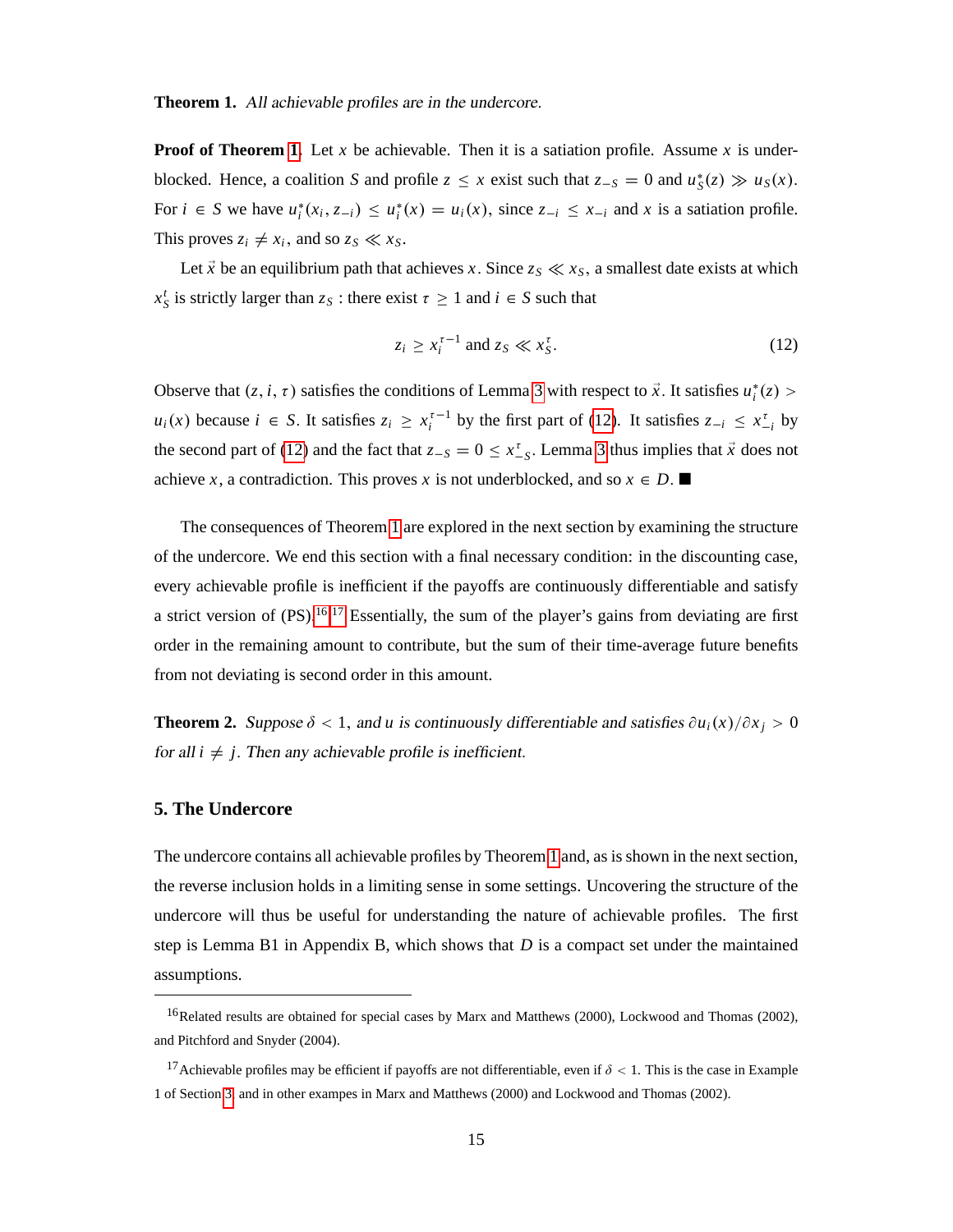**Theorem 1.** *All achievable profiles are in the undercore.*

**Proof of Theorem 1.** Let $x$ be achievable. Then it is a satiation profile. Assume $x$ is underblocked. Hence, a coalition $S$ and profile $z \le x$ exist such that $z_{-S} = 0$ and $u^*_S(z) \gg u_S(x)$. For $i \in S$ we have $u^*_i(x_i, z_{-i}) \le u^*_i(x) = u_i(x)$, since $z_{-i} \le x_{-i}$ and $x$ is a satiation profile. This proves $z_i \ne x_i$, and so $z_S \ll x_S$.

Let $\vec{x}$ be an equilibrium path that achieves $x$. Since $z_S \ll x_S$, a smallest date exists at which $x^t_S$ is strictly larger than $z_S$ : there exist $\tau \ge 1$ and $i \in S$ such that

$$z_i \ge x_i^{\tau-1} \text{ and } z_S \ll x^\tau_S. \tag{12}$$

Observe that $(z, i, \tau)$ satisfies the conditions of Lemma 3 with respect to $\vec{x}$. It satisfies $u^*_i(z) > u_i(x)$ because $i \in S$. It satisfies $z_i \ge x_i^{\tau-1}$ by the first part of (12). It satisfies $z_{-i} \le x^\tau_{-i}$ by the second part of (12) and the fact that $z_{-S} = 0 \le x^\tau_{-S}$. Lemma 3 thus implies that $\vec{x}$ does not achieve $x$, a contradiction. This proves $x$ is not underblocked, and so $x \in D$. ■

The consequences of Theorem 1 are explored in the next section by examining the structure of the undercore. We end this section with a final necessary condition: in the discounting case, every achievable profile is inefficient if the payoffs are continuously differentiable and satisfy a strict version of (PS).[16,17] Essentially, the sum of the player's gains from deviating are first order in the remaining amount to contribute, but the sum of their time-average future benefits from not deviating is second order in this amount.

**Theorem 2.** *Suppose $\delta < 1$, and $u$ is continuously differentiable and satisfies $\partial u_i(x)/\partial x_j > 0$ for all $i \ne j$. Then any achievable profile is inefficient.*

## 5. The Undercore

The undercore contains all achievable profiles by Theorem 1 and, as is shown in the next section, the reverse inclusion holds in a limiting sense in some settings. Uncovering the structure of the undercore will thus be useful for understanding the nature of achievable profiles. The first step is Lemma B1 in Appendix B, which shows that $D$ is a compact set under the maintained assumptions.

---

[16] Related results are obtained for special cases by Marx and Matthews (2000), Lockwood and Thomas (2002), and Pitchford and Snyder (2004).

[17] Achievable profiles may be efficient if payoffs are not differentiable, even if $\delta < 1$. This is the case in Example 1 of Section 3, and in other exampes in Marx and Matthews (2000) and Lockwood and Thomas (2002).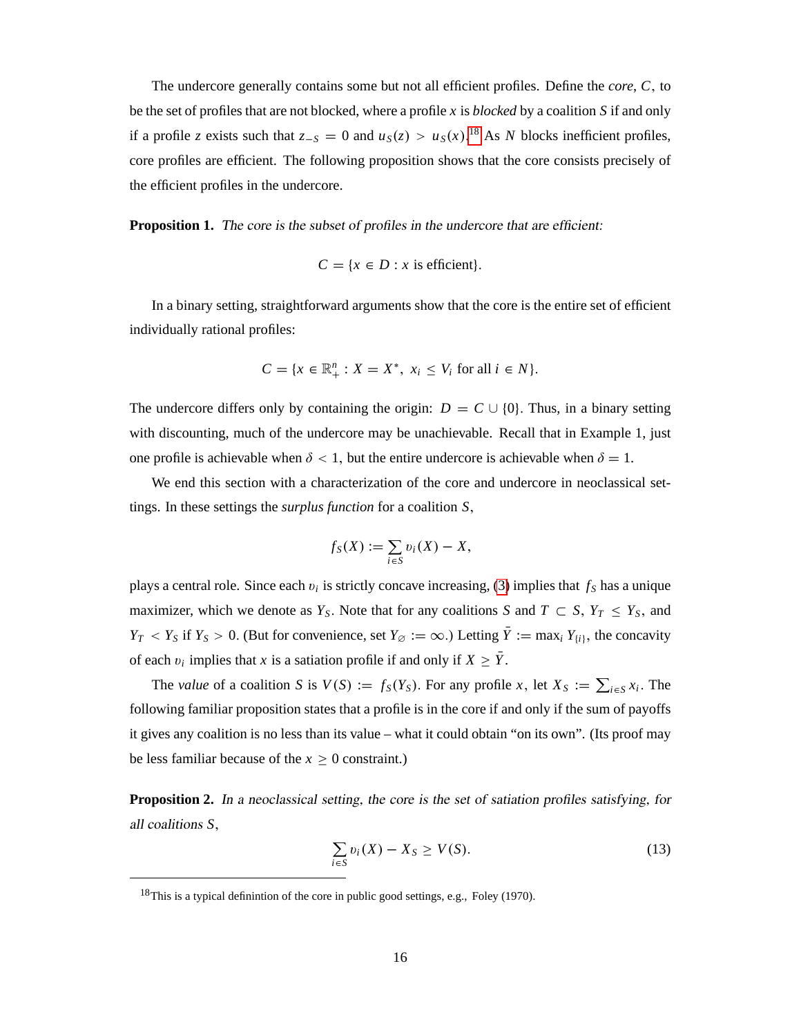The undercore generally contains some but not all efficient profiles. Define the *core*, $C$, to be the set of profiles that are not blocked, where a profile $x$ is *blocked* by a coalition $S$ if and only if a profile $z$ exists such that $z_{-S} = 0$ and $u_S(z) > u_S(x)$.[18] As $N$ blocks inefficient profiles, core profiles are efficient. The following proposition shows that the core consists precisely of the efficient profiles in the undercore.

**Proposition 1.** *The core is the subset of profiles in the undercore that are efficient:*

$$C = \{x \in D : x \text{ is efficient}\}.$$

In a binary setting, straightforward arguments show that the core is the entire set of efficient individually rational profiles:

$$C = \{x \in \mathbb{R}^n_+ : X = X^*,\ x_i \leq V_i \text{ for all } i \in N\}.$$

The undercore differs only by containing the origin: $D = C \cup \{0\}$. Thus, in a binary setting with discounting, much of the undercore may be unachievable. Recall that in Example 1, just one profile is achievable when $\delta < 1$, but the entire undercore is achievable when $\delta = 1$.

We end this section with a characterization of the core and undercore in neoclassical settings. In these settings the *surplus function* for a coalition $S$,

$$f_S(X) := \sum_{i \in S} v_i(X) - X,$$

plays a central role. Since each $v_i$ is strictly concave increasing, (3) implies that $f_S$ has a unique maximizer, which we denote as $Y_S$. Note that for any coalitions $S$ and $T \subset S$, $Y_T \leq Y_S$, and $Y_T < Y_S$ if $Y_S > 0$. (But for convenience, set $Y_\varnothing := \infty$.) Letting $\bar{Y} := \max_i Y_{\{i\}}$, the concavity of each $v_i$ implies that $x$ is a satiation profile if and only if $X \geq \bar{Y}$.

The *value* of a coalition $S$ is $V(S) := f_S(Y_S)$. For any profile $x$, let $X_S := \sum_{i \in S} x_i$. The following familiar proposition states that a profile is in the core if and only if the sum of payoffs it gives any coalition is no less than its value – what it could obtain "on its own". (Its proof may be less familiar because of the $x \geq 0$ constraint.)

**Proposition 2.** *In a neoclassical setting, the core is the set of satiation profiles satisfying, for all coalitions $S$,*

$$\sum_{i \in S} v_i(X) - X_S \geq V(S). \tag{13}$$

[18] This is a typical definintion of the core in public good settings, e.g., Foley (1970).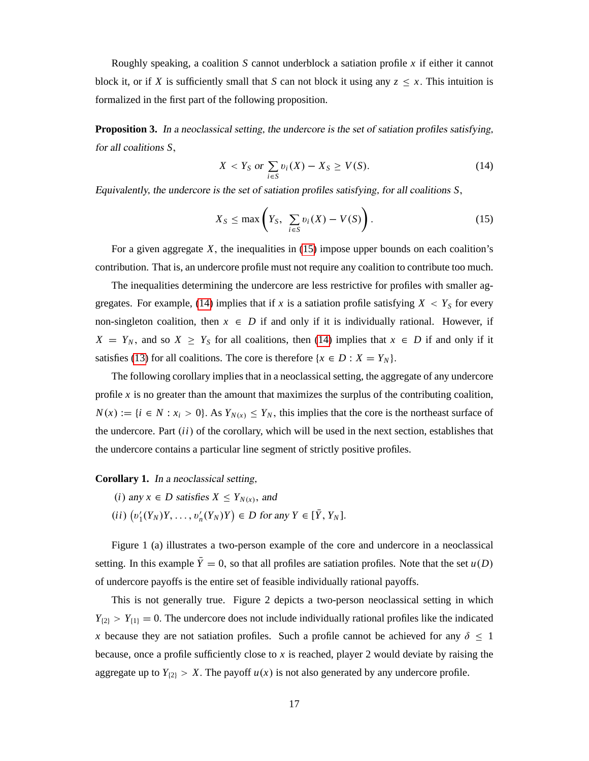Roughly speaking, a coalition $S$ cannot underblock a satiation profile $x$ if either it cannot block it, or if $X$ is sufficiently small that $S$ can not block it using any $z \leq x$. This intuition is formalized in the first part of the following proposition.

**Proposition 3.** *In a neoclassical setting, the undercore is the set of satiation profiles satisfying, for all coalitions $S$,*

$$X < Y_S \text{ or } \sum_{i \in S} v_i(X) - X_S \geq V(S). \tag{14}$$

*Equivalently, the undercore is the set of satiation profiles satisfying, for all coalitions $S$,*

$$X_S \leq \max\left(Y_S,\ \sum_{i \in S} v_i(X) - V(S)\right). \tag{15}$$

For a given aggregate $X$, the inequalities in (15) impose upper bounds on each coalition's contribution. That is, an undercore profile must not require any coalition to contribute too much.

The inequalities determining the undercore are less restrictive for profiles with smaller aggregates. For example, (14) implies that if $x$ is a satiation profile satisfying $X < Y_S$ for every non-singleton coalition, then $x \in D$ if and only if it is individually rational. However, if $X = Y_N$, and so $X \geq Y_S$ for all coalitions, then (14) implies that $x \in D$ if and only if it satisfies (13) for all coalitions. The core is therefore $\{x \in D : X = Y_N\}$.

The following corollary implies that in a neoclassical setting, the aggregate of any undercore profile $x$ is no greater than the amount that maximizes the surplus of the contributing coalition, $N(x) := \{i \in N : x_i > 0\}$. As $Y_{N(x)} \leq Y_N$, this implies that the core is the northeast surface of the undercore. Part $(ii)$ of the corollary, which will be used in the next section, establishes that the undercore contains a particular line segment of strictly positive profiles.

**Corollary 1.** *In a neoclassical setting,*

$(i)$ *any $x \in D$ satisfies $X \leq Y_{N(x)}$, and*

$(ii)$ $\left(v_1'(Y_N)Y, \ldots, v_n'(Y_N)Y\right) \in D$ *for any $Y \in [\bar{Y}, Y_N]$.*

Figure 1 (a) illustrates a two-person example of the core and undercore in a neoclassical setting. In this example $\bar{Y} = 0$, so that all profiles are satiation profiles. Note that the set $u(D)$ of undercore payoffs is the entire set of feasible individually rational payoffs.

This is not generally true. Figure 2 depicts a two-person neoclassical setting in which $Y_{\{2\}} > Y_{\{1\}} = 0$. The undercore does not include individually rational profiles like the indicated $x$ because they are not satiation profiles. Such a profile cannot be achieved for any $\delta \leq 1$ because, once a profile sufficiently close to $x$ is reached, player 2 would deviate by raising the aggregate up to $Y_{\{2\}} > X$. The payoff $u(x)$ is not also generated by any undercore profile.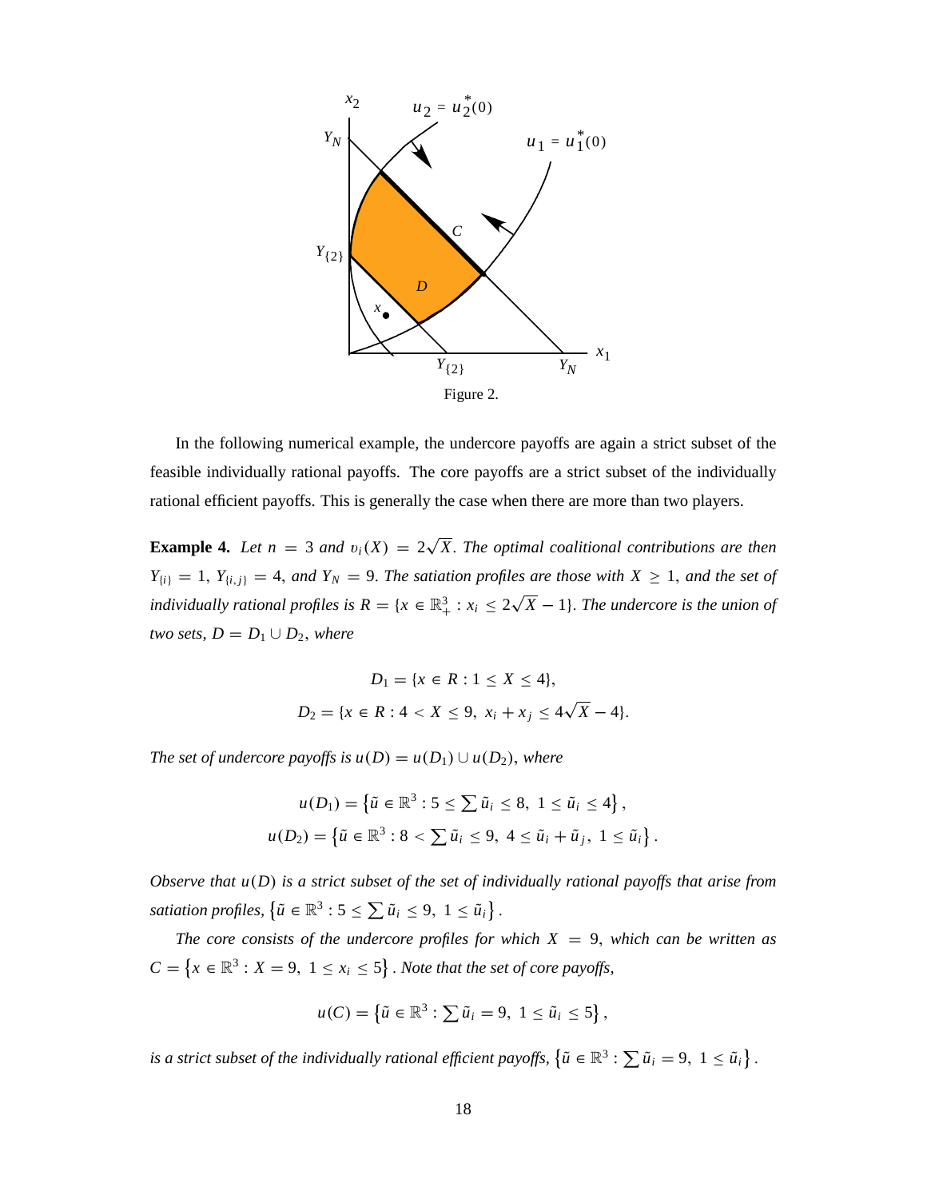Figure 2.

In the following numerical example, the undercore payoffs are again a strict subset of the feasible individually rational payoffs. The core payoffs are a strict subset of the individually rational efficient payoffs. This is generally the case when there are more than two players.

**Example 4.** *Let $n = 3$ and $v_i(X) = 2\sqrt{X}$. The optimal coalitional contributions are then $Y_{\{i\}} = 1$, $Y_{\{i,j\}} = 4$, and $Y_N = 9$. The satiation profiles are those with $X \geq 1$, and the set of individually rational profiles is $R = \{x \in \mathbb{R}^3_+ : x_i \leq 2\sqrt{X} - 1\}$. The undercore is the union of two sets, $D = D_1 \cup D_2$, where*

$$D_1 = \{x \in R : 1 \leq X \leq 4\},$$
$$D_2 = \{x \in R : 4 < X \leq 9,\ x_i + x_j \leq 4\sqrt{X} - 4\}.$$

*The set of undercore payoffs is $u(D) = u(D_1) \cup u(D_2)$, where*

$$u(D_1) = \left\{\tilde{u} \in \mathbb{R}^3 : 5 \leq \sum \tilde{u}_i \leq 8,\ 1 \leq \tilde{u}_i \leq 4\right\},$$
$$u(D_2) = \left\{\tilde{u} \in \mathbb{R}^3 : 8 < \sum \tilde{u}_i \leq 9,\ 4 \leq \tilde{u}_i + \tilde{u}_j,\ 1 \leq \tilde{u}_i\right\}.$$

*Observe that $u(D)$ is a strict subset of the set of individually rational payoffs that arise from satiation profiles, $\left\{\tilde{u} \in \mathbb{R}^3 : 5 \leq \sum \tilde{u}_i \leq 9,\ 1 \leq \tilde{u}_i\right\}$.*

*The core consists of the undercore profiles for which $X = 9$, which can be written as $C = \left\{x \in \mathbb{R}^3 : X = 9,\ 1 \leq x_i \leq 5\right\}$. Note that the set of core payoffs,*

$$u(C) = \left\{\tilde{u} \in \mathbb{R}^3 : \sum \tilde{u}_i = 9,\ 1 \leq \tilde{u}_i \leq 5\right\},$$

*is a strict subset of the individually rational efficient payoffs, $\left\{\tilde{u} \in \mathbb{R}^3 : \sum \tilde{u}_i = 9,\ 1 \leq \tilde{u}_i\right\}$.*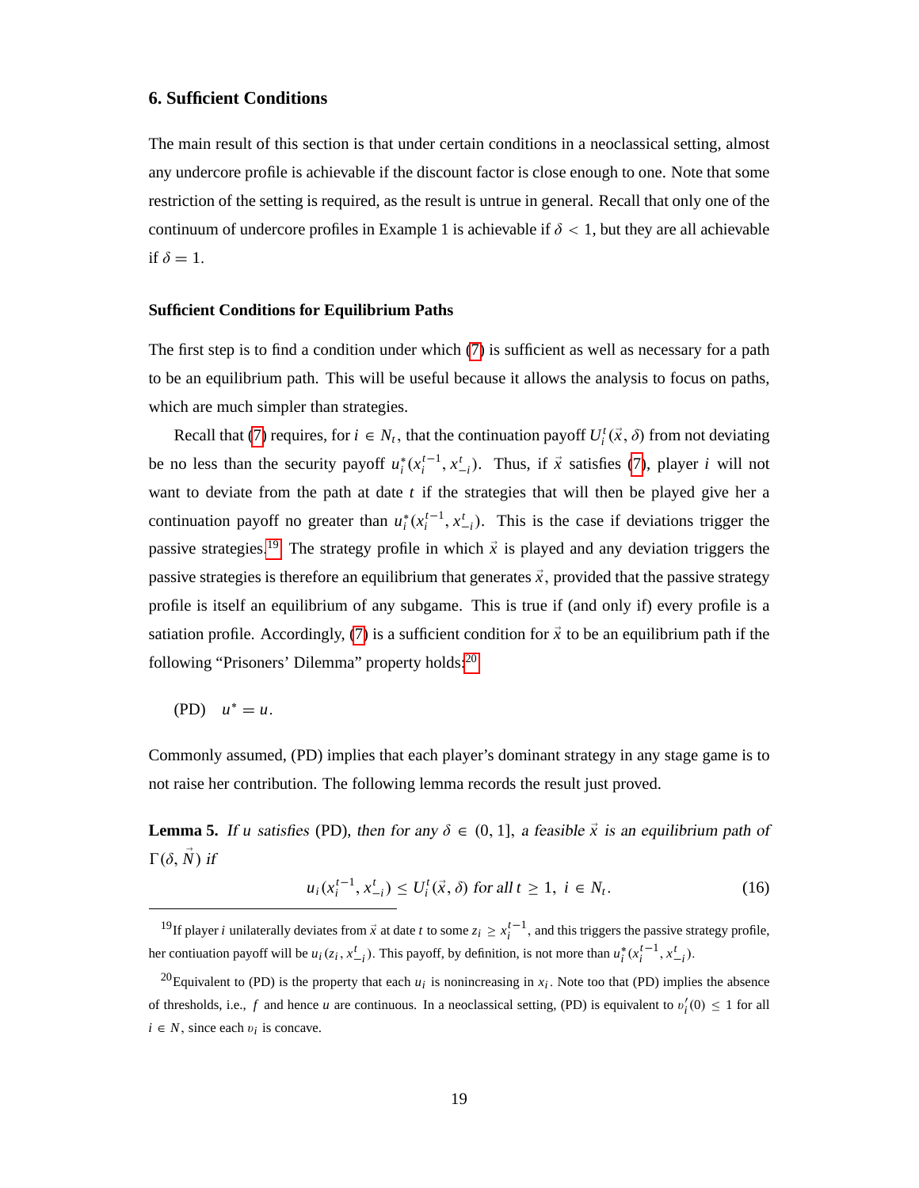## 6. Sufficient Conditions

The main result of this section is that under certain conditions in a neoclassical setting, almost any undercore profile is achievable if the discount factor is close enough to one. Note that some restriction of the setting is required, as the result is untrue in general. Recall that only one of the continuum of undercore profiles in Example 1 is achievable if $\delta < 1$, but they are all achievable if $\delta = 1$.

### Sufficient Conditions for Equilibrium Paths

The first step is to find a condition under which (7) is sufficient as well as necessary for a path to be an equilibrium path. This will be useful because it allows the analysis to focus on paths, which are much simpler than strategies.

Recall that (7) requires, for $i \in N_t$, that the continuation payoff $U_i^t(\vec{x}, \delta)$ from not deviating be no less than the security payoff $u_i^*(x_i^{t-1}, x_{-i}^t)$. Thus, if $\vec{x}$ satisfies (7), player $i$ will not want to deviate from the path at date $t$ if the strategies that will then be played give her a continuation payoff no greater than $u_i^*(x_i^{t-1}, x_{-i}^t)$. This is the case if deviations trigger the passive strategies.[19] The strategy profile in which $\vec{x}$ is played and any deviation triggers the passive strategies is therefore an equilibrium that generates $\vec{x}$, provided that the passive strategy profile is itself an equilibrium of any subgame. This is true if (and only if) every profile is a satiation profile. Accordingly, (7) is a sufficient condition for $\vec{x}$ to be an equilibrium path if the following "Prisoners' Dilemma" property holds:[20]

(PD) $\quad u^* = u$.

Commonly assumed, (PD) implies that each player's dominant strategy in any stage game is to not raise her contribution. The following lemma records the result just proved.

**Lemma 5.** *If $u$ satisfies* (PD)*, then for any $\delta \in (0, 1]$, a feasible $\vec{x}$ is an equilibrium path of $\Gamma(\delta, \vec{N})$ if*

$$u_i(x_i^{t-1}, x_{-i}^t) \leq U_i^t(\vec{x}, \delta) \text{ for all } t \geq 1,\ i \in N_t. \tag{16}$$

[19] If player $i$ unilaterally deviates from $\vec{x}$ at date $t$ to some $z_i \geq x_i^{t-1}$, and this triggers the passive strategy profile, her contiuation payoff will be $u_i(z_i, x_{-i}^t)$. This payoff, by definition, is not more than $u_i^*(x_i^{t-1}, x_{-i}^t)$.

[20] Equivalent to (PD) is the property that each $u_i$ is nonincreasing in $x_i$. Note too that (PD) implies the absence of thresholds, i.e., $f$ and hence $u$ are continuous. In a neoclassical setting, (PD) is equivalent to $v_i'(0) \leq 1$ for all $i \in N$, since each $v_i$ is concave.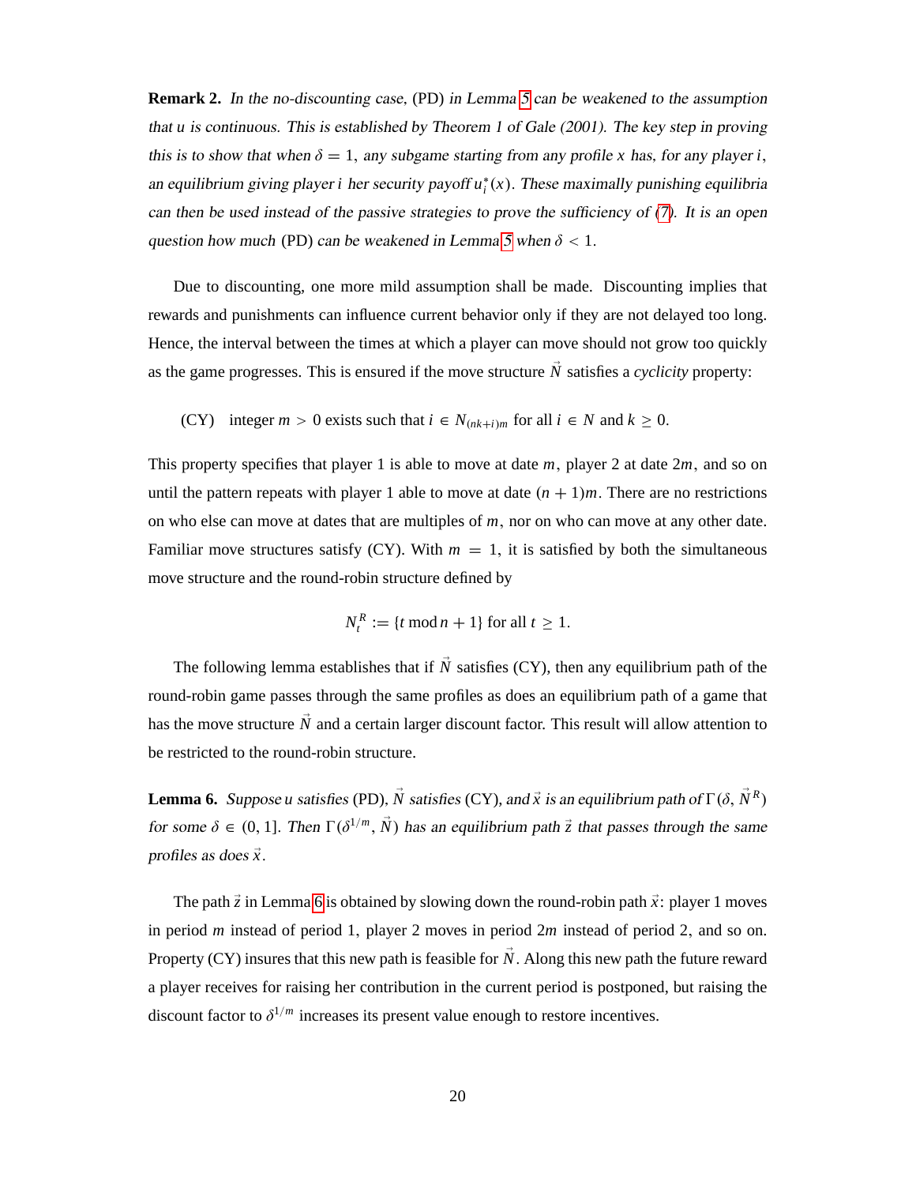**Remark 2.** *In the no-discounting case,* (PD) *in Lemma 5 can be weakened to the assumption that $u$ is continuous. This is established by Theorem 1 of Gale (2001). The key step in proving this is to show that when $\delta = 1$, any subgame starting from any profile $x$ has, for any player $i$, an equilibrium giving player $i$ her security payoff $u_i^*(x)$. These maximally punishing equilibria can then be used instead of the passive strategies to prove the sufficiency of (7). It is an open question how much* (PD) *can be weakened in Lemma 5 when $\delta < 1$.*

Due to discounting, one more mild assumption shall be made. Discounting implies that rewards and punishments can influence current behavior only if they are not delayed too long. Hence, the interval between the times at which a player can move should not grow too quickly as the game progresses. This is ensured if the move structure $\vec{N}$ satisfies a *cyclicity* property:

(CY) integer $m > 0$ exists such that $i \in N_{(nk+i)m}$ for all $i \in N$ and $k \geq 0$.

This property specifies that player 1 is able to move at date $m$, player 2 at date $2m$, and so on until the pattern repeats with player 1 able to move at date $(n+1)m$. There are no restrictions on who else can move at dates that are multiples of $m$, nor on who can move at any other date. Familiar move structures satisfy (CY). With $m = 1$, it is satisfied by both the simultaneous move structure and the round-robin structure defined by

$$N_t^R := \{t \bmod n + 1\} \text{ for all } t \geq 1.$$

The following lemma establishes that if $\vec{N}$ satisfies (CY), then any equilibrium path of the round-robin game passes through the same profiles as does an equilibrium path of a game that has the move structure $\vec{N}$ and a certain larger discount factor. This result will allow attention to be restricted to the round-robin structure.

**Lemma 6.** *Suppose $u$ satisfies* (PD), *$\vec{N}$ satisfies* (CY), *and $\vec{x}$ is an equilibrium path of $\Gamma(\delta, \vec{N}^R)$ for some $\delta \in (0, 1]$. Then $\Gamma(\delta^{1/m}, \vec{N})$ has an equilibrium path $\vec{z}$ that passes through the same profiles as does $\vec{x}$.*

The path $\vec{z}$ in Lemma 6 is obtained by slowing down the round-robin path $\vec{x}$: player 1 moves in period $m$ instead of period 1, player 2 moves in period $2m$ instead of period 2, and so on. Property (CY) insures that this new path is feasible for $\vec{N}$. Along this new path the future reward a player receives for raising her contribution in the current period is postponed, but raising the discount factor to $\delta^{1/m}$ increases its present value enough to restore incentives.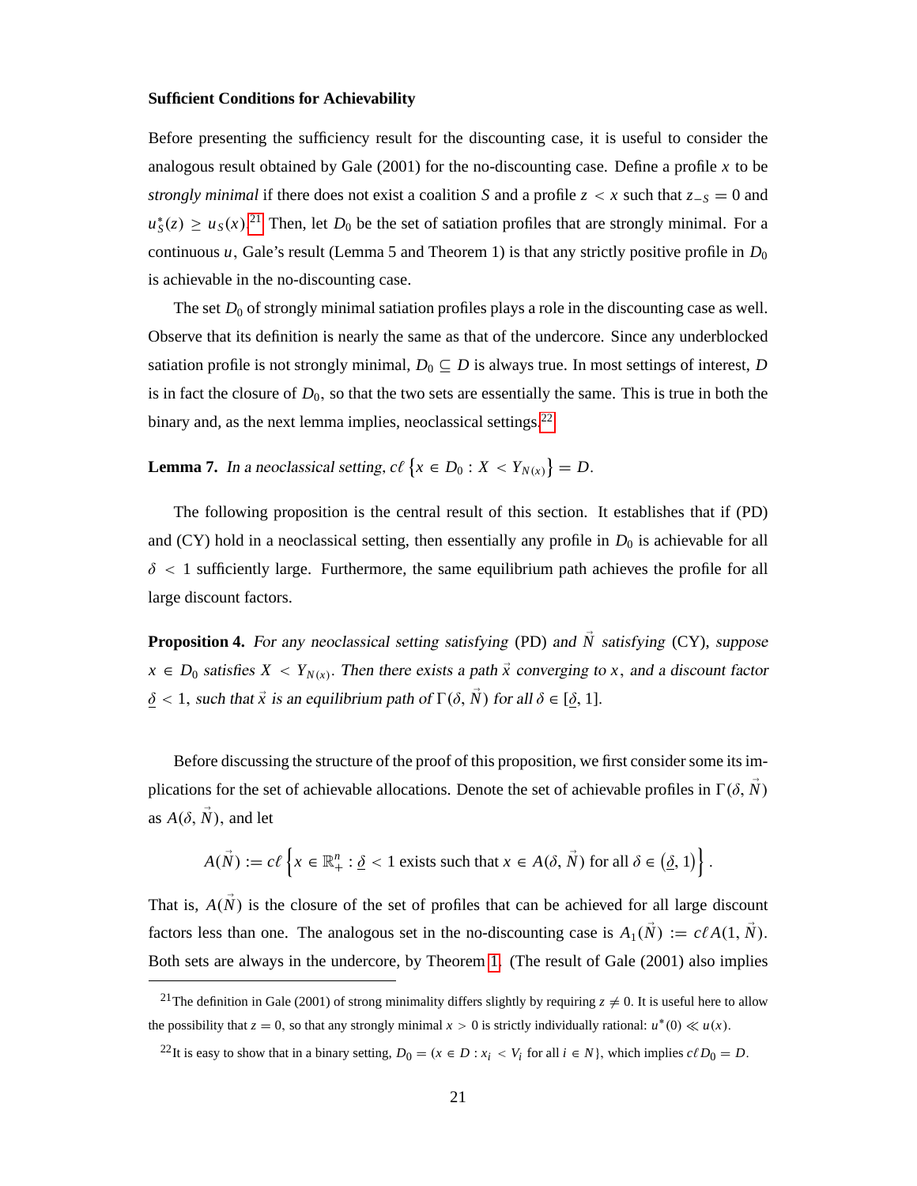**Sufficient Conditions for Achievability**

Before presenting the sufficiency result for the discounting case, it is useful to consider the analogous result obtained by Gale (2001) for the no-discounting case. Define a profile $x$ to be *strongly minimal* if there does not exist a coalition $S$ and a profile $z < x$ such that $z_{-S} = 0$ and $u_S^*(z) \geq u_S(x)$.[21] Then, let $D_0$ be the set of satiation profiles that are strongly minimal. For a continuous $u$, Gale's result (Lemma 5 and Theorem 1) is that any strictly positive profile in $D_0$ is achievable in the no-discounting case.

The set $D_0$ of strongly minimal satiation profiles plays a role in the discounting case as well. Observe that its definition is nearly the same as that of the undercore. Since any underblocked satiation profile is not strongly minimal, $D_0 \subseteq D$ is always true. In most settings of interest, $D$ is in fact the closure of $D_0$, so that the two sets are essentially the same. This is true in both the binary and, as the next lemma implies, neoclassical settings.[22]

**Lemma 7.** *In a neoclassical setting,* $c\ell \left\{x \in D_0 : X < Y_{N(x)}\right\} = D$.

The following proposition is the central result of this section. It establishes that if (PD) and (CY) hold in a neoclassical setting, then essentially any profile in $D_0$ is achievable for all $\delta < 1$ sufficiently large. Furthermore, the same equilibrium path achieves the profile for all large discount factors.

**Proposition 4.** *For any neoclassical setting satisfying* (PD) *and* $\vec{N}$ *satisfying* (CY)*, suppose* $x \in D_0$ *satisfies* $X < Y_{N(x)}$*. Then there exists a path* $\vec{x}$ *converging to* $x$*, and a discount factor* $\underline{\delta} < 1$*, such that* $\vec{x}$ *is an equilibrium path of* $\Gamma(\delta, \vec{N})$ *for all* $\delta \in [\underline{\delta}, 1]$.

Before discussing the structure of the proof of this proposition, we first consider some its implications for the set of achievable allocations. Denote the set of achievable profiles in $\Gamma(\delta, \vec{N})$ as $A(\delta, \vec{N})$, and let

$$A(\vec{N}) := c\ell \left\{x \in \mathbb{R}_+^n : \underline{\delta} < 1 \text{ exists such that } x \in A(\delta, \vec{N}) \text{ for all } \delta \in \left(\underline{\delta}, 1\right)\right\}.$$

That is, $A(\vec{N})$ is the closure of the set of profiles that can be achieved for all large discount factors less than one. The analogous set in the no-discounting case is $A_1(\vec{N}) := c\ell A(1, \vec{N})$. Both sets are always in the undercore, by Theorem 1. (The result of Gale (2001) also implies

[21] The definition in Gale (2001) of strong minimality differs slightly by requiring $z \neq 0$. It is useful here to allow the possibility that $z = 0$, so that any strongly minimal $x > 0$ is strictly individually rational: $u^*(0) \ll u(x)$.

[22] It is easy to show that in a binary setting, $D_0 = (x \in D : x_i < V_i \text{ for all } i \in N\}$, which implies $c\ell D_0 = D$.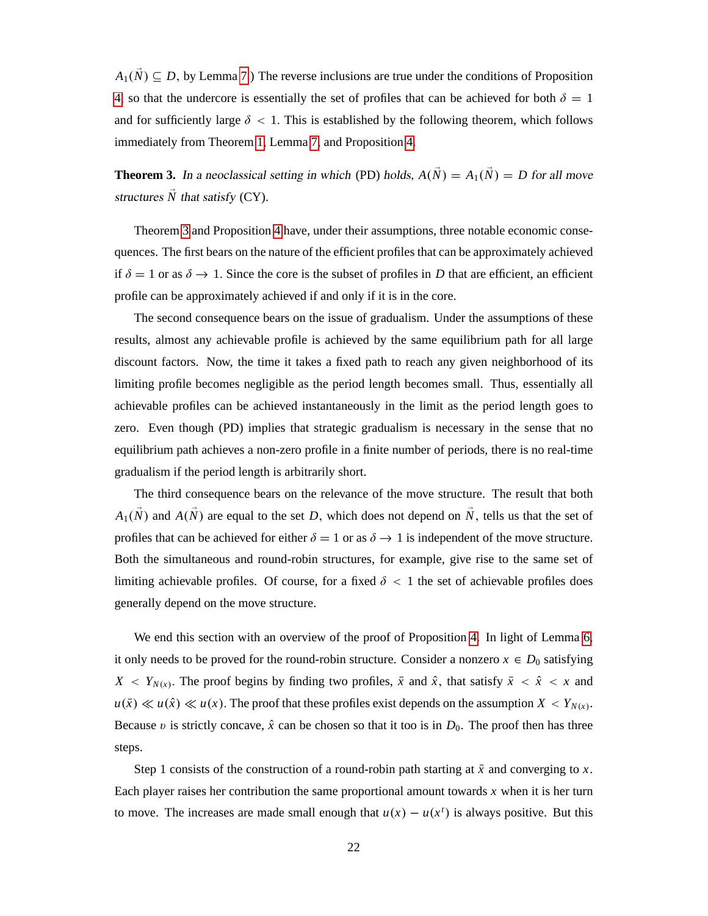$A_1(\vec{N}) \subseteq D$, by Lemma 7.) The reverse inclusions are true under the conditions of Proposition 4, so that the undercore is essentially the set of profiles that can be achieved for both $\delta = 1$ and for sufficiently large $\delta < 1$. This is established by the following theorem, which follows immediately from Theorem 1, Lemma 7, and Proposition 4.

**Theorem 3.** *In a neoclassical setting in which* (PD) *holds,* $A(\vec{N}) = A_1(\vec{N}) = D$ *for all move structures* $\vec{N}$ *that satisfy* (CY).

Theorem 3 and Proposition 4 have, under their assumptions, three notable economic consequences. The first bears on the nature of the efficient profiles that can be approximately achieved if $\delta = 1$ or as $\delta \to 1$. Since the core is the subset of profiles in $D$ that are efficient, an efficient profile can be approximately achieved if and only if it is in the core.

The second consequence bears on the issue of gradualism. Under the assumptions of these results, almost any achievable profile is achieved by the same equilibrium path for all large discount factors. Now, the time it takes a fixed path to reach any given neighborhood of its limiting profile becomes negligible as the period length becomes small. Thus, essentially all achievable profiles can be achieved instantaneously in the limit as the period length goes to zero. Even though (PD) implies that strategic gradualism is necessary in the sense that no equilibrium path achieves a non-zero profile in a finite number of periods, there is no real-time gradualism if the period length is arbitrarily short.

The third consequence bears on the relevance of the move structure. The result that both $A_1(\vec{N})$ and $A(\vec{N})$ are equal to the set $D$, which does not depend on $\vec{N}$, tells us that the set of profiles that can be achieved for either $\delta = 1$ or as $\delta \to 1$ is independent of the move structure. Both the simultaneous and round-robin structures, for example, give rise to the same set of limiting achievable profiles. Of course, for a fixed $\delta < 1$ the set of achievable profiles does generally depend on the move structure.

We end this section with an overview of the proof of Proposition 4. In light of Lemma 6, it only needs to be proved for the round-robin structure. Consider a nonzero $x \in D_0$ satisfying $X < Y_{N(x)}$. The proof begins by finding two profiles, $\bar{x}$ and $\hat{x}$, that satisfy $\bar{x} < \hat{x} < x$ and $u(\bar{x}) \ll u(\hat{x}) \ll u(x)$. The proof that these profiles exist depends on the assumption $X < Y_{N(x)}$. Because $v$ is strictly concave, $\hat{x}$ can be chosen so that it too is in $D_0$. The proof then has three steps.

Step 1 consists of the construction of a round-robin path starting at $\bar{x}$ and converging to $x$. Each player raises her contribution the same proportional amount towards $x$ when it is her turn to move. The increases are made small enough that $u(x) - u(x^t)$ is always positive. But this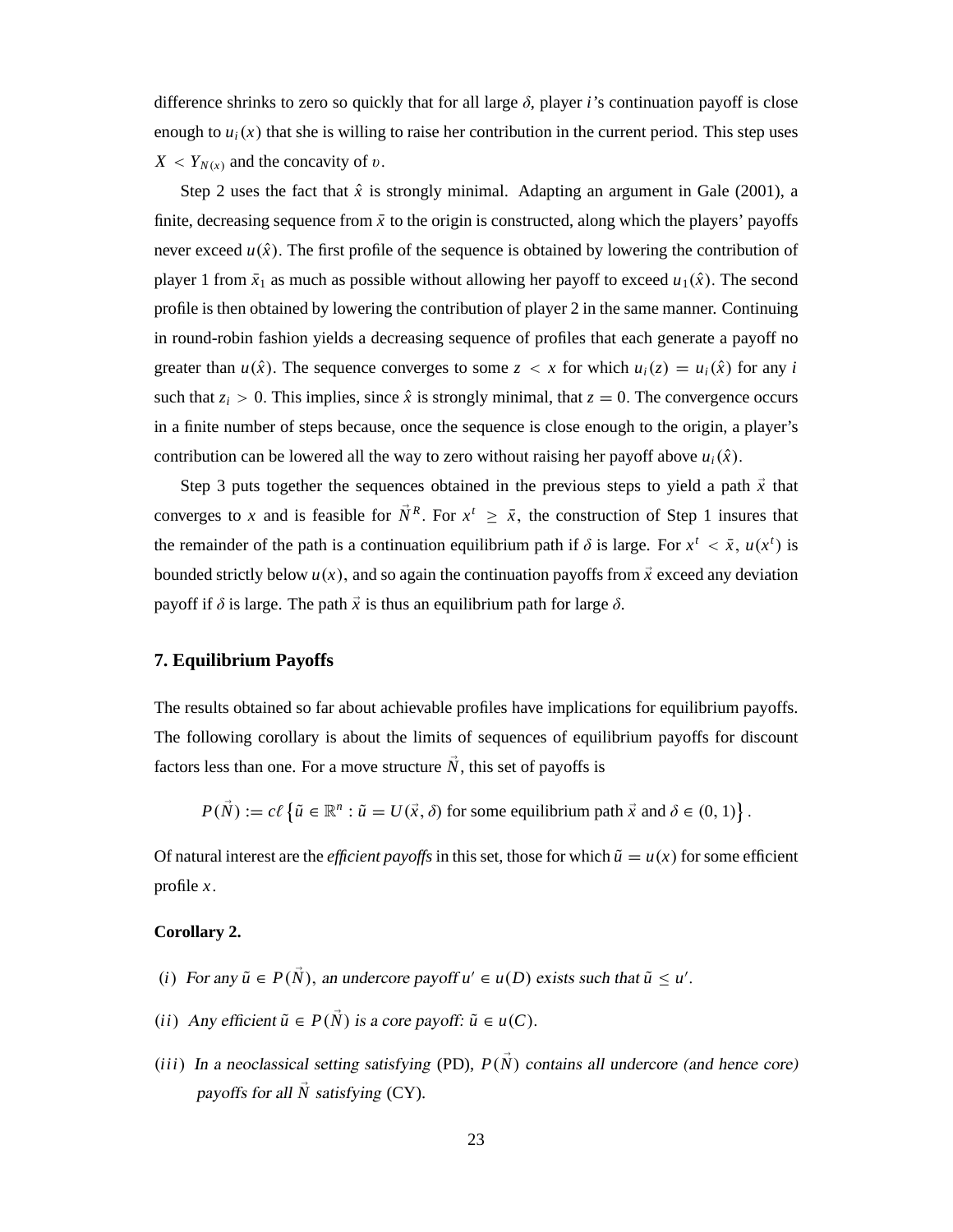difference shrinks to zero so quickly that for all large $\delta$, player $i$'s continuation payoff is close enough to $u_i(x)$ that she is willing to raise her contribution in the current period. This step uses $X < Y_{N(x)}$ and the concavity of $\upsilon$.

Step 2 uses the fact that $\hat{x}$ is strongly minimal. Adapting an argument in Gale (2001), a finite, decreasing sequence from $\bar{x}$ to the origin is constructed, along which the players' payoffs never exceed $u(\hat{x})$. The first profile of the sequence is obtained by lowering the contribution of player 1 from $\bar{x}_1$ as much as possible without allowing her payoff to exceed $u_1(\hat{x})$. The second profile is then obtained by lowering the contribution of player 2 in the same manner. Continuing in round-robin fashion yields a decreasing sequence of profiles that each generate a payoff no greater than $u(\hat{x})$. The sequence converges to some $z < x$ for which $u_i(z) = u_i(\hat{x})$ for any $i$ such that $z_i > 0$. This implies, since $\hat{x}$ is strongly minimal, that $z = 0$. The convergence occurs in a finite number of steps because, once the sequence is close enough to the origin, a player's contribution can be lowered all the way to zero without raising her payoff above $u_i(\hat{x})$.

Step 3 puts together the sequences obtained in the previous steps to yield a path $\vec{x}$ that converges to $x$ and is feasible for $\vec{N}^R$. For $x^t \geq \bar{x}$, the construction of Step 1 insures that the remainder of the path is a continuation equilibrium path if $\delta$ is large. For $x^t < \bar{x}$, $u(x^t)$ is bounded strictly below $u(x)$, and so again the continuation payoffs from $\vec{x}$ exceed any deviation payoff if $\delta$ is large. The path $\vec{x}$ is thus an equilibrium path for large $\delta$.

## 7. Equilibrium Payoffs

The results obtained so far about achievable profiles have implications for equilibrium payoffs. The following corollary is about the limits of sequences of equilibrium payoffs for discount factors less than one. For a move structure $\vec{N}$, this set of payoffs is

$$P(\vec{N}) := c\ell \left\{ \tilde{u} \in \mathbb{R}^n : \tilde{u} = U(\vec{x}, \delta) \text{ for some equilibrium path } \vec{x} \text{ and } \delta \in (0,1) \right\}.$$

Of natural interest are the *efficient payoffs* in this set, those for which $\tilde{u} = u(x)$ for some efficient profile $x$.

**Corollary 2.**

$(i)$ *For any $\tilde{u} \in P(\vec{N})$, an undercore payoff $u' \in u(D)$ exists such that $\tilde{u} \leq u'$.*

$(ii)$ *Any efficient $\tilde{u} \in P(\vec{N})$ is a core payoff: $\tilde{u} \in u(C)$.*

$(iii)$ *In a neoclassical setting satisfying* (PD), *$P(\vec{N})$ contains all undercore (and hence core) payoffs for all $\vec{N}$ satisfying* (CY).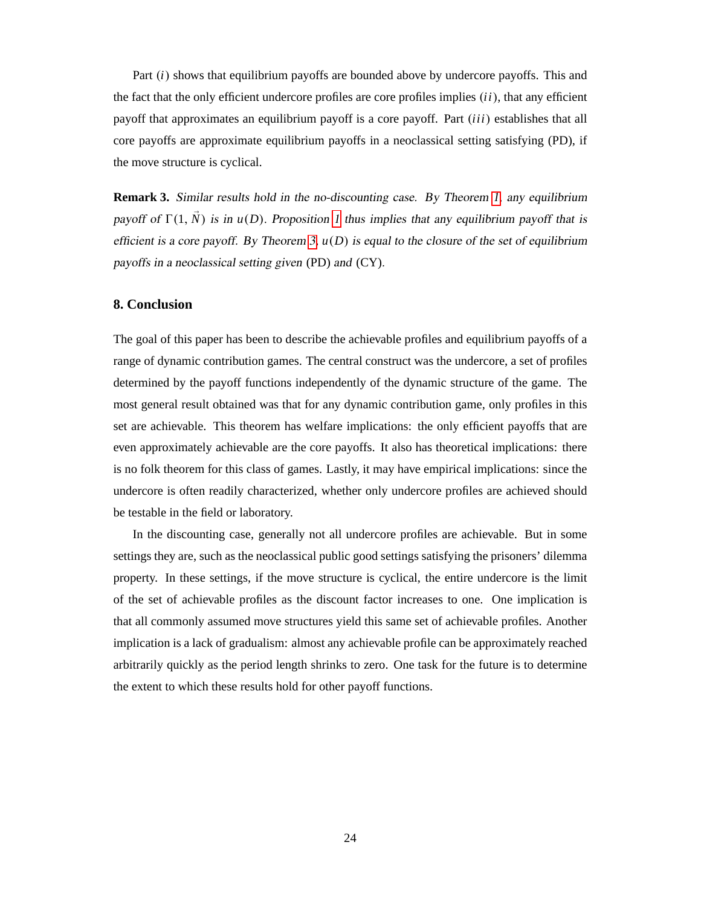Part $(i)$ shows that equilibrium payoffs are bounded above by undercore payoffs. This and the fact that the only efficient undercore profiles are core profiles implies $(ii)$, that any efficient payoff that approximates an equilibrium payoff is a core payoff. Part $(iii)$ establishes that all core payoffs are approximate equilibrium payoffs in a neoclassical setting satisfying (PD), if the move structure is cyclical.

**Remark 3.** *Similar results hold in the no-discounting case. By Theorem 1, any equilibrium payoff of $\Gamma(1, \vec{N})$ is in $u(D)$. Proposition 1 thus implies that any equilibrium payoff that is efficient is a core payoff. By Theorem 3, $u(D)$ is equal to the closure of the set of equilibrium payoffs in a neoclassical setting given* (PD) *and* (CY)*.*

## 8. Conclusion

The goal of this paper has been to describe the achievable profiles and equilibrium payoffs of a range of dynamic contribution games. The central construct was the undercore, a set of profiles determined by the payoff functions independently of the dynamic structure of the game. The most general result obtained was that for any dynamic contribution game, only profiles in this set are achievable. This theorem has welfare implications: the only efficient payoffs that are even approximately achievable are the core payoffs. It also has theoretical implications: there is no folk theorem for this class of games. Lastly, it may have empirical implications: since the undercore is often readily characterized, whether only undercore profiles are achieved should be testable in the field or laboratory.

In the discounting case, generally not all undercore profiles are achievable. But in some settings they are, such as the neoclassical public good settings satisfying the prisoners' dilemma property. In these settings, if the move structure is cyclical, the entire undercore is the limit of the set of achievable profiles as the discount factor increases to one. One implication is that all commonly assumed move structures yield this same set of achievable profiles. Another implication is a lack of gradualism: almost any achievable profile can be approximately reached arbitrarily quickly as the period length shrinks to zero. One task for the future is to determine the extent to which these results hold for other payoff functions.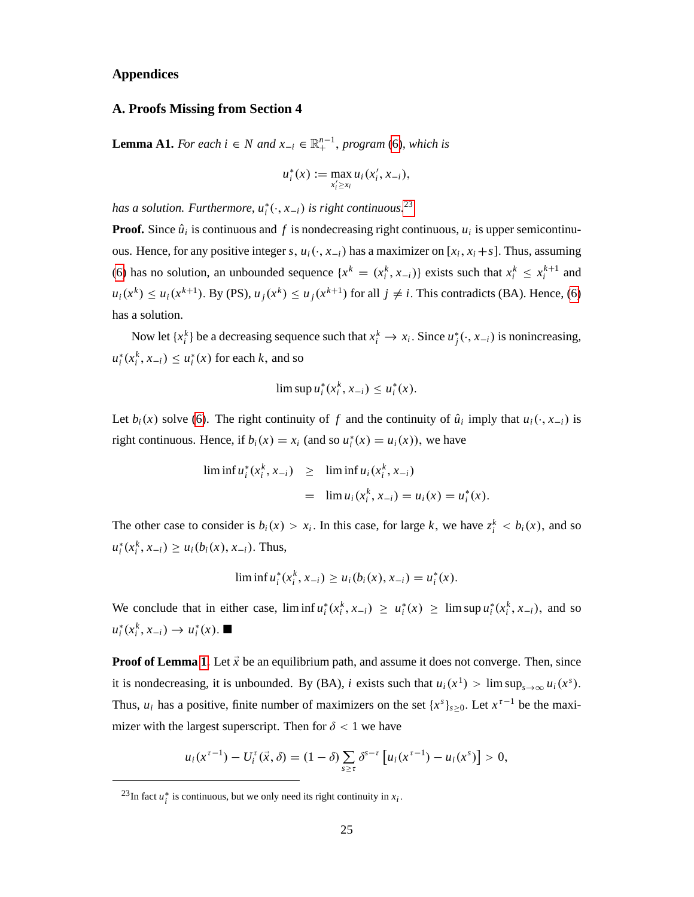## Appendices

### A. Proofs Missing from Section 4

**Lemma A1.** *For each $i \in N$ and $x_{-i} \in \mathbb{R}_+^{n-1}$, program (6), which is*

$$u_i^*(x) := \max_{x_i' \geq x_i} u_i(x_i', x_{-i}),$$

*has a solution. Furthermore, $u_i^*(\cdot, x_{-i})$ is right continuous.*[23]

**Proof.** Since $\hat{u}_i$ is continuous and $f$ is nondecreasing right continuous, $u_i$ is upper semicontinuous. Hence, for any positive integer $s$, $u_i(\cdot, x_{-i})$ has a maximizer on $[x_i, x_i + s]$. Thus, assuming (6) has no solution, an unbounded sequence $\{x^k = (x_i^k, x_{-i})\}$ exists such that $x_i^k \leq x_i^{k+1}$ and $u_i(x^k) \leq u_i(x^{k+1})$. By (PS), $u_j(x^k) \leq u_j(x^{k+1})$ for all $j \neq i$. This contradicts (BA). Hence, (6) has a solution.

Now let $\{x_i^k\}$ be a decreasing sequence such that $x_i^k \to x_i$. Since $u_j^*(\cdot, x_{-i})$ is nonincreasing, $u_i^*(x_i^k, x_{-i}) \leq u_i^*(x)$ for each $k$, and so

$$\limsup u_i^*(x_i^k, x_{-i}) \leq u_i^*(x).$$

Let $b_i(x)$ solve (6). The right continuity of $f$ and the continuity of $\hat{u}_i$ imply that $u_i(\cdot, x_{-i})$ is right continuous. Hence, if $b_i(x) = x_i$ (and so $u_i^*(x) = u_i(x)$), we have

$$\begin{aligned}
\liminf u_i^*(x_i^k, x_{-i}) &\geq \liminf u_i(x_i^k, x_{-i}) \\
&= \lim u_i(x_i^k, x_{-i}) = u_i(x) = u_i^*(x).
\end{aligned}$$

The other case to consider is $b_i(x) > x_i$. In this case, for large $k$, we have $z_i^k < b_i(x)$, and so $u_i^*(x_i^k, x_{-i}) \geq u_i(b_i(x), x_{-i})$. Thus,

$$\liminf u_i^*(x_i^k, x_{-i}) \geq u_i(b_i(x), x_{-i}) = u_i^*(x).$$

We conclude that in either case, $\liminf u_i^*(x_i^k, x_{-i}) \geq u_i^*(x) \geq \limsup u_i^*(x_i^k, x_{-i})$, and so $u_i^*(x_i^k, x_{-i}) \to u_i^*(x)$. ■

**Proof of Lemma 1.** Let $\vec{x}$ be an equilibrium path, and assume it does not converge. Then, since it is nondecreasing, it is unbounded. By (BA), $i$ exists such that $u_i(x^1) > \limsup_{s \to \infty} u_i(x^s)$. Thus, $u_i$ has a positive, finite number of maximizers on the set $\{x^s\}_{s \geq 0}$. Let $x^{\tau - 1}$ be the maximizer with the largest superscript. Then for $\delta < 1$ we have

$$u_i(x^{\tau-1}) - U_i^\tau(\vec{x}, \delta) = (1 - \delta) \sum_{s \geq \tau} \delta^{s-\tau} \left[ u_i(x^{\tau-1}) - u_i(x^s) \right] > 0,$$

[23] In fact $u_i^*$ is continuous, but we only need its right continuity in $x_i$.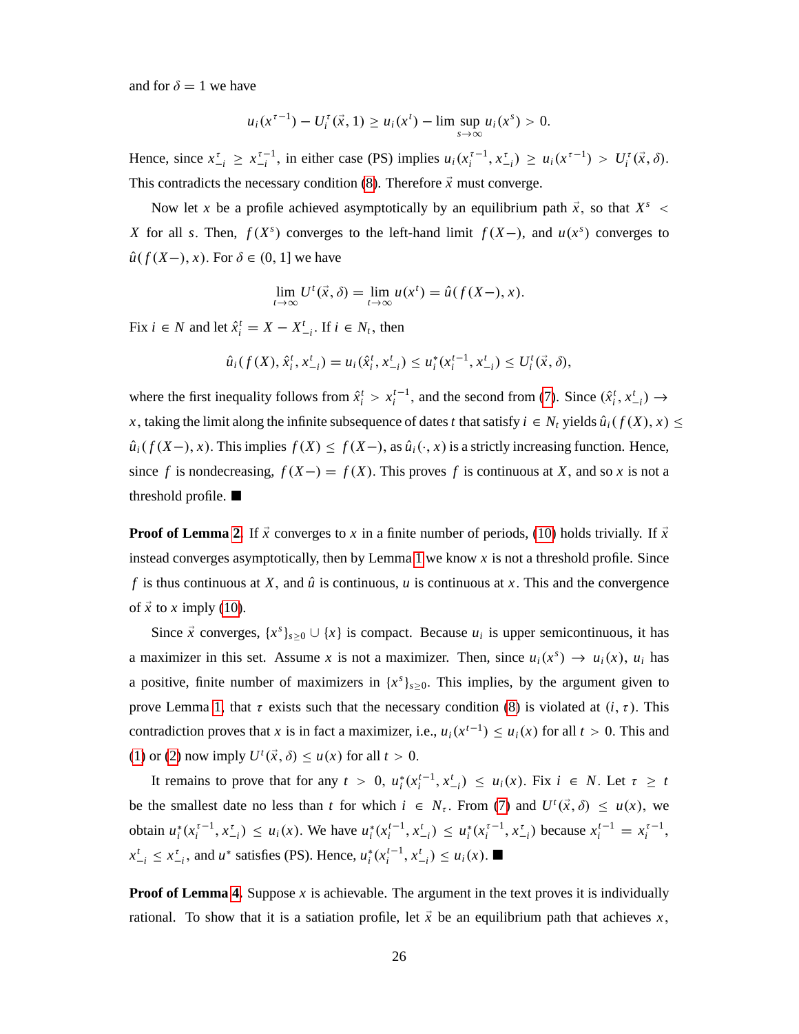and for $\delta = 1$ we have

$$u_i(x^{\tau-1}) - U_i^\tau(\vec{x}, 1) \geq u_i(x^t) - \limsup_{s\to\infty} u_i(x^s) > 0.$$

Hence, since $x_{-i}^\tau \geq x_{-i}^{\tau-1}$, in either case (PS) implies $u_i(x_i^{\tau-1}, x_{-i}^\tau) \geq u_i(x^{\tau-1}) > U_i^\tau(\vec{x}, \delta)$. This contradicts the necessary condition (8). Therefore $\vec{x}$ must converge.

Now let $x$ be a profile achieved asymptotically by an equilibrium path $\vec{x}$, so that $X^s < X$ for all $s$. Then, $f(X^s)$ converges to the left-hand limit $f(X-)$, and $u(x^s)$ converges to $\hat{u}(f(X-), x)$. For $\delta \in (0, 1]$ we have

$$\lim_{t\to\infty} U^t(\vec{x}, \delta) = \lim_{t\to\infty} u(x^t) = \hat{u}(f(X-), x).$$

Fix $i \in N$ and let $\hat{x}_i^t = X - X_{-i}^t$. If $i \in N_t$, then

$$\hat{u}_i(f(X), \hat{x}_i^t, x_{-i}^t) = u_i(\hat{x}_i^t, x_{-i}^t) \leq u_i^*(x_i^{t-1}, x_{-i}^t) \leq U_i^t(\vec{x}, \delta),$$

where the first inequality follows from $\hat{x}_i^t > x_i^{t-1}$, and the second from (7). Since $(\hat{x}_i^t, x_{-i}^t) \to x$, taking the limit along the infinite subsequence of dates $t$ that satisfy $i \in N_t$ yields $\hat{u}_i(f(X), x) \leq \hat{u}_i(f(X-), x)$. This implies $f(X) \leq f(X-)$, as $\hat{u}_i(\cdot, x)$ is a strictly increasing function. Hence, since $f$ is nondecreasing, $f(X-) = f(X)$. This proves $f$ is continuous at $X$, and so $x$ is not a threshold profile. ■

**Proof of Lemma 2.** If $\vec{x}$ converges to $x$ in a finite number of periods, (10) holds trivially. If $\vec{x}$ instead converges asymptotically, then by Lemma 1 we know $x$ is not a threshold profile. Since $f$ is thus continuous at $X$, and $\hat{u}$ is continuous, $u$ is continuous at $x$. This and the convergence of $\vec{x}$ to $x$ imply (10).

Since $\vec{x}$ converges, $\{x^s\}_{s\geq 0} \cup \{x\}$ is compact. Because $u_i$ is upper semicontinuous, it has a maximizer in this set. Assume $x$ is not a maximizer. Then, since $u_i(x^s) \to u_i(x)$, $u_i$ has a positive, finite number of maximizers in $\{x^s\}_{s\geq 0}$. This implies, by the argument given to prove Lemma 1, that $\tau$ exists such that the necessary condition (8) is violated at $(i, \tau)$. This contradiction proves that $x$ is in fact a maximizer, i.e., $u_i(x^{t-1}) \leq u_i(x)$ for all $t > 0$. This and (1) or (2) now imply $U^t(\vec{x}, \delta) \leq u(x)$ for all $t > 0$.

It remains to prove that for any $t > 0$, $u_i^*(x_i^{t-1}, x_{-i}^t) \leq u_i(x)$. Fix $i \in N$. Let $\tau \geq t$ be the smallest date no less than $t$ for which $i \in N_\tau$. From (7) and $U^t(\vec{x}, \delta) \leq u(x)$, we obtain $u_i^*(x_i^{\tau-1}, x_{-i}^\tau) \leq u_i(x)$. We have $u_i^*(x_i^{t-1}, x_{-i}^t) \leq u_i^*(x_i^{\tau-1}, x_{-i}^\tau)$ because $x_i^{t-1} = x_i^{\tau-1}$, $x_{-i}^t \leq x_{-i}^\tau$, and $u^*$ satisfies (PS). Hence, $u_i^*(x_i^{t-1}, x_{-i}^t) \leq u_i(x)$. ■

**Proof of Lemma 4.** Suppose $x$ is achievable. The argument in the text proves it is individually rational. To show that it is a satiation profile, let $\vec{x}$ be an equilibrium path that achieves $x$,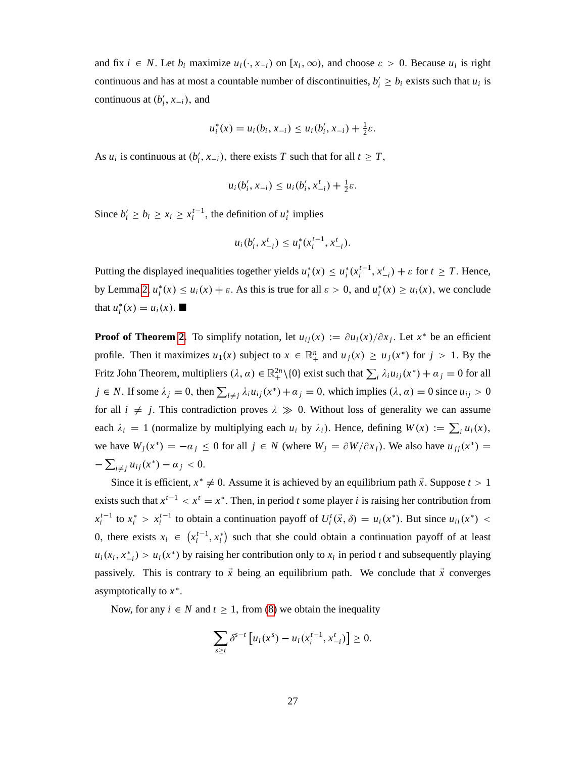and fix $i \in N$. Let $b_i$ maximize $u_i(\cdot, x_{-i})$ on $[x_i, \infty)$, and choose $\varepsilon > 0$. Because $u_i$ is right continuous and has at most a countable number of discontinuities, $b_i' \geq b_i$ exists such that $u_i$ is continuous at $(b_i', x_{-i})$, and

$$u_i^*(x) = u_i(b_i, x_{-i}) \leq u_i(b_i', x_{-i}) + \tfrac{1}{2}\varepsilon.$$

As $u_i$ is continuous at $(b_i', x_{-i})$, there exists $T$ such that for all $t \geq T$,

$$u_i(b_i', x_{-i}) \leq u_i(b_i', x_{-i}^t) + \tfrac{1}{2}\varepsilon.$$

Since $b_i' \geq b_i \geq x_i \geq x_i^{t-1}$, the definition of $u_i^*$ implies

$$u_i(b_i', x_{-i}^t) \leq u_i^*(x_i^{t-1}, x_{-i}^t).$$

Putting the displayed inequalities together yields $u_i^*(x) \leq u_i^*(x_i^{t-1}, x_{-i}^t) + \varepsilon$ for $t \geq T$. Hence, by Lemma 2, $u_i^*(x) \leq u_i(x) + \varepsilon$. As this is true for all $\varepsilon > 0$, and $u_i^*(x) \geq u_i(x)$, we conclude that $u_i^*(x) = u_i(x)$. ■

**Proof of Theorem 2.** To simplify notation, let $u_{ij}(x) := \partial u_i(x)/\partial x_j$. Let $x^*$ be an efficient profile. Then it maximizes $u_1(x)$ subject to $x \in \mathbb{R}_+^n$ and $u_j(x) \geq u_j(x^*)$ for $j > 1$. By the Fritz John Theorem, multipliers $(\lambda, \alpha) \in \mathbb{R}_+^{2n} \backslash \{0\}$ exist such that $\sum_i \lambda_i u_{ij}(x^*) + \alpha_j = 0$ for all $j \in N$. If some $\lambda_j = 0$, then $\sum_{i \neq j} \lambda_i u_{ij}(x^*) + \alpha_j = 0$, which implies $(\lambda, \alpha) = 0$ since $u_{ij} > 0$ for all $i \neq j$. This contradiction proves $\lambda \gg 0$. Without loss of generality we can assume each $\lambda_i = 1$ (normalize by multiplying each $u_i$ by $\lambda_i$). Hence, defining $W(x) := \sum_i u_i(x)$, we have $W_j(x^*) = -\alpha_j \leq 0$ for all $j \in N$ (where $W_j = \partial W/\partial x_j$). We also have $u_{jj}(x^*) = -\sum_{i \neq j} u_{ij}(x^*) - \alpha_j < 0$.

Since it is efficient, $x^* \neq 0$. Assume it is achieved by an equilibrium path $\vec{x}$. Suppose $t > 1$ exists such that $x^{t-1} < x^t = x^*$. Then, in period $t$ some player $i$ is raising her contribution from $x_i^{t-1}$ to $x_i^* > x_i^{t-1}$ to obtain a continuation payoff of $U_i^t(\vec{x}, \delta) = u_i(x^*)$. But since $u_{ii}(x^*) < 0$, there exists $x_i \in \left(x_i^{t-1}, x_i^*\right)$ such that she could obtain a continuation payoff of at least $u_i(x_i, x_{-i}^*) > u_i(x^*)$ by raising her contribution only to $x_i$ in period $t$ and subsequently playing passively. This is contrary to $\vec{x}$ being an equilibrium path. We conclude that $\vec{x}$ converges asymptotically to $x^*$.

Now, for any $i \in N$ and $t \geq 1$, from (8) we obtain the inequality

$$\sum_{s \geq t} \delta^{s-t} \left[u_i(x^s) - u_i(x_i^{t-1}, x_{-i}^t)\right] \geq 0.$$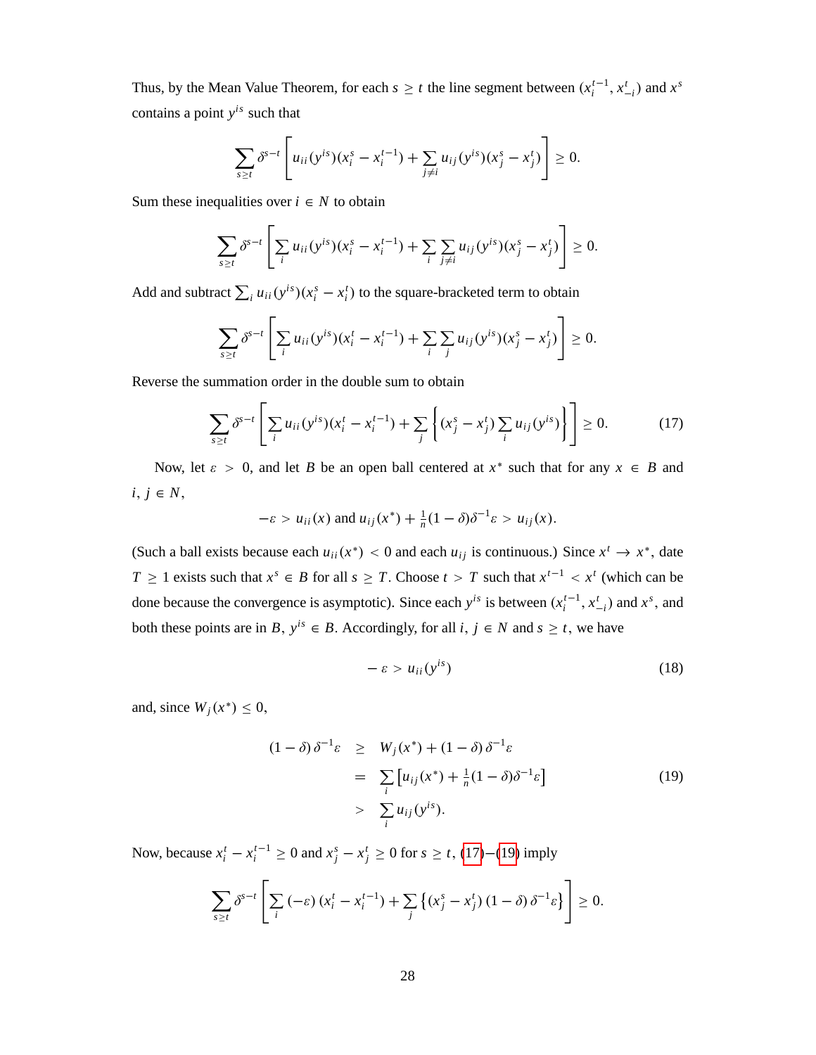Thus, by the Mean Value Theorem, for each $s \geq t$ the line segment between $(x_i^{t-1}, x_{-i}^t)$ and $x^s$ contains a point $y^{is}$ such that

$$\sum_{s \geq t} \delta^{s-t} \left[ u_{ii}(y^{is})(x_i^s - x_i^{t-1}) + \sum_{j \neq i} u_{ij}(y^{is})(x_j^s - x_j^t) \right] \geq 0.$$

Sum these inequalities over $i \in N$ to obtain

$$\sum_{s \geq t} \delta^{s-t} \left[ \sum_i u_{ii}(y^{is})(x_i^s - x_i^{t-1}) + \sum_i \sum_{j \neq i} u_{ij}(y^{is})(x_j^s - x_j^t) \right] \geq 0.$$

Add and subtract $\sum_i u_{ii}(y^{is})(x_i^s - x_i^t)$ to the square-bracketed term to obtain

$$\sum_{s \geq t} \delta^{s-t} \left[ \sum_i u_{ii}(y^{is})(x_i^t - x_i^{t-1}) + \sum_i \sum_j u_{ij}(y^{is})(x_j^s - x_j^t) \right] \geq 0.$$

Reverse the summation order in the double sum to obtain

$$\sum_{s \geq t} \delta^{s-t} \left[ \sum_i u_{ii}(y^{is})(x_i^t - x_i^{t-1}) + \sum_j \left\{ (x_j^s - x_j^t) \sum_i u_{ij}(y^{is}) \right\} \right] \geq 0. \tag{17}$$

Now, let $\varepsilon > 0$, and let $B$ be an open ball centered at $x^*$ such that for any $x \in B$ and $i, j \in N$,

$$-\varepsilon > u_{ii}(x) \text{ and } u_{ij}(x^*) + \tfrac{1}{n}(1-\delta)\delta^{-1}\varepsilon > u_{ij}(x).$$

(Such a ball exists because each $u_{ii}(x^*) < 0$ and each $u_{ij}$ is continuous.) Since $x^t \to x^*$, date $T \geq 1$ exists such that $x^s \in B$ for all $s \geq T$. Choose $t > T$ such that $x^{t-1} < x^t$ (which can be done because the convergence is asymptotic). Since each $y^{is}$ is between $(x_i^{t-1}, x_{-i}^t)$ and $x^s$, and both these points are in $B$, $y^{is} \in B$. Accordingly, for all $i, j \in N$ and $s \geq t$, we have

$$-\varepsilon > u_{ii}(y^{is}) \tag{18}$$

and, since $W_j(x^*) \leq 0$,

$$\begin{aligned} (1-\delta)\,\delta^{-1}\varepsilon &\geq W_j(x^*) + (1-\delta)\,\delta^{-1}\varepsilon \\ &= \sum_i \left[ u_{ij}(x^*) + \tfrac{1}{n}(1-\delta)\delta^{-1}\varepsilon \right] \\ &> \sum_i u_{ij}(y^{is}). \end{aligned} \tag{19}$$

Now, because $x_i^t - x_i^{t-1} \geq 0$ and $x_j^s - x_j^t \geq 0$ for $s \geq t$, (17)–(19) imply

$$\sum_{s \geq t} \delta^{s-t} \left[ \sum_i (-\varepsilon)\,(x_i^t - x_i^{t-1}) + \sum_j \left\{ (x_j^s - x_j^t)\,(1-\delta)\,\delta^{-1}\varepsilon \right\} \right] \geq 0.$$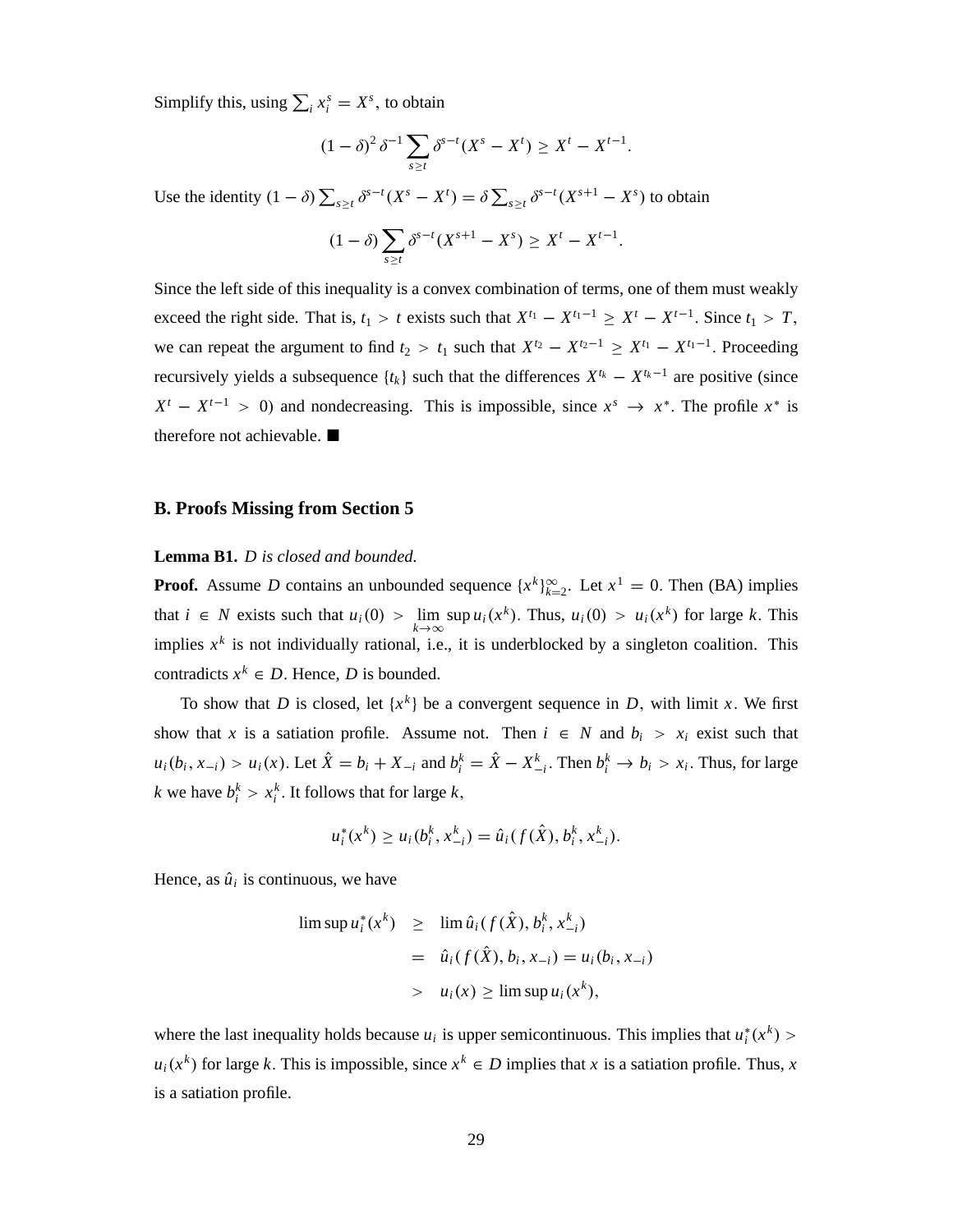Simplify this, using $\sum_i x_i^s = X^s$, to obtain

$$(1-\delta)^2 \delta^{-1} \sum_{s \geq t} \delta^{s-t}(X^s - X^t) \geq X^t - X^{t-1}.$$

Use the identity $(1-\delta)\sum_{s\geq t} \delta^{s-t}(X^s - X^t) = \delta \sum_{s\geq t} \delta^{s-t}(X^{s+1} - X^s)$ to obtain

$$(1-\delta) \sum_{s \geq t} \delta^{s-t}(X^{s+1} - X^s) \geq X^t - X^{t-1}.$$

Since the left side of this inequality is a convex combination of terms, one of them must weakly exceed the right side. That is, $t_1 > t$ exists such that $X^{t_1} - X^{t_1 - 1} \geq X^t - X^{t-1}$. Since $t_1 > T$, we can repeat the argument to find $t_2 > t_1$ such that $X^{t_2} - X^{t_2-1} \geq X^{t_1} - X^{t_1-1}$. Proceeding recursively yields a subsequence $\{t_k\}$ such that the differences $X^{t_k} - X^{t_k - 1}$ are positive (since $X^t - X^{t-1} > 0$) and nondecreasing. This is impossible, since $x^s \to x^*$. The profile $x^*$ is therefore not achievable. ■

## B. Proofs Missing from Section 5

**Lemma B1.** *D is closed and bounded.*

**Proof.** Assume $D$ contains an unbounded sequence $\{x^k\}_{k=2}^{\infty}$. Let $x^1 = 0$. Then (BA) implies that $i \in N$ exists such that $u_i(0) > \lim_{k\to\infty} \sup u_i(x^k)$. Thus, $u_i(0) > u_i(x^k)$ for large $k$. This implies $x^k$ is not individually rational, i.e., it is underblocked by a singleton coalition. This contradicts $x^k \in D$. Hence, $D$ is bounded.

To show that $D$ is closed, let $\{x^k\}$ be a convergent sequence in $D$, with limit $x$. We first show that $x$ is a satiation profile. Assume not. Then $i \in N$ and $b_i > x_i$ exist such that $u_i(b_i, x_{-i}) > u_i(x)$. Let $\hat{X} = b_i + X_{-i}$ and $b_i^k = \hat{X} - X_{-i}^k$. Then $b_i^k \to b_i > x_i$. Thus, for large $k$ we have $b_i^k > x_i^k$. It follows that for large $k$,

$$u_i^*(x^k) \geq u_i(b_i^k, x_{-i}^k) = \hat{u}_i(f(\hat{X}), b_i^k, x_{-i}^k).$$

Hence, as $\hat{u}_i$ is continuous, we have

$$\begin{aligned}
\limsup u_i^*(x^k) &\geq \lim \hat{u}_i(f(\hat{X}), b_i^k, x_{-i}^k) \\
&= \hat{u}_i(f(\hat{X}), b_i, x_{-i}) = u_i(b_i, x_{-i}) \\
&> u_i(x) \geq \limsup u_i(x^k),
\end{aligned}$$

where the last inequality holds because $u_i$ is upper semicontinuous. This implies that $u_i^*(x^k) > u_i(x^k)$ for large $k$. This is impossible, since $x^k \in D$ implies that $x$ is a satiation profile. Thus, $x$ is a satiation profile.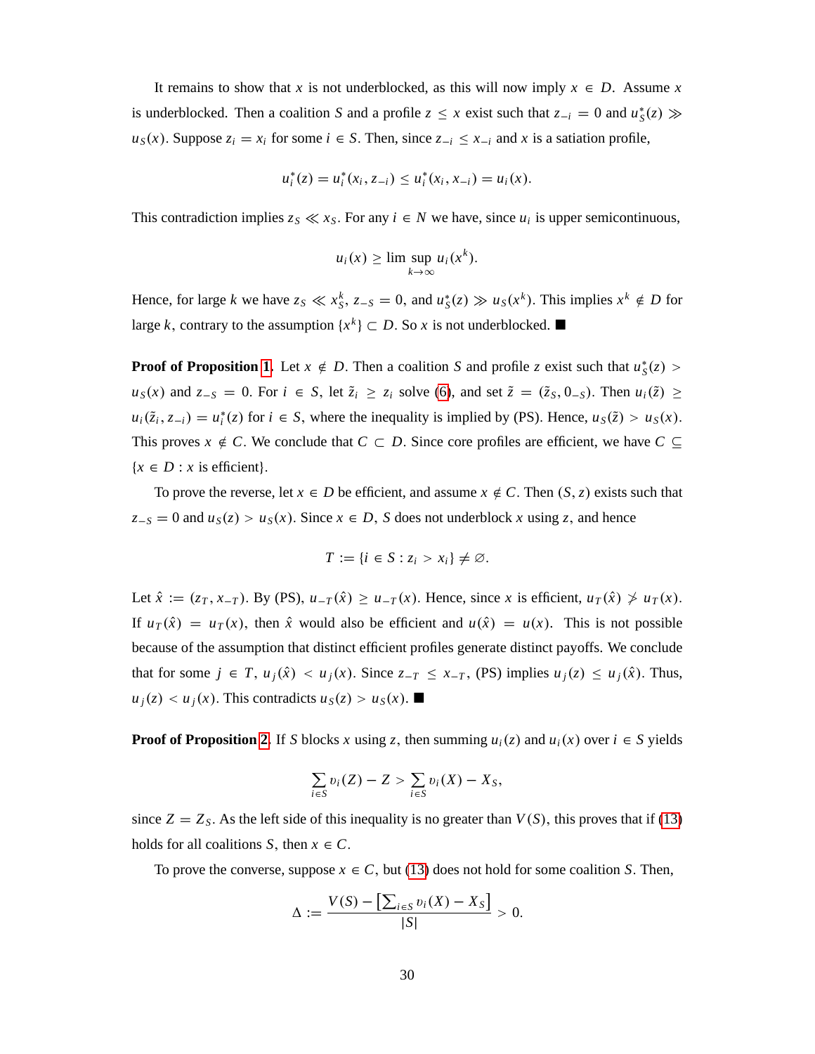It remains to show that $x$ is not underblocked, as this will now imply $x \in D$. Assume $x$ is underblocked. Then a coalition $S$ and a profile $z \leq x$ exist such that $z_{-i} = 0$ and $u_S^*(z) \gg u_S(x)$. Suppose $z_i = x_i$ for some $i \in S$. Then, since $z_{-i} \leq x_{-i}$ and $x$ is a satiation profile,

$$u_i^*(z) = u_i^*(x_i, z_{-i}) \leq u_i^*(x_i, x_{-i}) = u_i(x).$$

This contradiction implies $z_S \ll x_S$. For any $i \in N$ we have, since $u_i$ is upper semicontinuous,

$$u_i(x) \geq \limsup_{k \to \infty} u_i(x^k).$$

Hence, for large $k$ we have $z_S \ll x_S^k$, $z_{-S} = 0$, and $u_S^*(z) \gg u_S(x^k)$. This implies $x^k \notin D$ for large $k$, contrary to the assumption $\{x^k\} \subset D$. So $x$ is not underblocked. ■

**Proof of Proposition 1.** Let $x \notin D$. Then a coalition $S$ and profile $z$ exist such that $u_S^*(z) > u_S(x)$ and $z_{-S} = 0$. For $i \in S$, let $\tilde{z}_i \geq z_i$ solve (6), and set $\tilde{z} = (\tilde{z}_S, 0_{-S})$. Then $u_i(\tilde{z}) \geq u_i(\tilde{z}_i, z_{-i}) = u_i^*(z)$ for $i \in S$, where the inequality is implied by (PS). Hence, $u_S(\tilde{z}) > u_S(x)$. This proves $x \notin C$. We conclude that $C \subset D$. Since core profiles are efficient, we have $C \subseteq \{x \in D : x \text{ is efficient}\}$.

To prove the reverse, let $x \in D$ be efficient, and assume $x \notin C$. Then $(S, z)$ exists such that $z_{-S} = 0$ and $u_S(z) > u_S(x)$. Since $x \in D$, $S$ does not underblock $x$ using $z$, and hence

$$T := \{i \in S : z_i > x_i\} \neq \varnothing.$$

Let $\hat{x} := (z_T, x_{-T})$. By (PS), $u_{-T}(\hat{x}) \geq u_{-T}(x)$. Hence, since $x$ is efficient, $u_T(\hat{x}) \not> u_T(x)$. If $u_T(\hat{x}) = u_T(x)$, then $\hat{x}$ would also be efficient and $u(\hat{x}) = u(x)$. This is not possible because of the assumption that distinct efficient profiles generate distinct payoffs. We conclude that for some $j \in T$, $u_j(\hat{x}) < u_j(x)$. Since $z_{-T} \leq x_{-T}$, (PS) implies $u_j(z) \leq u_j(\hat{x})$. Thus, $u_j(z) < u_j(x)$. This contradicts $u_S(z) > u_S(x)$. ■

**Proof of Proposition 2.** If $S$ blocks $x$ using $z$, then summing $u_i(z)$ and $u_i(x)$ over $i \in S$ yields

$$\sum_{i \in S} v_i(Z) - Z > \sum_{i \in S} v_i(X) - X_S,$$

since $Z = Z_S$. As the left side of this inequality is no greater than $V(S)$, this proves that if (13) holds for all coalitions $S$, then $x \in C$.

To prove the converse, suppose $x \in C$, but (13) does not hold for some coalition $S$. Then,

$$\Delta := \frac{V(S) - \left[\sum_{i \in S} v_i(X) - X_S\right]}{|S|} > 0.$$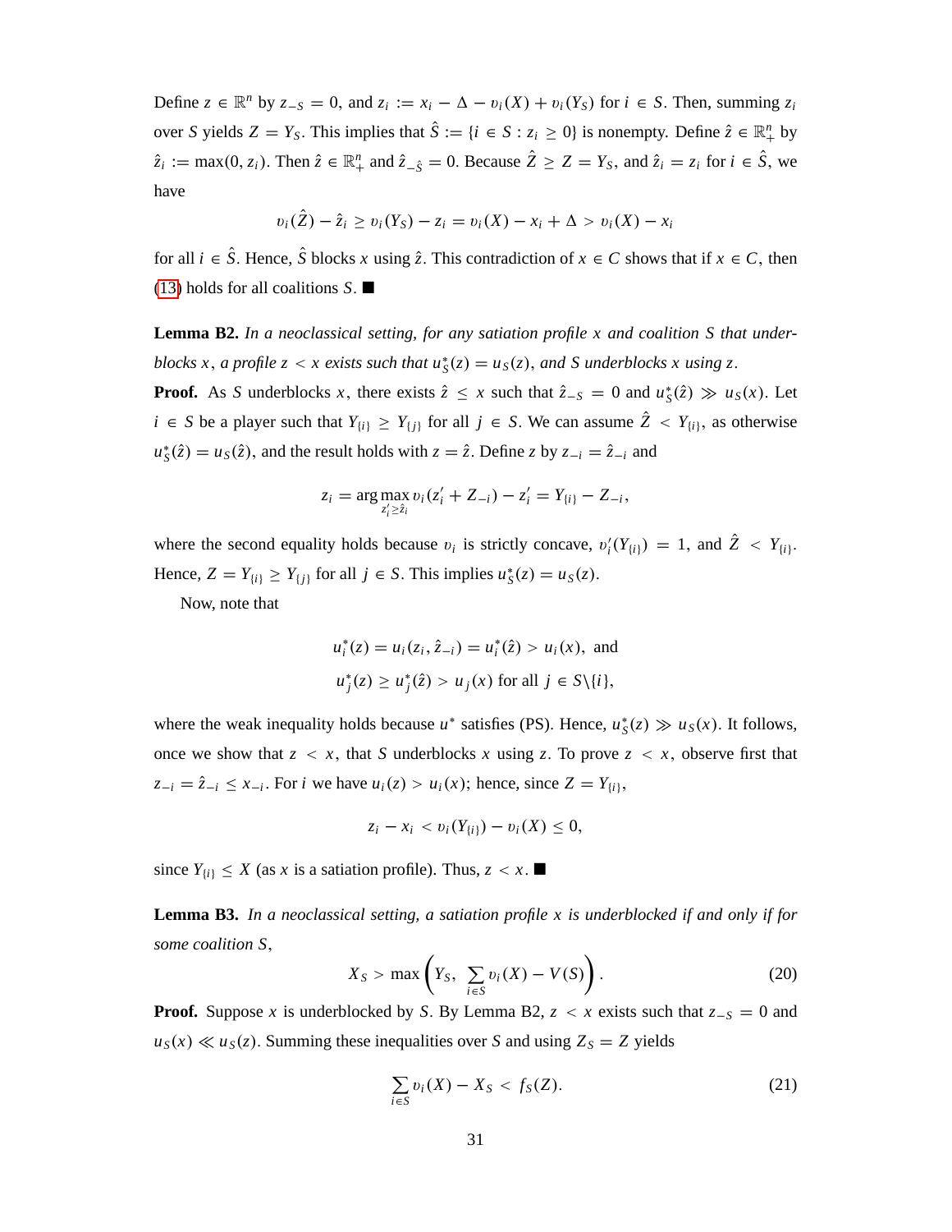Define $z \in \mathbb{R}^n$ by $z_{-S} = 0$, and $z_i := x_i - \Delta - v_i(X) + v_i(Y_S)$ for $i \in S$. Then, summing $z_i$ over $S$ yields $Z = Y_S$. This implies that $\hat{S} := \{i \in S : z_i \geq 0\}$ is nonempty. Define $\hat{z} \in \mathbb{R}^n_+$ by $\hat{z}_i := \max(0, z_i)$. Then $\hat{z} \in \mathbb{R}^n_+$ and $\hat{z}_{-\hat{S}} = 0$. Because $\hat{Z} \geq Z = Y_S$, and $\hat{z}_i = z_i$ for $i \in \hat{S}$, we have

$$v_i(\hat{Z}) - \hat{z}_i \geq v_i(Y_S) - z_i = v_i(X) - x_i + \Delta > v_i(X) - x_i$$

for all $i \in \hat{S}$. Hence, $\hat{S}$ blocks $x$ using $\hat{z}$. This contradiction of $x \in C$ shows that if $x \in C$, then (13) holds for all coalitions $S$. ■

**Lemma B2.** *In a neoclassical setting, for any satiation profile $x$ and coalition $S$ that underblocks $x$, a profile $z < x$ exists such that $u^*_S(z) = u_S(z)$, and $S$ underblocks $x$ using $z$.*

**Proof.** As $S$ underblocks $x$, there exists $\hat{z} \leq x$ such that $\hat{z}_{-S} = 0$ and $u^*_S(\hat{z}) \gg u_S(x)$. Let $i \in S$ be a player such that $Y_{\{i\}} \geq Y_{\{j\}}$ for all $j \in S$. We can assume $\hat{Z} < Y_{\{i\}}$, as otherwise $u^*_S(\hat{z}) = u_S(\hat{z})$, and the result holds with $z = \hat{z}$. Define $z$ by $z_{-i} = \hat{z}_{-i}$ and

$$z_i = \arg\max_{z'_i \geq \hat{z}_i} v_i(z'_i + Z_{-i}) - z'_i = Y_{\{i\}} - Z_{-i},$$

where the second equality holds because $v_i$ is strictly concave, $v'_i(Y_{\{i\}}) = 1$, and $\hat{Z} < Y_{\{i\}}$. Hence, $Z = Y_{\{i\}} \geq Y_{\{j\}}$ for all $j \in S$. This implies $u^*_S(z) = u_S(z)$.

Now, note that

$$u^*_i(z) = u_i(z_i, \hat{z}_{-i}) = u^*_i(\hat{z}) > u_i(x), \text{ and}$$
$$u^*_j(z) \geq u^*_j(\hat{z}) > u_j(x) \text{ for all } j \in S\backslash\{i\},$$

where the weak inequality holds because $u^*$ satisfies (PS). Hence, $u^*_S(z) \gg u_S(x)$. It follows, once we show that $z < x$, that $S$ underblocks $x$ using $z$. To prove $z < x$, observe first that $z_{-i} = \hat{z}_{-i} \leq x_{-i}$. For $i$ we have $u_i(z) > u_i(x)$; hence, since $Z = Y_{\{i\}}$,

$$z_i - x_i < v_i(Y_{\{i\}}) - v_i(X) \leq 0,$$

since $Y_{\{i\}} \leq X$ (as $x$ is a satiation profile). Thus, $z < x$. ■

**Lemma B3.** *In a neoclassical setting, a satiation profile $x$ is underblocked if and only if for some coalition $S$,*

$$X_S > \max\left(Y_S, \sum_{i \in S} v_i(X) - V(S)\right). \tag{20}$$

**Proof.** Suppose $x$ is underblocked by $S$. By Lemma B2, $z < x$ exists such that $z_{-S} = 0$ and $u_S(x) \ll u_S(z)$. Summing these inequalities over $S$ and using $Z_S = Z$ yields

$$\sum_{i \in S} v_i(X) - X_S < f_S(Z). \tag{21}$$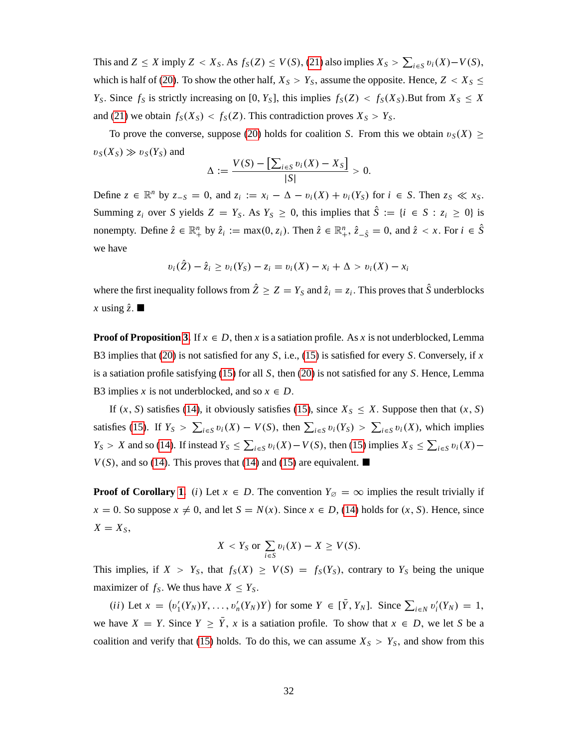This and $Z \leq X$ imply $Z < X_S$. As $f_S(Z) \leq V(S)$, (21) also implies $X_S > \sum_{i \in S} v_i(X) - V(S)$, which is half of (20). To show the other half, $X_S > Y_S$, assume the opposite. Hence, $Z < X_S \leq Y_S$. Since $f_S$ is strictly increasing on $[0, Y_S]$, this implies $f_S(Z) < f_S(X_S)$.But from $X_S \leq X$ and (21) we obtain $f_S(X_S) < f_S(Z)$. This contradiction proves $X_S > Y_S$.

To prove the converse, suppose (20) holds for coalition $S$. From this we obtain $v_S(X) \geq v_S(X_S) \gg v_S(Y_S)$ and

$$\Delta := \frac{V(S) - \left[\sum_{i \in S} v_i(X) - X_S\right]}{|S|} > 0.$$

Define $z \in \mathbb{R}^n$ by $z_{-S} = 0$, and $z_i := x_i - \Delta - v_i(X) + v_i(Y_S)$ for $i \in S$. Then $z_S \ll x_S$. Summing $z_i$ over $S$ yields $Z = Y_S$. As $Y_S \geq 0$, this implies that $\hat{S} := \{i \in S : z_i \geq 0\}$ is nonempty. Define $\hat{z} \in \mathbb{R}^n_+$ by $\hat{z}_i := \max(0, z_i)$. Then $\hat{z} \in \mathbb{R}^n_+$, $\hat{z}_{-\hat{S}} = 0$, and $\hat{z} < x$. For $i \in \hat{S}$ we have

$$v_i(\hat{Z}) - \hat{z}_i \geq v_i(Y_S) - z_i = v_i(X) - x_i + \Delta > v_i(X) - x_i$$

where the first inequality follows from $\hat{Z} \geq Z = Y_S$ and $\hat{z}_i = z_i$. This proves that $\hat{S}$ underblocks $x$ using $\hat{z}$. ■

**Proof of Proposition 3.** If $x \in D$, then $x$ is a satiation profile. As $x$ is not underblocked, Lemma B3 implies that (20) is not satisfied for any $S$, i.e., (15) is satisfied for every $S$. Conversely, if $x$ is a satiation profile satisfying (15) for all $S$, then (20) is not satisfied for any $S$. Hence, Lemma B3 implies $x$ is not underblocked, and so $x \in D$.

If $(x, S)$ satisfies (14), it obviously satisfies (15), since $X_S \leq X$. Suppose then that $(x, S)$ satisfies (15). If $Y_S > \sum_{i \in S} v_i(X) - V(S)$, then $\sum_{i \in S} v_i(Y_S) > \sum_{i \in S} v_i(X)$, which implies $Y_S > X$ and so (14). If instead $Y_S \leq \sum_{i \in S} v_i(X) - V(S)$, then (15) implies $X_S \leq \sum_{i \in S} v_i(X) - V(S)$, and so (14). This proves that (14) and (15) are equivalent. ■

**Proof of Corollary 1.** $(i)$ Let $x \in D$. The convention $Y_\varnothing = \infty$ implies the result trivially if $x = 0$. So suppose $x \neq 0$, and let $S = N(x)$. Since $x \in D$, (14) holds for $(x, S)$. Hence, since $X = X_S$,

$$X < Y_S \text{ or } \sum_{i \in S} v_i(X) - X \geq V(S).$$

This implies, if $X > Y_S$, that $f_S(X) \geq V(S) = f_S(Y_S)$, contrary to $Y_S$ being the unique maximizer of $f_S$. We thus have $X \leq Y_S$.

$(ii)$ Let $x = \left(v_1'(Y_N)Y, \ldots, v_n'(Y_N)Y\right)$ for some $Y \in [\bar{Y}, Y_N]$. Since $\sum_{i \in N} v_i'(Y_N) = 1$, we have $X = Y$. Since $Y \geq \bar{Y}$, $x$ is a satiation profile. To show that $x \in D$, we let $S$ be a coalition and verify that (15) holds. To do this, we can assume $X_S > Y_S$, and show from this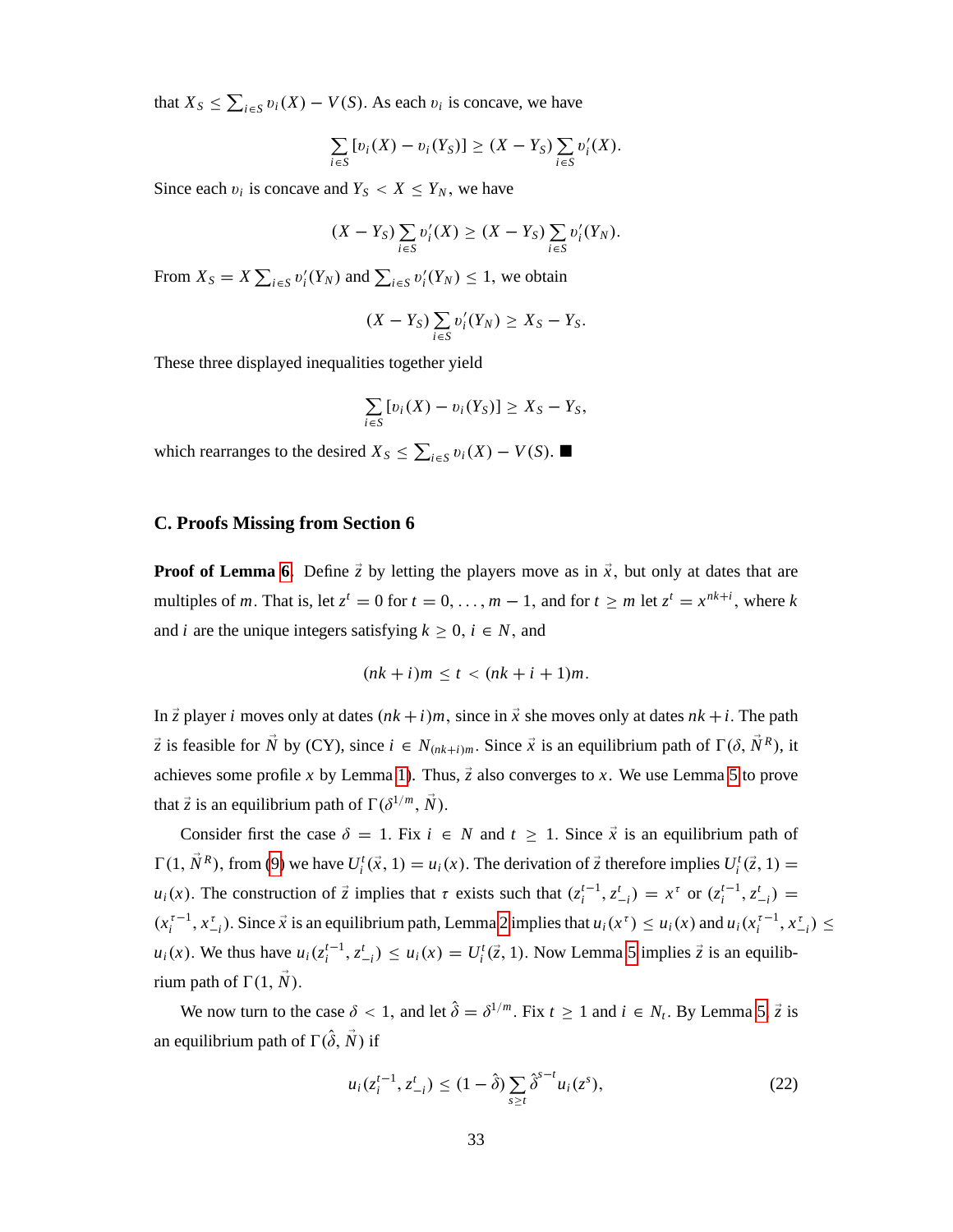that $X_S \leq \sum_{i \in S} v_i(X) - V(S)$. As each $v_i$ is concave, we have

$$\sum_{i \in S} [v_i(X) - v_i(Y_S)] \geq (X - Y_S) \sum_{i \in S} v_i'(X).$$

Since each $v_i$ is concave and $Y_S < X \leq Y_N$, we have

$$(X - Y_S) \sum_{i \in S} v_i'(X) \geq (X - Y_S) \sum_{i \in S} v_i'(Y_N).$$

From $X_S = X \sum_{i \in S} v_i'(Y_N)$ and $\sum_{i \in S} v_i'(Y_N) \leq 1$, we obtain

$$(X - Y_S) \sum_{i \in S} v_i'(Y_N) \geq X_S - Y_S.$$

These three displayed inequalities together yield

$$\sum_{i \in S} [v_i(X) - v_i(Y_S)] \geq X_S - Y_S,$$

which rearranges to the desired $X_S \leq \sum_{i \in S} v_i(X) - V(S)$. ■

## C. Proofs Missing from Section 6

**Proof of Lemma 6.** Define $\vec{z}$ by letting the players move as in $\vec{x}$, but only at dates that are multiples of $m$. That is, let $z^t = 0$ for $t = 0, \ldots, m-1$, and for $t \geq m$ let $z^t = x^{nk+i}$, where $k$ and $i$ are the unique integers satisfying $k \geq 0$, $i \in N$, and

$$(nk + i)m \leq t < (nk + i + 1)m.$$

In $\vec{z}$ player $i$ moves only at dates $(nk+i)m$, since in $\vec{x}$ she moves only at dates $nk+i$. The path $\vec{z}$ is feasible for $\vec{N}$ by (CY), since $i \in N_{(nk+i)m}$. Since $\vec{x}$ is an equilibrium path of $\Gamma(\delta, \vec{N}^R)$, it achieves some profile $x$ by Lemma 1. Thus, $\vec{z}$ also converges to $x$. We use Lemma 5 to prove that $\vec{z}$ is an equilibrium path of $\Gamma(\delta^{1/m}, \vec{N})$.

Consider first the case $\delta = 1$. Fix $i \in N$ and $t \geq 1$. Since $\vec{x}$ is an equilibrium path of $\Gamma(1, \vec{N}^R)$, from (9) we have $U_i^t(\vec{x}, 1) = u_i(x)$. The derivation of $\vec{z}$ therefore implies $U_i^t(\vec{z}, 1) = u_i(x)$. The construction of $\vec{z}$ implies that $\tau$ exists such that $(z_i^{t-1}, z_{-i}^t) = x^\tau$ or $(z_i^{t-1}, z_{-i}^t) = (x_i^{\tau-1}, x_{-i}^\tau)$. Since $\vec{x}$ is an equilibrium path, Lemma 2 implies that $u_i(x^\tau) \leq u_i(x)$ and $u_i(x_i^{\tau-1}, x_{-i}^\tau) \leq u_i(x)$. We thus have $u_i(z_i^{t-1}, z_{-i}^t) \leq u_i(x) = U_i^t(\vec{z}, 1)$. Now Lemma 5 implies $\vec{z}$ is an equilibrium path of $\Gamma(1, \vec{N})$.

We now turn to the case $\delta < 1$, and let $\hat{\delta} = \delta^{1/m}$. Fix $t \geq 1$ and $i \in N_t$. By Lemma 5, $\vec{z}$ is an equilibrium path of $\Gamma(\hat{\delta}, \vec{N})$ if

$$u_i(z_i^{t-1}, z_{-i}^t) \leq (1 - \hat{\delta}) \sum_{s \geq t} \hat{\delta}^{s-t} u_i(z^s), \tag{22}$$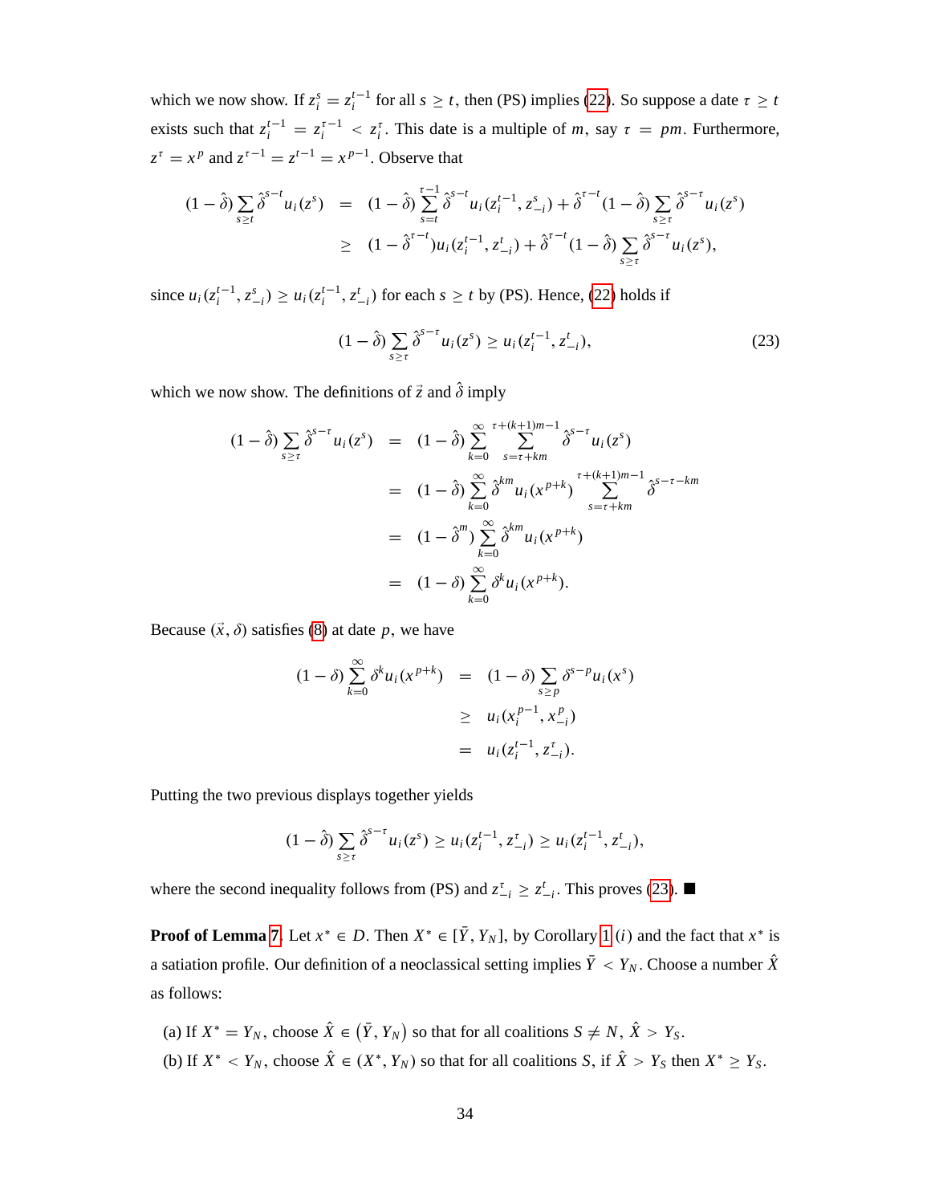which we now show. If $z_i^s = z_i^{t-1}$ for all $s \geq t$, then (PS) implies (22). So suppose a date $\tau \geq t$ exists such that $z_i^{t-1} = z_i^{\tau-1} < z_i^\tau$. This date is a multiple of $m$, say $\tau = pm$. Furthermore, $z^\tau = x^p$ and $z^{\tau-1} = z^{t-1} = x^{p-1}$. Observe that

$$
\begin{aligned}
(1-\hat{\delta})\sum_{s\geq t}\hat{\delta}^{s-t}u_i(z^s) &= (1-\hat{\delta})\sum_{s=t}^{\tau-1}\hat{\delta}^{s-t}u_i(z_i^{t-1}, z_{-i}^s) + \hat{\delta}^{\tau-t}(1-\hat{\delta})\sum_{s\geq\tau}\hat{\delta}^{s-\tau}u_i(z^s) \\
&\geq (1-\hat{\delta}^{\tau-t})u_i(z_i^{t-1}, z_{-i}^t) + \hat{\delta}^{\tau-t}(1-\hat{\delta})\sum_{s\geq\tau}\hat{\delta}^{s-\tau}u_i(z^s),
\end{aligned}
$$

since $u_i(z_i^{t-1}, z_{-i}^s) \geq u_i(z_i^{t-1}, z_{-i}^t)$ for each $s \geq t$ by (PS). Hence, (22) holds if

$$
(1-\hat{\delta})\sum_{s\geq\tau}\hat{\delta}^{s-\tau}u_i(z^s) \geq u_i(z_i^{t-1}, z_{-i}^t), \tag{23}
$$

which we now show. The definitions of $\vec{z}$ and $\hat{\delta}$ imply

$$
\begin{aligned}
(1-\hat{\delta})\sum_{s\geq\tau}\hat{\delta}^{s-\tau}u_i(z^s) &= (1-\hat{\delta})\sum_{k=0}^{\infty}\sum_{s=\tau+km}^{\tau+(k+1)m-1}\hat{\delta}^{s-\tau}u_i(z^s) \\
&= (1-\hat{\delta})\sum_{k=0}^{\infty}\hat{\delta}^{km}u_i(x^{p+k})\sum_{s=\tau+km}^{\tau+(k+1)m-1}\hat{\delta}^{s-\tau-km} \\
&= (1-\hat{\delta}^m)\sum_{k=0}^{\infty}\hat{\delta}^{km}u_i(x^{p+k}) \\
&= (1-\delta)\sum_{k=0}^{\infty}\delta^k u_i(x^{p+k}).
\end{aligned}
$$

Because $(\vec{x}, \delta)$ satisfies (8) at date $p$, we have

$$
\begin{aligned}
(1-\delta)\sum_{k=0}^{\infty}\delta^k u_i(x^{p+k}) &= (1-\delta)\sum_{s\geq p}\delta^{s-p}u_i(x^s) \\
&\geq u_i(x_i^{p-1}, x_{-i}^p) \\
&= u_i(z_i^{t-1}, z_{-i}^\tau).
\end{aligned}
$$

Putting the two previous displays together yields

$$
(1-\hat{\delta})\sum_{s\geq\tau}\hat{\delta}^{s-\tau}u_i(z^s) \geq u_i(z_i^{t-1}, z_{-i}^\tau) \geq u_i(z_i^{t-1}, z_{-i}^t),
$$

where the second inequality follows from (PS) and $z_{-i}^\tau \geq z_{-i}^t$. This proves (23). ■

**Proof of Lemma 7.** Let $x^* \in D$. Then $X^* \in [\bar{Y}, Y_N]$, by Corollary 1 $(i)$ and the fact that $x^*$ is a satiation profile. Our definition of a neoclassical setting implies $\bar{Y} < Y_N$. Choose a number $\hat{X}$ as follows:

(a) If $X^* = Y_N$, choose $\hat{X} \in (\bar{Y}, Y_N)$ so that for all coalitions $S \neq N$, $\hat{X} > Y_S$.

(b) If $X^* < Y_N$, choose $\hat{X} \in (X^*, Y_N)$ so that for all coalitions $S$, if $\hat{X} > Y_S$ then $X^* \geq Y_S$.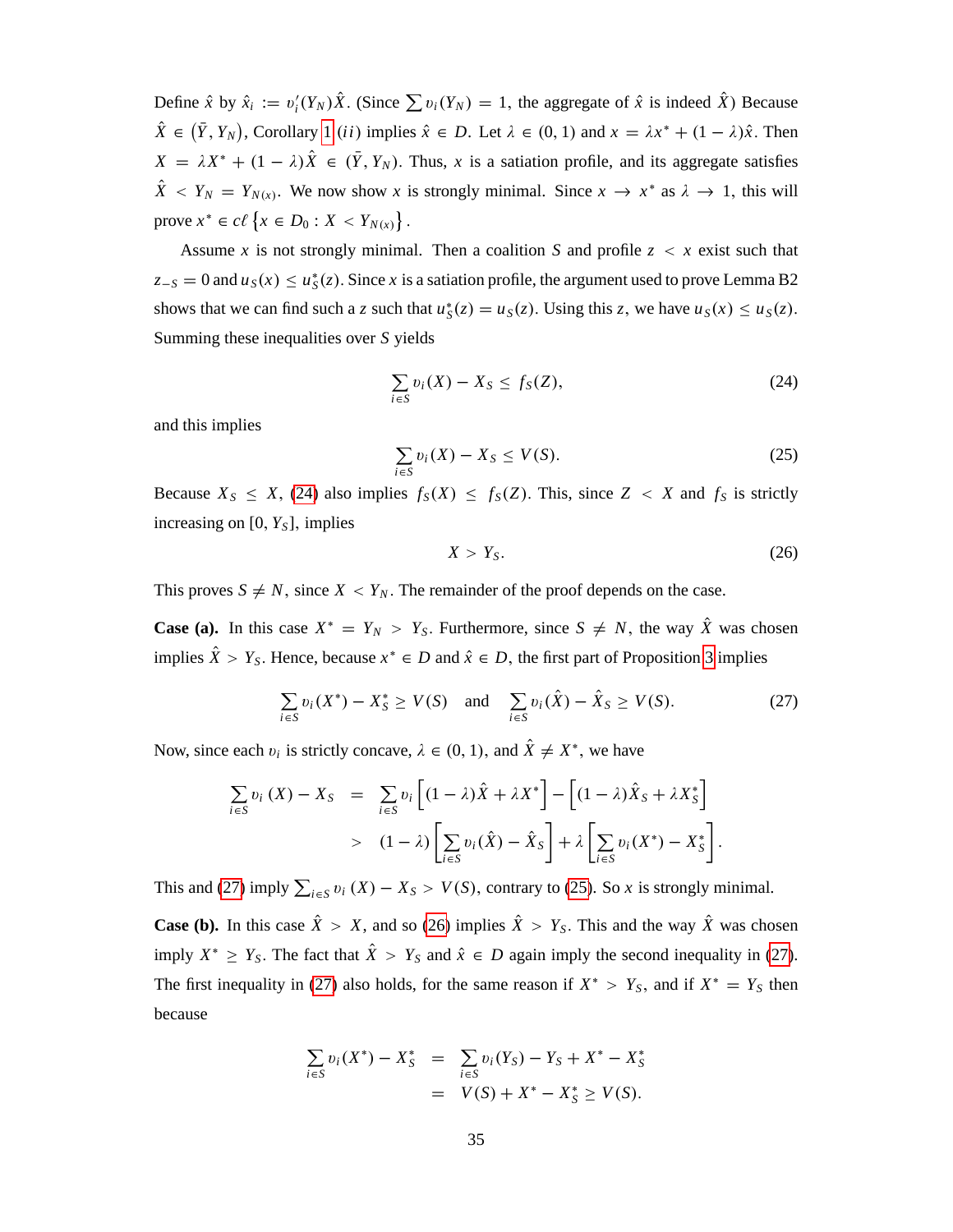Define $\hat{x}$ by $\hat{x}_i := v_i'(Y_N)\hat{X}$. (Since $\sum v_i(Y_N) = 1$, the aggregate of $\hat{x}$ is indeed $\hat{X}$) Because $\hat{X} \in (\bar{Y}, Y_N)$, Corollary 1 $(ii)$ implies $\hat{x} \in D$. Let $\lambda \in (0,1)$ and $x = \lambda x^* + (1-\lambda)\hat{x}$. Then $X = \lambda X^* + (1-\lambda)\hat{X} \in (\bar{Y}, Y_N)$. Thus, $x$ is a satiation profile, and its aggregate satisfies $\hat{X} < Y_N = Y_{N(x)}$. We now show $x$ is strongly minimal. Since $x \to x^*$ as $\lambda \to 1$, this will prove $x^* \in c\ell \left\{ x \in D_0 : X < Y_{N(x)} \right\}$.

Assume $x$ is not strongly minimal. Then a coalition $S$ and profile $z < x$ exist such that $z_{-S} = 0$ and $u_S(x) \leq u_S^*(z)$. Since $x$ is a satiation profile, the argument used to prove Lemma B2 shows that we can find such a $z$ such that $u_S^*(z) = u_S(z)$. Using this $z$, we have $u_S(x) \leq u_S(z)$. Summing these inequalities over $S$ yields

$$\sum_{i \in S} v_i(X) - X_S \leq f_S(Z), \tag{24}$$

and this implies

$$\sum_{i \in S} v_i(X) - X_S \leq V(S). \tag{25}$$

Because $X_S \leq X$, (24) also implies $f_S(X) \leq f_S(Z)$. This, since $Z < X$ and $f_S$ is strictly increasing on $[0, Y_S]$, implies

$$X > Y_S. \tag{26}$$

This proves $S \neq N$, since $X < Y_N$. The remainder of the proof depends on the case.

**Case (a).** In this case $X^* = Y_N > Y_S$. Furthermore, since $S \neq N$, the way $\hat{X}$ was chosen implies $\hat{X} > Y_S$. Hence, because $x^* \in D$ and $\hat{x} \in D$, the first part of Proposition 3 implies

$$\sum_{i \in S} v_i(X^*) - X_S^* \geq V(S) \quad \text{and} \quad \sum_{i \in S} v_i(\hat{X}) - \hat{X}_S \geq V(S). \tag{27}$$

Now, since each $v_i$ is strictly concave, $\lambda \in (0,1)$, and $\hat{X} \neq X^*$, we have

$$\begin{aligned}
\sum_{i \in S} v_i(X) - X_S &= \sum_{i \in S} v_i \left[ (1-\lambda)\hat{X} + \lambda X^* \right] - \left[ (1-\lambda)\hat{X}_S + \lambda X_S^* \right] \\
&> (1-\lambda) \left[ \sum_{i \in S} v_i(\hat{X}) - \hat{X}_S \right] + \lambda \left[ \sum_{i \in S} v_i(X^*) - X_S^* \right].
\end{aligned}$$

This and (27) imply $\sum_{i \in S} v_i(X) - X_S > V(S)$, contrary to (25). So $x$ is strongly minimal.

**Case (b).** In this case $\hat{X} > X$, and so (26) implies $\hat{X} > Y_S$. This and the way $\hat{X}$ was chosen imply $X^* \geq Y_S$. The fact that $\hat{X} > Y_S$ and $\hat{x} \in D$ again imply the second inequality in (27). The first inequality in (27) also holds, for the same reason if $X^* > Y_S$, and if $X^* = Y_S$ then because

$$\begin{aligned}
\sum_{i \in S} v_i(X^*) - X_S^* &= \sum_{i \in S} v_i(Y_S) - Y_S + X^* - X_S^* \\
&= V(S) + X^* - X_S^* \geq V(S).
\end{aligned}$$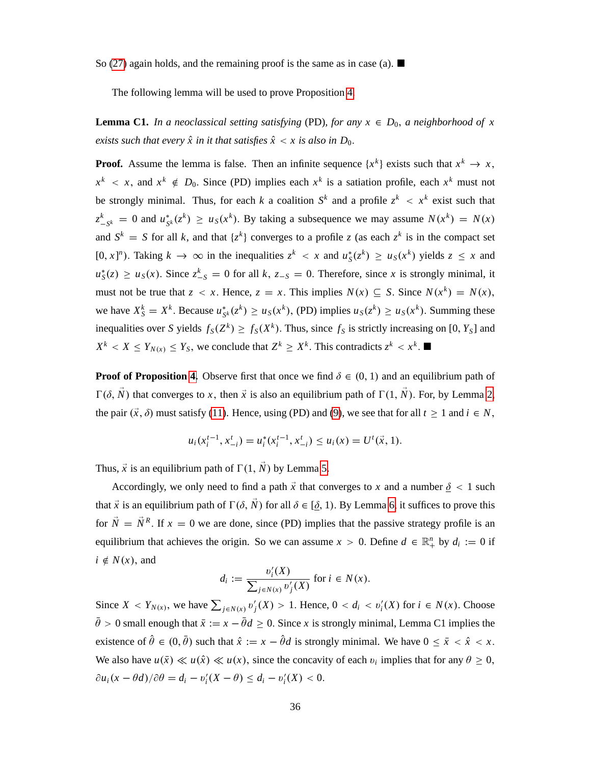So (27) again holds, and the remaining proof is the same as in case (a). ■

The following lemma will be used to prove Proposition 4.

**Lemma C1.** *In a neoclassical setting satisfying* (PD)*, for any $x \in D_0$, a neighborhood of $x$ exists such that every $\hat{x}$ in it that satisfies $\hat{x} < x$ is also in $D_0$.*

**Proof.** Assume the lemma is false. Then an infinite sequence $\{x^k\}$ exists such that $x^k \to x$, $x^k < x$, and $x^k \notin D_0$. Since (PD) implies each $x^k$ is a satiation profile, each $x^k$ must not be strongly minimal. Thus, for each $k$ a coalition $S^k$ and a profile $z^k < x^k$ exist such that $z^k_{-S^k} = 0$ and $u^*_{S^k}(z^k) \geq u_S(x^k)$. By taking a subsequence we may assume $N(x^k) = N(x)$ and $S^k = S$ for all $k$, and that $\{z^k\}$ converges to a profile $z$ (as each $z^k$ is in the compact set $[0, x]^n$). Taking $k \to \infty$ in the inequalities $z^k < x$ and $u^*_S(z^k) \geq u_S(x^k)$ yields $z \leq x$ and $u^*_S(z) \geq u_S(x)$. Since $z^k_{-S} = 0$ for all $k$, $z_{-S} = 0$. Therefore, since $x$ is strongly minimal, it must not be true that $z < x$. Hence, $z = x$. This implies $N(x) \subseteq S$. Since $N(x^k) = N(x)$, we have $X^k_S = X^k$. Because $u^*_{S^k}(z^k) \geq u_S(x^k)$, (PD) implies $u_S(z^k) \geq u_S(x^k)$. Summing these inequalities over $S$ yields $f_S(Z^k) \geq f_S(X^k)$. Thus, since $f_S$ is strictly increasing on $[0, Y_S]$ and $X^k < X \leq Y_{N(x)} \leq Y_S$, we conclude that $Z^k \geq X^k$. This contradicts $z^k < x^k$. ■

**Proof of Proposition 4.** Observe first that once we find $\delta \in (0, 1)$ and an equilibrium path of $\Gamma(\delta, \vec{N})$ that converges to $x$, then $\vec{x}$ is also an equilibrium path of $\Gamma(1, \vec{N})$. For, by Lemma 2, the pair $(\vec{x}, \delta)$ must satisfy (11). Hence, using (PD) and (9), we see that for all $t \geq 1$ and $i \in N$,

$$u_i(x_i^{t-1}, x_{-i}^t) = u_i^*(x_i^{t-1}, x_{-i}^t) \leq u_i(x) = U^t(\vec{x}, 1).$$

Thus, $\vec{x}$ is an equilibrium path of $\Gamma(1, \vec{N})$ by Lemma 5.

Accordingly, we only need to find a path $\vec{x}$ that converges to $x$ and a number $\underline{\delta} < 1$ such that $\vec{x}$ is an equilibrium path of $\Gamma(\delta, \vec{N})$ for all $\delta \in [\underline{\delta}, 1)$. By Lemma 6, it suffices to prove this for $\vec{N} = \vec{N}^R$. If $x = 0$ we are done, since (PD) implies that the passive strategy profile is an equilibrium that achieves the origin. So we can assume $x > 0$. Define $d \in \mathbb{R}^n_+$ by $d_i := 0$ if $i \notin N(x)$, and

$$d_i := \frac{v_i'(X)}{\sum_{j \in N(x)} v_j'(X)} \text{ for } i \in N(x).$$

Since $X < Y_{N(x)}$, we have $\sum_{j \in N(x)} v_j'(X) > 1$. Hence, $0 < d_i < v_i'(X)$ for $i \in N(x)$. Choose $\bar{\theta} > 0$ small enough that $\bar{x} := x - \bar{\theta} d \geq 0$. Since $x$ is strongly minimal, Lemma C1 implies the existence of $\hat{\theta} \in (0, \bar{\theta})$ such that $\hat{x} := x - \hat{\theta} d$ is strongly minimal. We have $0 \leq \bar{x} < \hat{x} < x$. We also have $u(\bar{x}) \ll u(\hat{x}) \ll u(x)$, since the concavity of each $v_i$ implies that for any $\theta \geq 0$, $\partial u_i(x - \theta d)/\partial \theta = d_i - v_i'(X - \theta) \leq d_i - v_i'(X) < 0$.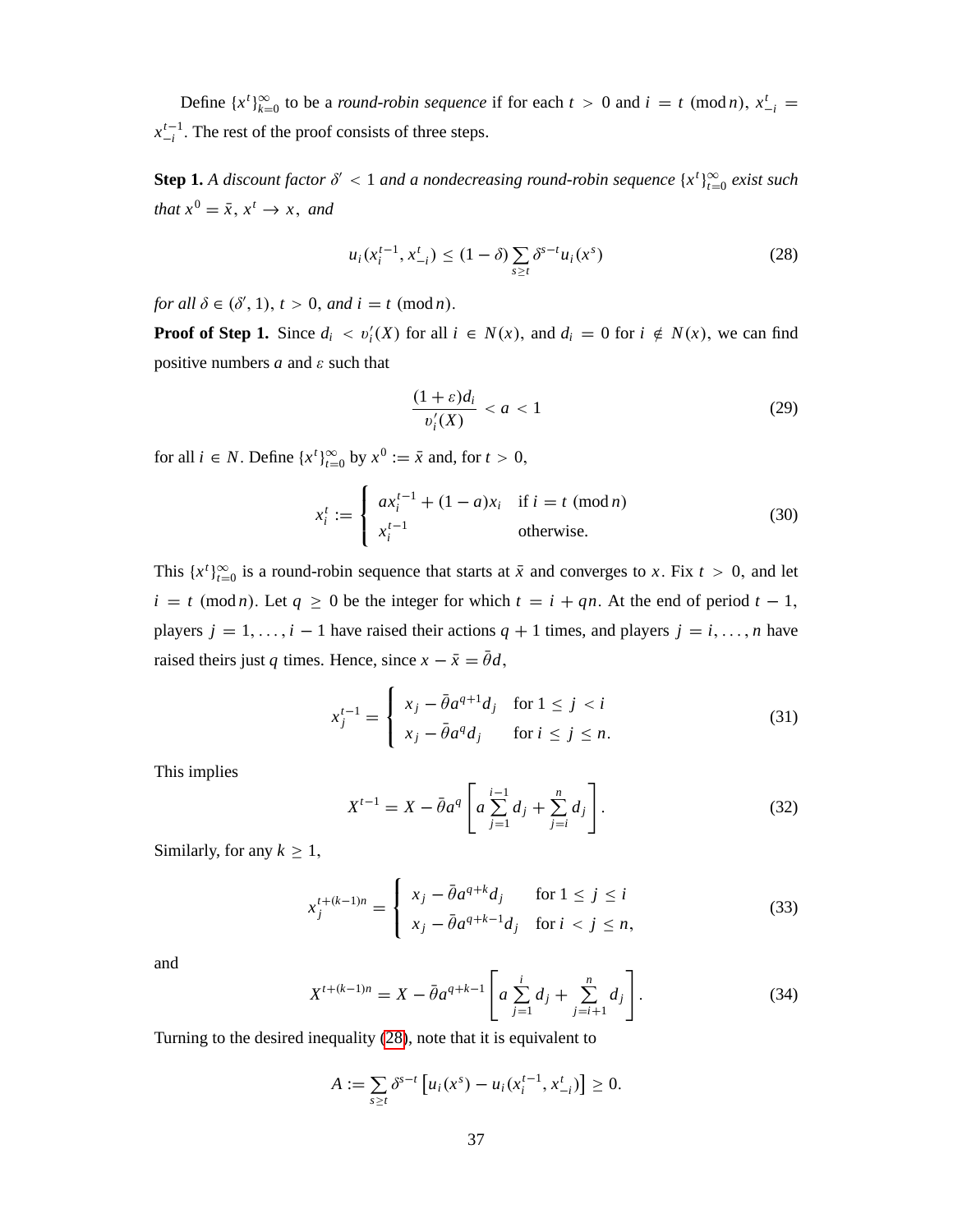Define $\{x^t\}_{k=0}^{\infty}$ to be a *round-robin sequence* if for each $t > 0$ and $i = t \pmod n$, $x_{-i}^t = x_{-i}^{t-1}$. The rest of the proof consists of three steps.

**Step 1.** *A discount factor $\delta' < 1$ and a nondecreasing round-robin sequence $\{x^t\}_{t=0}^{\infty}$ exist such that $x^0 = \bar{x}$, $x^t \to x$, and*

$$u_i(x_i^{t-1}, x_{-i}^t) \leq (1-\delta) \sum_{s \geq t} \delta^{s-t} u_i(x^s) \tag{28}$$

*for all $\delta \in (\delta', 1)$, $t > 0$, and $i = t \pmod n$.*

**Proof of Step 1.** Since $d_i < v_i'(X)$ for all $i \in N(x)$, and $d_i = 0$ for $i \notin N(x)$, we can find positive numbers $a$ and $\varepsilon$ such that

$$\frac{(1+\varepsilon)d_i}{v_i'(X)} < a < 1 \tag{29}$$

for all $i \in N$. Define $\{x^t\}_{t=0}^{\infty}$ by $x^0 := \bar{x}$ and, for $t > 0$,

$$x_i^t := \begin{cases} a x_i^{t-1} + (1-a)x_i & \text{if } i = t \pmod n \\ x_i^{t-1} & \text{otherwise.} \end{cases} \tag{30}$$

This $\{x^t\}_{t=0}^{\infty}$ is a round-robin sequence that starts at $\bar{x}$ and converges to $x$. Fix $t > 0$, and let $i = t \pmod n$. Let $q \geq 0$ be the integer for which $t = i + qn$. At the end of period $t-1$, players $j = 1, \ldots, i-1$ have raised their actions $q+1$ times, and players $j = i, \ldots, n$ have raised theirs just $q$ times. Hence, since $x - \bar{x} = \bar{\theta} d$,

$$x_j^{t-1} = \begin{cases} x_j - \bar{\theta} a^{q+1} d_j & \text{for } 1 \leq j < i \\ x_j - \bar{\theta} a^q d_j & \text{for } i \leq j \leq n. \end{cases} \tag{31}$$

This implies

$$X^{t-1} = X - \bar{\theta} a^q \left[ a \sum_{j=1}^{i-1} d_j + \sum_{j=i}^{n} d_j \right]. \tag{32}$$

Similarly, for any $k \geq 1$,

$$x_j^{t+(k-1)n} = \begin{cases} x_j - \bar{\theta} a^{q+k} d_j & \text{for } 1 \leq j \leq i \\ x_j - \bar{\theta} a^{q+k-1} d_j & \text{for } i < j \leq n, \end{cases} \tag{33}$$

and

$$X^{t+(k-1)n} = X - \bar{\theta} a^{q+k-1} \left[ a \sum_{j=1}^{i} d_j + \sum_{j=i+1}^{n} d_j \right]. \tag{34}$$

Turning to the desired inequality (28), note that it is equivalent to

$$A := \sum_{s \geq t} \delta^{s-t} \left[ u_i(x^s) - u_i(x_i^{t-1}, x_{-i}^t) \right] \geq 0.$$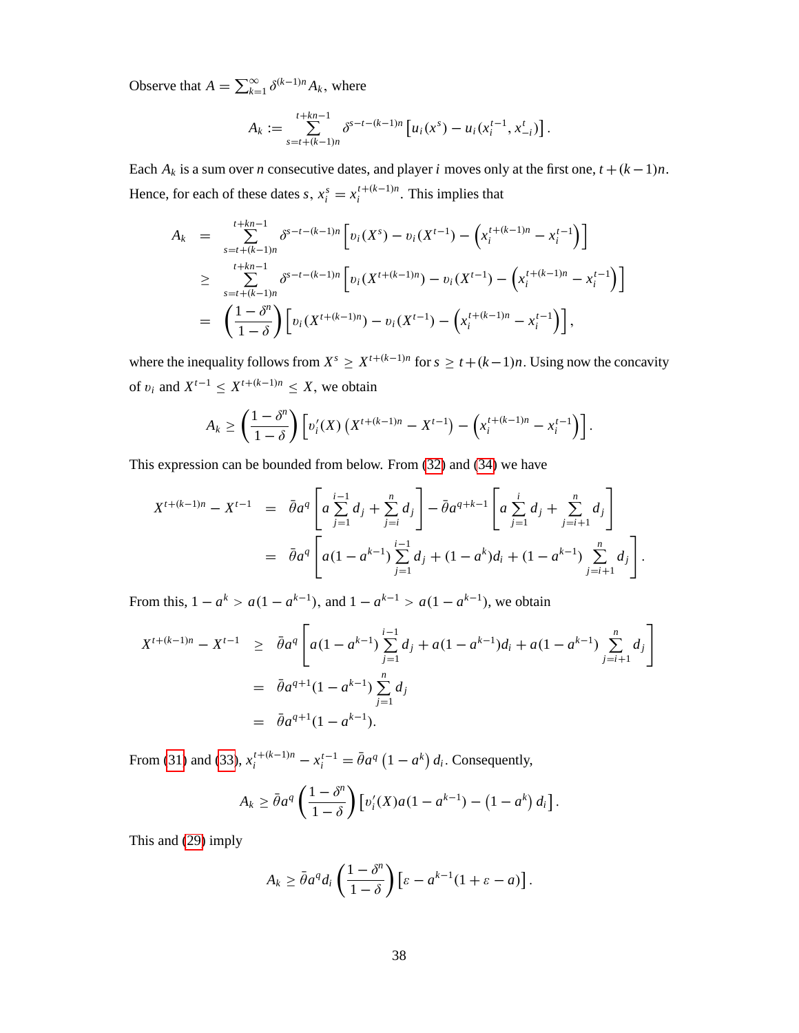Observe that $A = \sum_{k=1}^{\infty} \delta^{(k-1)n} A_k$, where

$$A_k := \sum_{s=t+(k-1)n}^{t+kn-1} \delta^{s-t-(k-1)n} \left[ u_i(x^s) - u_i(x_i^{t-1}, x_{-i}^t) \right].$$

Each $A_k$ is a sum over $n$ consecutive dates, and player $i$ moves only at the first one, $t+(k-1)n$. Hence, for each of these dates $s$, $x_i^s = x_i^{t+(k-1)n}$. This implies that

$$\begin{aligned}
A_k &= \sum_{s=t+(k-1)n}^{t+kn-1} \delta^{s-t-(k-1)n} \left[ v_i(X^s) - v_i(X^{t-1}) - \left( x_i^{t+(k-1)n} - x_i^{t-1} \right) \right] \\
&\geq \sum_{s=t+(k-1)n}^{t+kn-1} \delta^{s-t-(k-1)n} \left[ v_i(X^{t+(k-1)n}) - v_i(X^{t-1}) - \left( x_i^{t+(k-1)n} - x_i^{t-1} \right) \right] \\
&= \left( \frac{1-\delta^n}{1-\delta} \right) \left[ v_i(X^{t+(k-1)n}) - v_i(X^{t-1}) - \left( x_i^{t+(k-1)n} - x_i^{t-1} \right) \right],
\end{aligned}$$

where the inequality follows from $X^s \geq X^{t+(k-1)n}$ for $s \geq t+(k-1)n$. Using now the concavity of $v_i$ and $X^{t-1} \leq X^{t+(k-1)n} \leq X$, we obtain

$$A_k \geq \left( \frac{1-\delta^n}{1-\delta} \right) \left[ v_i'(X) \left( X^{t+(k-1)n} - X^{t-1} \right) - \left( x_i^{t+(k-1)n} - x_i^{t-1} \right) \right].$$

This expression can be bounded from below. From (32) and (34) we have

$$\begin{aligned}
X^{t+(k-1)n} - X^{t-1} &= \bar{\theta} a^q \left[ a \sum_{j=1}^{i-1} d_j + \sum_{j=i}^{n} d_j \right] - \bar{\theta} a^{q+k-1} \left[ a \sum_{j=1}^{i} d_j + \sum_{j=i+1}^{n} d_j \right] \\
&= \bar{\theta} a^q \left[ a(1-a^{k-1}) \sum_{j=1}^{i-1} d_j + (1-a^k) d_i + (1-a^{k-1}) \sum_{j=i+1}^{n} d_j \right].
\end{aligned}$$

From this, $1-a^k > a(1-a^{k-1})$, and $1-a^{k-1} > a(1-a^{k-1})$, we obtain

$$\begin{aligned}
X^{t+(k-1)n} - X^{t-1} &\geq \bar{\theta} a^q \left[ a(1-a^{k-1}) \sum_{j=1}^{i-1} d_j + a(1-a^{k-1}) d_i + a(1-a^{k-1}) \sum_{j=i+1}^{n} d_j \right] \\
&= \bar{\theta} a^{q+1} (1-a^{k-1}) \sum_{j=1}^{n} d_j \\
&= \bar{\theta} a^{q+1} (1-a^{k-1}).
\end{aligned}$$

From (31) and (33), $x_i^{t+(k-1)n} - x_i^{t-1} = \bar{\theta} a^q \left( 1-a^k \right) d_i$. Consequently,

$$A_k \geq \bar{\theta} a^q \left( \frac{1-\delta^n}{1-\delta} \right) \left[ v_i'(X) a (1-a^{k-1}) - \left( 1-a^k \right) d_i \right].$$

This and (29) imply

$$A_k \geq \bar{\theta} a^q d_i \left( \frac{1-\delta^n}{1-\delta} \right) \left[ \varepsilon - a^{k-1}(1+\varepsilon-a) \right].$$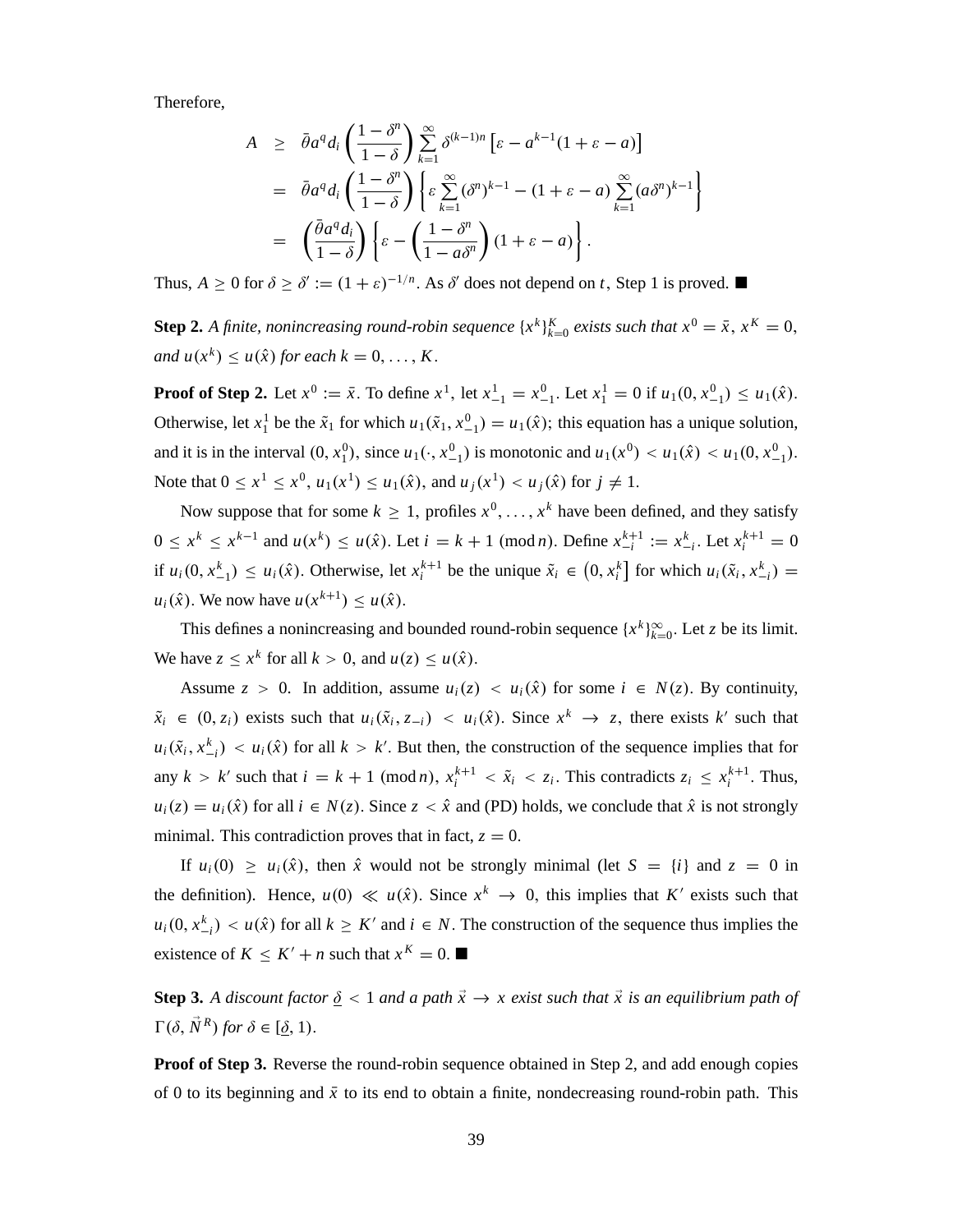Therefore,

$$
\begin{aligned}
A &\geq \bar{\theta} a^q d_i \left(\frac{1-\delta^n}{1-\delta}\right) \sum_{k=1}^{\infty} \delta^{(k-1)n} \left[\varepsilon - a^{k-1}(1+\varepsilon - a)\right] \\
&= \bar{\theta} a^q d_i \left(\frac{1-\delta^n}{1-\delta}\right) \left\{ \varepsilon \sum_{k=1}^{\infty} (\delta^n)^{k-1} - (1+\varepsilon - a) \sum_{k=1}^{\infty} (a\delta^n)^{k-1} \right\} \\
&= \left(\frac{\bar{\theta} a^q d_i}{1-\delta}\right) \left\{ \varepsilon - \left(\frac{1-\delta^n}{1-a\delta^n}\right)(1+\varepsilon - a) \right\}.
\end{aligned}
$$

Thus, $A \geq 0$ for $\delta \geq \delta' := (1+\varepsilon)^{-1/n}$. As $\delta'$ does not depend on $t$, Step 1 is proved. ■

**Step 2.** *A finite, nonincreasing round-robin sequence $\{x^k\}_{k=0}^K$ exists such that $x^0 = \bar{x}$, $x^K = 0$, and $u(x^k) \leq u(\hat{x})$ for each $k = 0, \ldots, K$.*

**Proof of Step 2.** Let $x^0 := \bar{x}$. To define $x^1$, let $x^1_{-1} = x^0_{-1}$. Let $x^1_1 = 0$ if $u_1(0, x^0_{-1}) \leq u_1(\hat{x})$. Otherwise, let $x^1_1$ be the $\tilde{x}_1$ for which $u_1(\tilde{x}_1, x^0_{-1}) = u_1(\hat{x})$; this equation has a unique solution, and it is in the interval $(0, x^0_1)$, since $u_1(\cdot, x^0_{-1})$ is monotonic and $u_1(x^0) < u_1(\hat{x}) < u_1(0, x^0_{-1})$. Note that $0 \leq x^1 \leq x^0$, $u_1(x^1) \leq u_1(\hat{x})$, and $u_j(x^1) < u_j(\hat{x})$ for $j \neq 1$.

Now suppose that for some $k \geq 1$, profiles $x^0, \ldots, x^k$ have been defined, and they satisfy $0 \leq x^k \leq x^{k-1}$ and $u(x^k) \leq u(\hat{x})$. Let $i = k+1 \pmod n$. Define $x^{k+1}_{-i} := x^k_{-i}$. Let $x^{k+1}_i = 0$ if $u_i(0, x^k_{-1}) \leq u_i(\hat{x})$. Otherwise, let $x^{k+1}_i$ be the unique $\tilde{x}_i \in \left(0, x^k_i\right]$ for which $u_i(\tilde{x}_i, x^k_{-i}) = u_i(\hat{x})$. We now have $u(x^{k+1}) \leq u(\hat{x})$.

This defines a nonincreasing and bounded round-robin sequence $\{x^k\}_{k=0}^{\infty}$. Let $z$ be its limit. We have $z \leq x^k$ for all $k > 0$, and $u(z) \leq u(\hat{x})$.

Assume $z > 0$. In addition, assume $u_i(z) < u_i(\hat{x})$ for some $i \in N(z)$. By continuity, $\tilde{x}_i \in (0, z_i)$ exists such that $u_i(\tilde{x}_i, z_{-i}) < u_i(\hat{x})$. Since $x^k \to z$, there exists $k'$ such that $u_i(\tilde{x}_i, x^k_{-i}) < u_i(\hat{x})$ for all $k > k'$. But then, the construction of the sequence implies that for any $k > k'$ such that $i = k+1 \pmod n$, $x^{k+1}_i < \tilde{x}_i < z_i$. This contradicts $z_i \leq x^{k+1}_i$. Thus, $u_i(z) = u_i(\hat{x})$ for all $i \in N(z)$. Since $z < \hat{x}$ and (PD) holds, we conclude that $\hat{x}$ is not strongly minimal. This contradiction proves that in fact, $z = 0$.

If $u_i(0) \geq u_i(\hat{x})$, then $\hat{x}$ would not be strongly minimal (let $S = \{i\}$ and $z = 0$ in the definition). Hence, $u(0) \ll u(\hat{x})$. Since $x^k \to 0$, this implies that $K'$ exists such that $u_i(0, x^k_{-i}) < u(\hat{x})$ for all $k \geq K'$ and $i \in N$. The construction of the sequence thus implies the existence of $K \leq K' + n$ such that $x^K = 0$. ■

**Step 3.** *A discount factor $\underline{\delta} < 1$ and a path $\vec{x} \to x$ exist such that $\vec{x}$ is an equilibrium path of $\Gamma(\delta, \vec{N}^R)$ for $\delta \in [\underline{\delta}, 1)$.*

**Proof of Step 3.** Reverse the round-robin sequence obtained in Step 2, and add enough copies of 0 to its beginning and $\bar{x}$ to its end to obtain a finite, nondecreasing round-robin path. This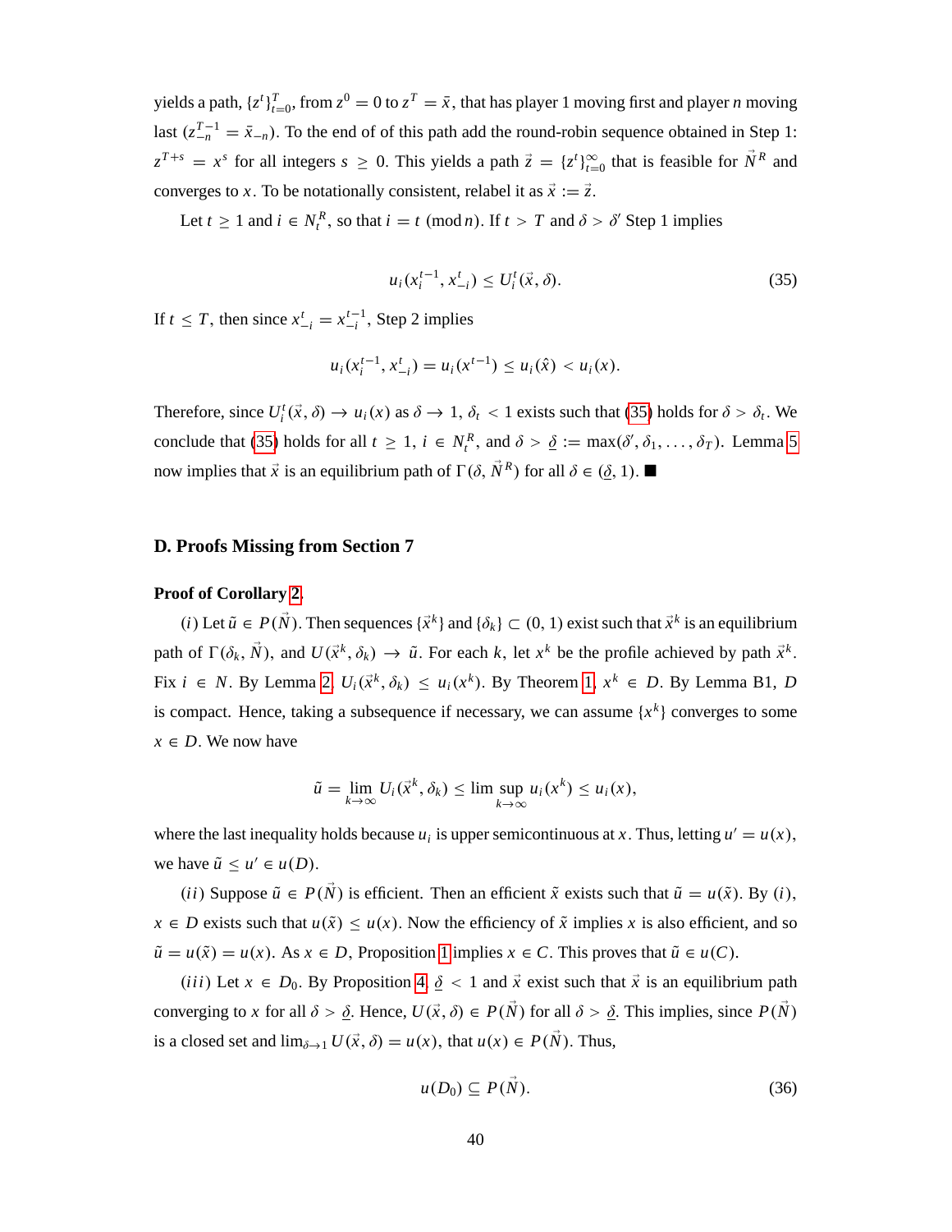yields a path, $\{z^t\}_{t=0}^T$, from $z^0 = 0$ to $z^T = \tilde{x}$, that has player 1 moving first and player $n$ moving last ($z_{-n}^{T-1} = \tilde{x}_{-n}$). To the end of of this path add the round-robin sequence obtained in Step 1: $z^{T+s} = x^s$ for all integers $s \geq 0$. This yields a path $\vec{z} = \{z^t\}_{t=0}^\infty$ that is feasible for $\vec{N}^R$ and converges to $x$. To be notationally consistent, relabel it as $\vec{x} := \vec{z}$.

Let $t \geq 1$ and $i \in N_t^R$, so that $i = t \pmod n$. If $t > T$ and $\delta > \delta'$ Step 1 implies

$$u_i(x_i^{t-1}, x_{-i}^t) \leq U_i^t(\vec{x}, \delta). \tag{35}$$

If $t \leq T$, then since $x_{-i}^t = x_{-i}^{t-1}$, Step 2 implies

$$u_i(x_i^{t-1}, x_{-i}^t) = u_i(x^{t-1}) \leq u_i(\hat{x}) < u_i(x).$$

Therefore, since $U_i^t(\vec{x}, \delta) \to u_i(x)$ as $\delta \to 1$, $\delta_t < 1$ exists such that (35) holds for $\delta > \delta_t$. We conclude that (35) holds for all $t \geq 1$, $i \in N_t^R$, and $\delta > \underline{\delta} := \max(\delta', \delta_1, \ldots, \delta_T)$. Lemma 5 now implies that $\vec{x}$ is an equilibrium path of $\Gamma(\delta, \vec{N}^R)$ for all $\delta \in (\underline{\delta}, 1)$. ■

## D. Proofs Missing from Section 7

**Proof of Corollary 2.**

($i$) Let $\tilde{u} \in P(\vec{N})$. Then sequences $\{\vec{x}^k\}$ and $\{\delta_k\} \subset (0, 1)$ exist such that $\vec{x}^k$ is an equilibrium path of $\Gamma(\delta_k, \vec{N})$, and $U(\vec{x}^k, \delta_k) \to \tilde{u}$. For each $k$, let $x^k$ be the profile achieved by path $\vec{x}^k$. Fix $i \in N$. By Lemma 2, $U_i(\vec{x}^k, \delta_k) \leq u_i(x^k)$. By Theorem 1, $x^k \in D$. By Lemma B1, $D$ is compact. Hence, taking a subsequence if necessary, we can assume $\{x^k\}$ converges to some $x \in D$. We now have

$$\tilde{u} = \lim_{k \to \infty} U_i(\vec{x}^k, \delta_k) \leq \limsup_{k \to \infty} u_i(x^k) \leq u_i(x),$$

where the last inequality holds because $u_i$ is upper semicontinuous at $x$. Thus, letting $u' = u(x)$, we have $\tilde{u} \leq u' \in u(D)$.

($ii$) Suppose $\tilde{u} \in P(\vec{N})$ is efficient. Then an efficient $\tilde{x}$ exists such that $\tilde{u} = u(\tilde{x})$. By ($i$), $x \in D$ exists such that $u(\tilde{x}) \leq u(x)$. Now the efficiency of $\tilde{x}$ implies $x$ is also efficient, and so $\tilde{u} = u(\tilde{x}) = u(x)$. As $x \in D$, Proposition 1 implies $x \in C$. This proves that $\tilde{u} \in u(C)$.

($iii$) Let $x \in D_0$. By Proposition 4, $\underline{\delta} < 1$ and $\vec{x}$ exist such that $\vec{x}$ is an equilibrium path converging to $x$ for all $\delta > \underline{\delta}$. Hence, $U(\vec{x}, \delta) \in P(\vec{N})$ for all $\delta > \underline{\delta}$. This implies, since $P(\vec{N})$ is a closed set and $\lim_{\delta \to 1} U(\vec{x}, \delta) = u(x)$, that $u(x) \in P(\vec{N})$. Thus,

$$u(D_0) \subseteq P(\vec{N}). \tag{36}$$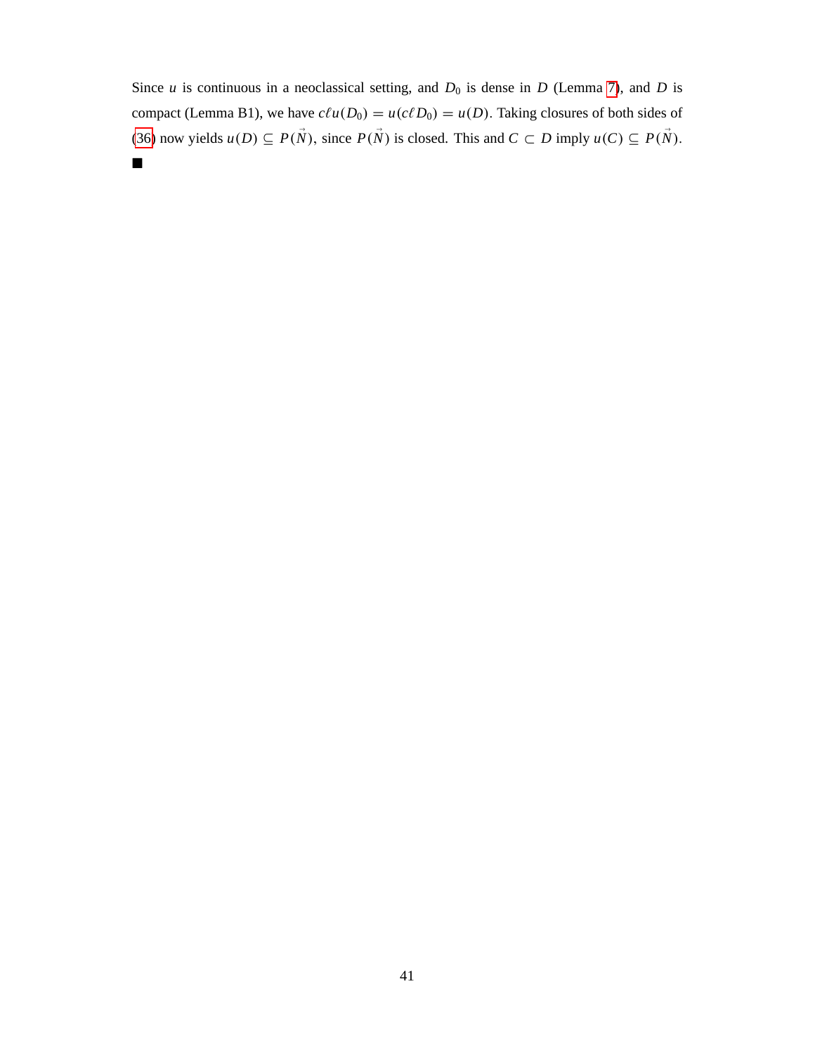Since $u$ is continuous in a neoclassical setting, and $D_0$ is dense in $D$ (Lemma 7), and $D$ is compact (Lemma B1), we have $c\ell u(D_0) = u(c\ell D_0) = u(D)$. Taking closures of both sides of (36) now yields $u(D) \subseteq P(\vec{N})$, since $P(\vec{N})$ is closed. This and $C \subset D$ imply $u(C) \subseteq P(\vec{N})$. ■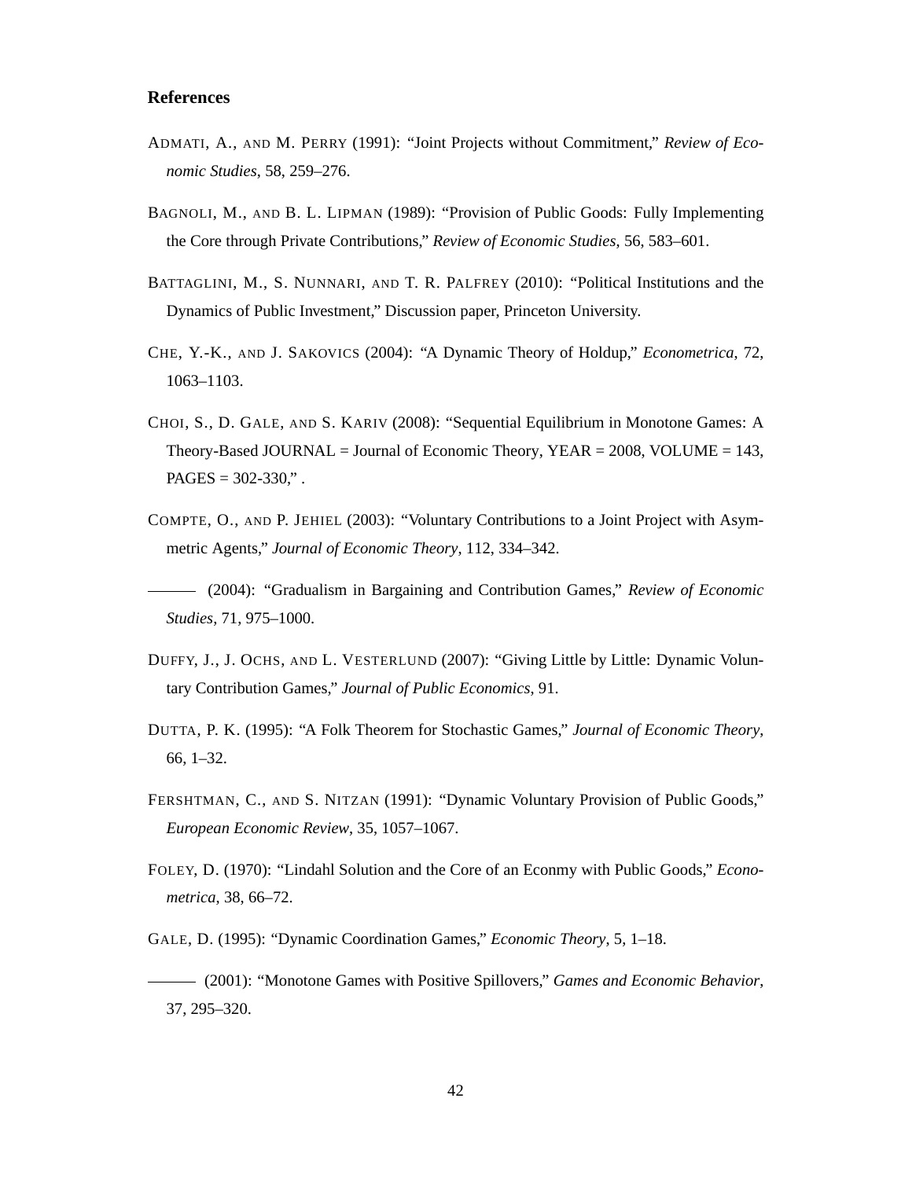## References

ADMATI, A., AND M. PERRY (1991): "Joint Projects without Commitment," *Review of Economic Studies*, 58, 259–276.

BAGNOLI, M., AND B. L. LIPMAN (1989): "Provision of Public Goods: Fully Implementing the Core through Private Contributions," *Review of Economic Studies*, 56, 583–601.

BATTAGLINI, M., S. NUNNARI, AND T. R. PALFREY (2010): "Political Institutions and the Dynamics of Public Investment," Discussion paper, Princeton University.

CHE, Y.-K., AND J. SAKOVICS (2004): "A Dynamic Theory of Holdup," *Econometrica*, 72, 1063–1103.

CHOI, S., D. GALE, AND S. KARIV (2008): "Sequential Equilibrium in Monotone Games: A Theory-Based JOURNAL = Journal of Economic Theory, YEAR = 2008, VOLUME = 143, PAGES = 302-330," .

COMPTE, O., AND P. JEHIEL (2003): "Voluntary Contributions to a Joint Project with Asymmetric Agents," *Journal of Economic Theory*, 112, 334–342.

——— (2004): "Gradualism in Bargaining and Contribution Games," *Review of Economic Studies*, 71, 975–1000.

DUFFY, J., J. OCHS, AND L. VESTERLUND (2007): "Giving Little by Little: Dynamic Voluntary Contribution Games," *Journal of Public Economics*, 91.

DUTTA, P. K. (1995): "A Folk Theorem for Stochastic Games," *Journal of Economic Theory*, 66, 1–32.

FERSHTMAN, C., AND S. NITZAN (1991): "Dynamic Voluntary Provision of Public Goods," *European Economic Review*, 35, 1057–1067.

FOLEY, D. (1970): "Lindahl Solution and the Core of an Econmy with Public Goods," *Econometrica*, 38, 66–72.

GALE, D. (1995): "Dynamic Coordination Games," *Economic Theory*, 5, 1–18.

——— (2001): "Monotone Games with Positive Spillovers," *Games and Economic Behavior*, 37, 295–320.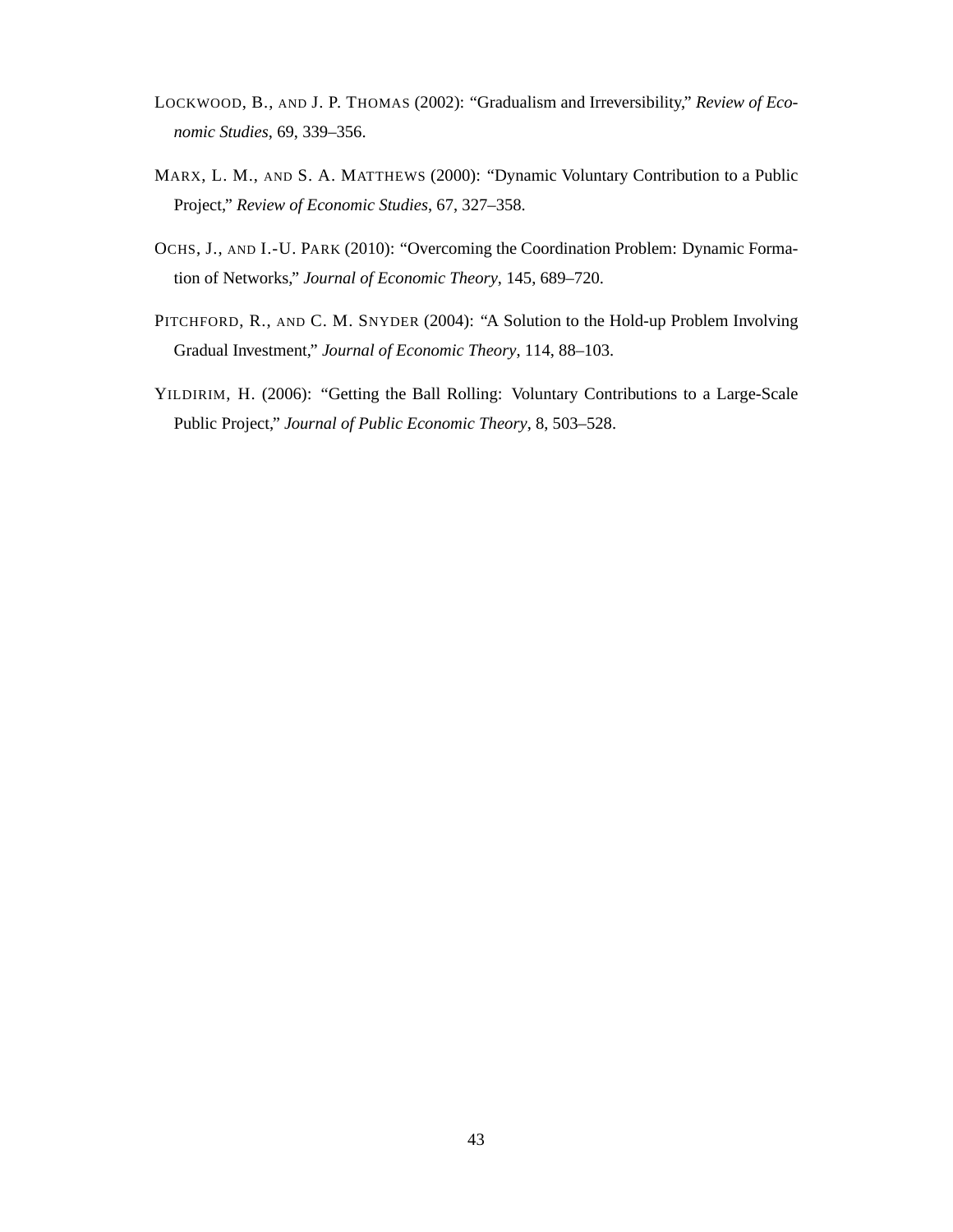LOCKWOOD, B., AND J. P. THOMAS (2002): "Gradualism and Irreversibility," *Review of Economic Studies*, 69, 339–356.

MARX, L. M., AND S. A. MATTHEWS (2000): "Dynamic Voluntary Contribution to a Public Project," *Review of Economic Studies*, 67, 327–358.

OCHS, J., AND I.-U. PARK (2010): "Overcoming the Coordination Problem: Dynamic Formation of Networks," *Journal of Economic Theory*, 145, 689–720.

PITCHFORD, R., AND C. M. SNYDER (2004): "A Solution to the Hold-up Problem Involving Gradual Investment," *Journal of Economic Theory*, 114, 88–103.

YILDIRIM, H. (2006): "Getting the Ball Rolling: Voluntary Contributions to a Large-Scale Public Project," *Journal of Public Economic Theory*, 8, 503–528.